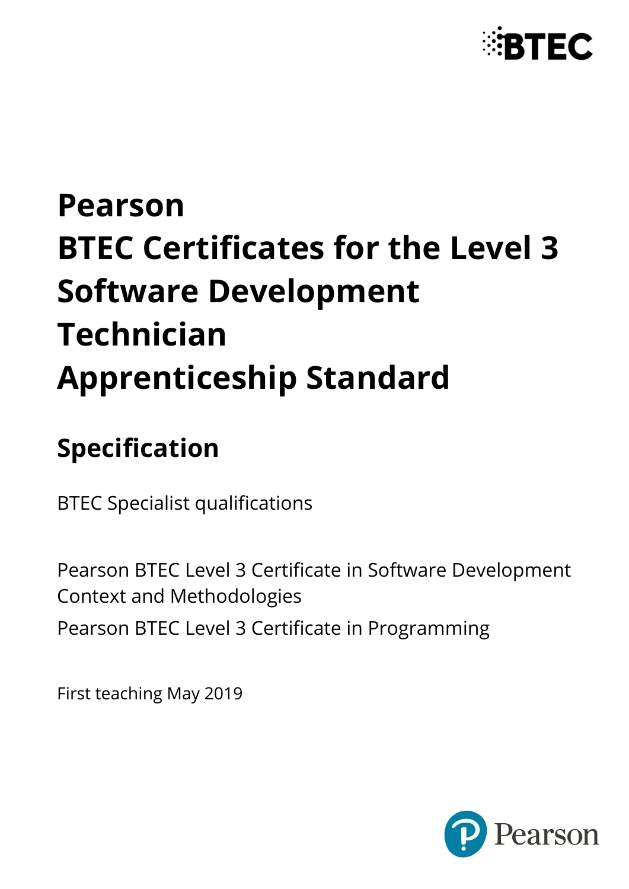# Pearson BTEC Certificates for the Level 3 Software Development Technician Apprenticeship Standard

## Specification

BTEC Specialist qualifications

Pearson BTEC Level 3 Certificate in Software Development Context and Methodologies

Pearson BTEC Level 3 Certificate in Programming

First teaching May 2019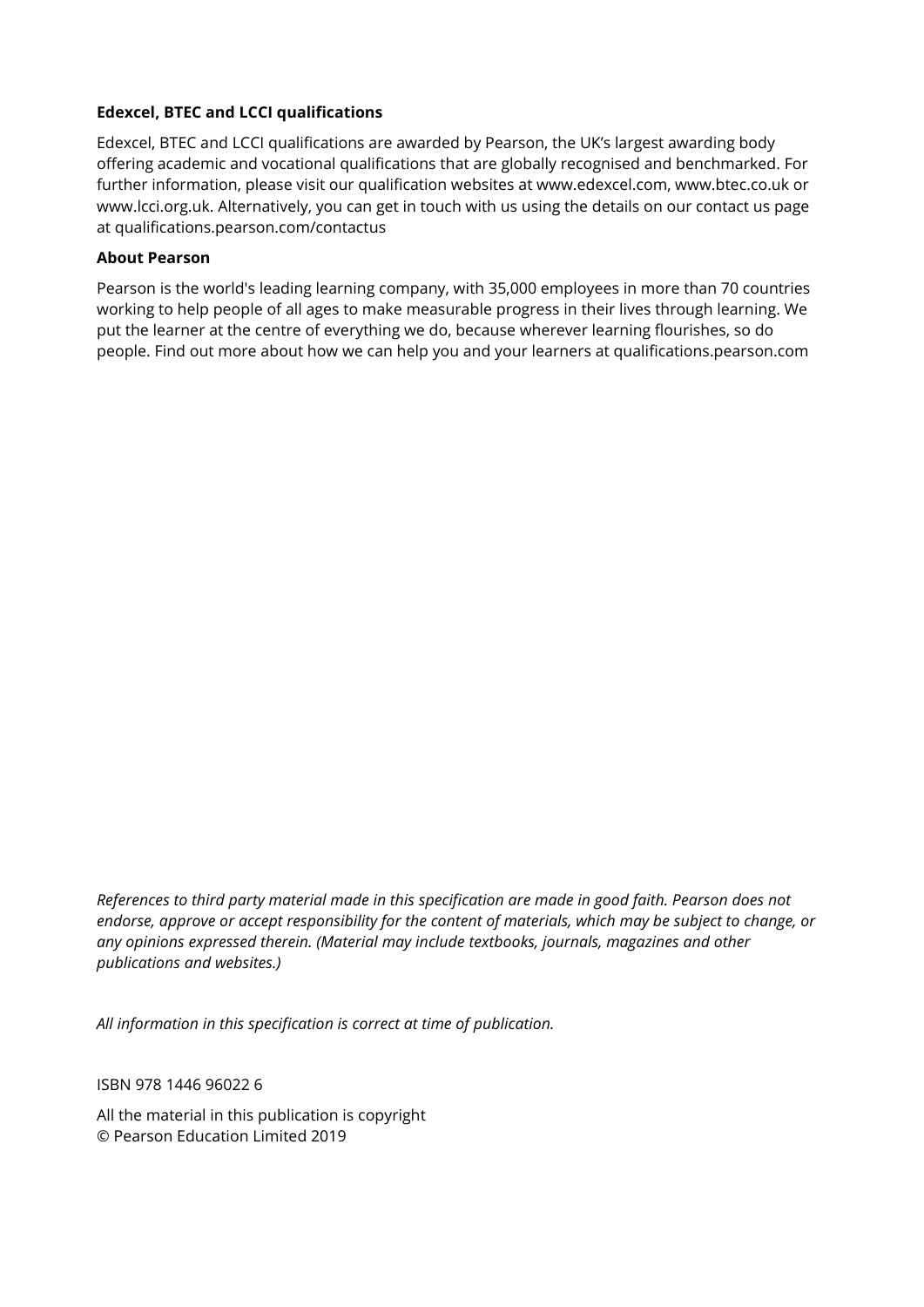**Edexcel, BTEC and LCCI qualifications**

Edexcel, BTEC and LCCI qualifications are awarded by Pearson, the UK's largest awarding body offering academic and vocational qualifications that are globally recognised and benchmarked. For further information, please visit our qualification websites at www.edexcel.com, www.btec.co.uk or www.lcci.org.uk. Alternatively, you can get in touch with us using the details on our contact us page at qualifications.pearson.com/contactus

**About Pearson**

Pearson is the world's leading learning company, with 35,000 employees in more than 70 countries working to help people of all ages to make measurable progress in their lives through learning. We put the learner at the centre of everything we do, because wherever learning flourishes, so do people. Find out more about how we can help you and your learners at qualifications.pearson.com

*References to third party material made in this specification are made in good faith. Pearson does not endorse, approve or accept responsibility for the content of materials, which may be subject to change, or any opinions expressed therein. (Material may include textbooks, journals, magazines and other publications and websites.)*

*All information in this specification is correct at time of publication.*

ISBN 978 1446 96022 6

All the material in this publication is copyright
© Pearson Education Limited 2019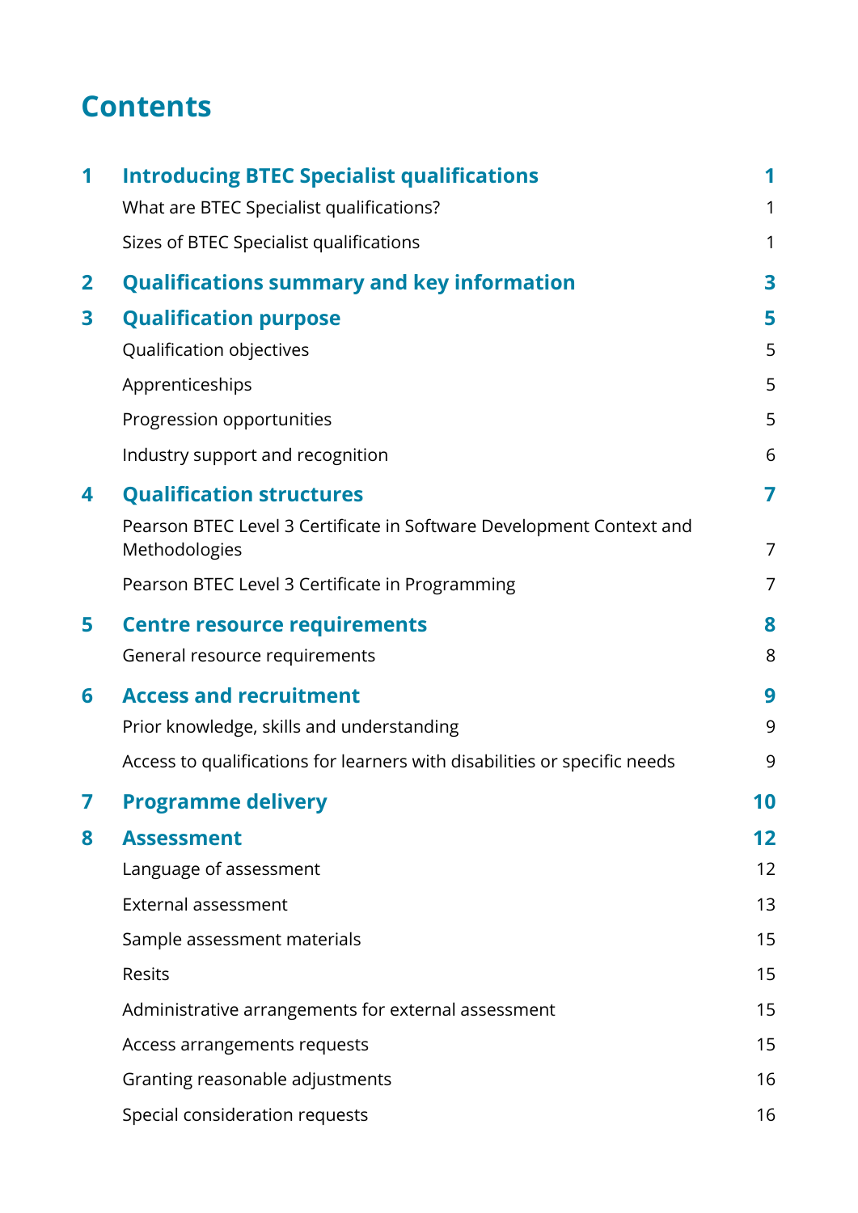# Contents

| | | |
|---|---|---|
| **1** | **Introducing BTEC Specialist qualifications** | **1** |
| | What are BTEC Specialist qualifications? | 1 |
| | Sizes of BTEC Specialist qualifications | 1 |
| **2** | **Qualifications summary and key information** | **3** |
| **3** | **Qualification purpose** | **5** |
| | Qualification objectives | 5 |
| | Apprenticeships | 5 |
| | Progression opportunities | 5 |
| | Industry support and recognition | 6 |
| **4** | **Qualification structures** | **7** |
| | Pearson BTEC Level 3 Certificate in Software Development Context and Methodologies | 7 |
| | Pearson BTEC Level 3 Certificate in Programming | 7 |
| **5** | **Centre resource requirements** | **8** |
| | General resource requirements | 8 |
| **6** | **Access and recruitment** | **9** |
| | Prior knowledge, skills and understanding | 9 |
| | Access to qualifications for learners with disabilities or specific needs | 9 |
| **7** | **Programme delivery** | **10** |
| **8** | **Assessment** | **12** |
| | Language of assessment | 12 |
| | External assessment | 13 |
| | Sample assessment materials | 15 |
| | Resits | 15 |
| | Administrative arrangements for external assessment | 15 |
| | Access arrangements requests | 15 |
| | Granting reasonable adjustments | 16 |
| | Special consideration requests | 16 |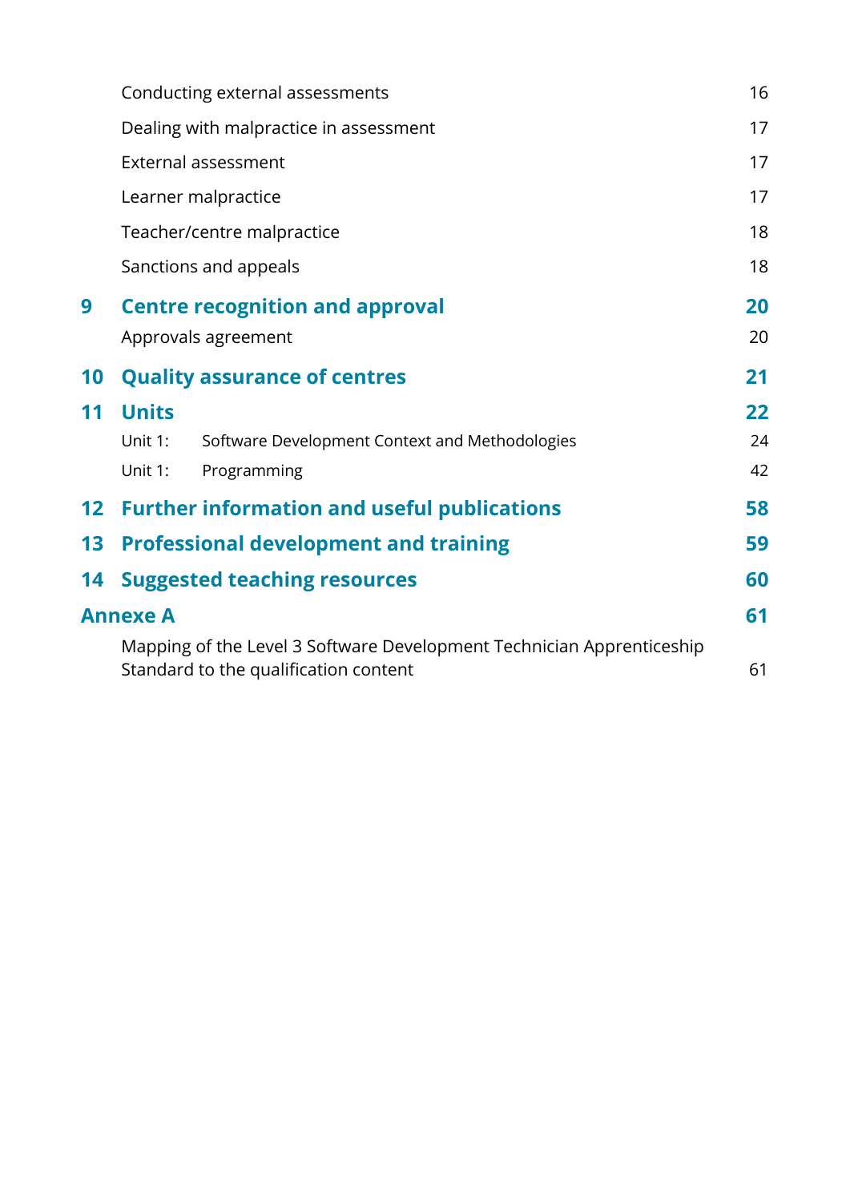| | | |
|---|---|---|
| | Conducting external assessments | 16 |
| | Dealing with malpractice in assessment | 17 |
| | External assessment | 17 |
| | Learner malpractice | 17 |
| | Teacher/centre malpractice | 18 |
| | Sanctions and appeals | 18 |
| **9** | **Centre recognition and approval** | **20** |
| | Approvals agreement | 20 |
| **10** | **Quality assurance of centres** | **21** |
| **11** | **Units** | **22** |
| | Unit 1: Software Development Context and Methodologies | 24 |
| | Unit 1: Programming | 42 |
| **12** | **Further information and useful publications** | **58** |
| **13** | **Professional development and training** | **59** |
| **14** | **Suggested teaching resources** | **60** |
| **Annexe A** | | **61** |
| | Mapping of the Level 3 Software Development Technician Apprenticeship Standard to the qualification content | 61 |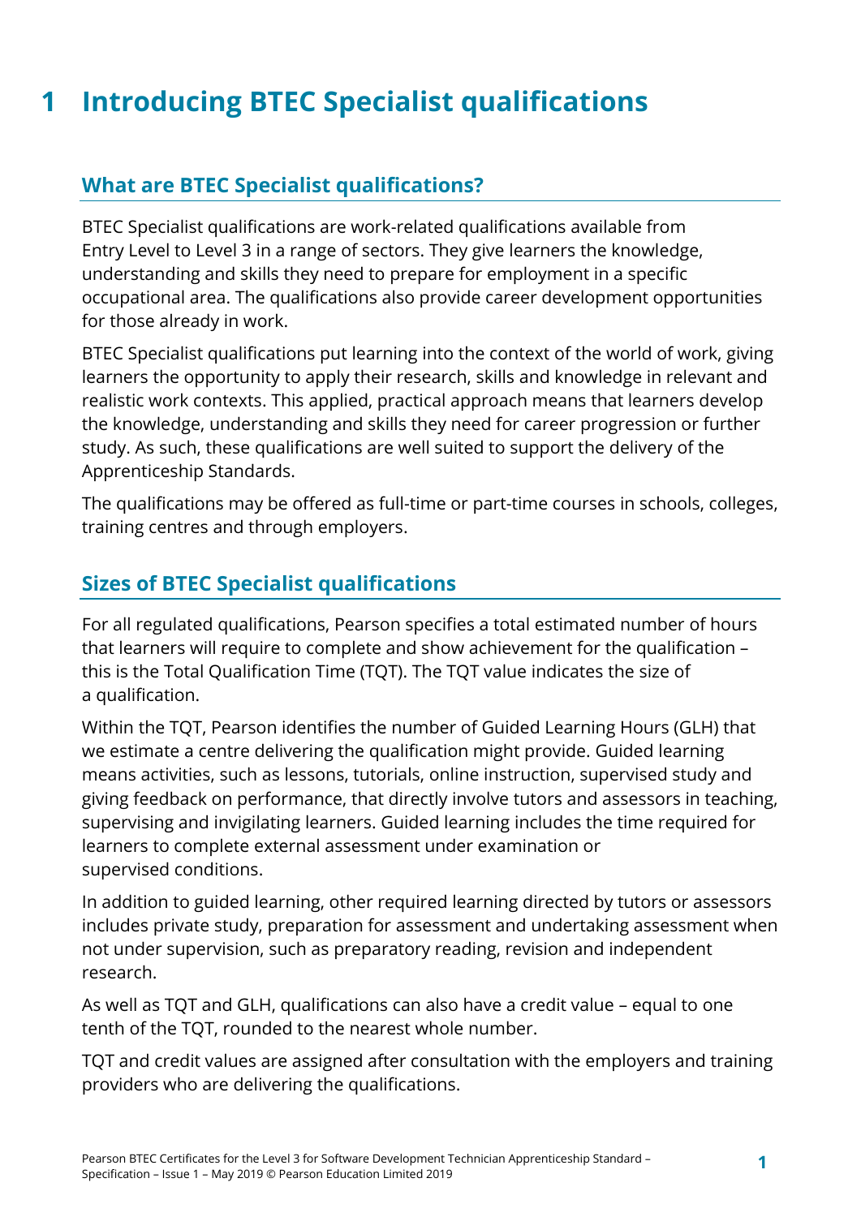# 1 Introducing BTEC Specialist qualifications

## What are BTEC Specialist qualifications?

BTEC Specialist qualifications are work-related qualifications available from Entry Level to Level 3 in a range of sectors. They give learners the knowledge, understanding and skills they need to prepare for employment in a specific occupational area. The qualifications also provide career development opportunities for those already in work.

BTEC Specialist qualifications put learning into the context of the world of work, giving learners the opportunity to apply their research, skills and knowledge in relevant and realistic work contexts. This applied, practical approach means that learners develop the knowledge, understanding and skills they need for career progression or further study. As such, these qualifications are well suited to support the delivery of the Apprenticeship Standards.

The qualifications may be offered as full-time or part-time courses in schools, colleges, training centres and through employers.

## Sizes of BTEC Specialist qualifications

For all regulated qualifications, Pearson specifies a total estimated number of hours that learners will require to complete and show achievement for the qualification – this is the Total Qualification Time (TQT). The TQT value indicates the size of a qualification.

Within the TQT, Pearson identifies the number of Guided Learning Hours (GLH) that we estimate a centre delivering the qualification might provide. Guided learning means activities, such as lessons, tutorials, online instruction, supervised study and giving feedback on performance, that directly involve tutors and assessors in teaching, supervising and invigilating learners. Guided learning includes the time required for learners to complete external assessment under examination or supervised conditions.

In addition to guided learning, other required learning directed by tutors or assessors includes private study, preparation for assessment and undertaking assessment when not under supervision, such as preparatory reading, revision and independent research.

As well as TQT and GLH, qualifications can also have a credit value – equal to one tenth of the TQT, rounded to the nearest whole number.

TQT and credit values are assigned after consultation with the employers and training providers who are delivering the qualifications.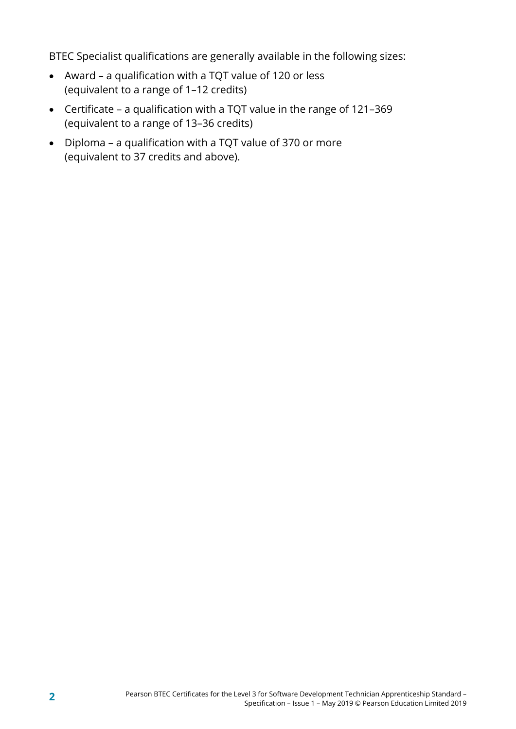BTEC Specialist qualifications are generally available in the following sizes:

- Award – a qualification with a TQT value of 120 or less (equivalent to a range of 1–12 credits)
- Certificate – a qualification with a TQT value in the range of 121–369 (equivalent to a range of 13–36 credits)
- Diploma – a qualification with a TQT value of 370 or more (equivalent to 37 credits and above).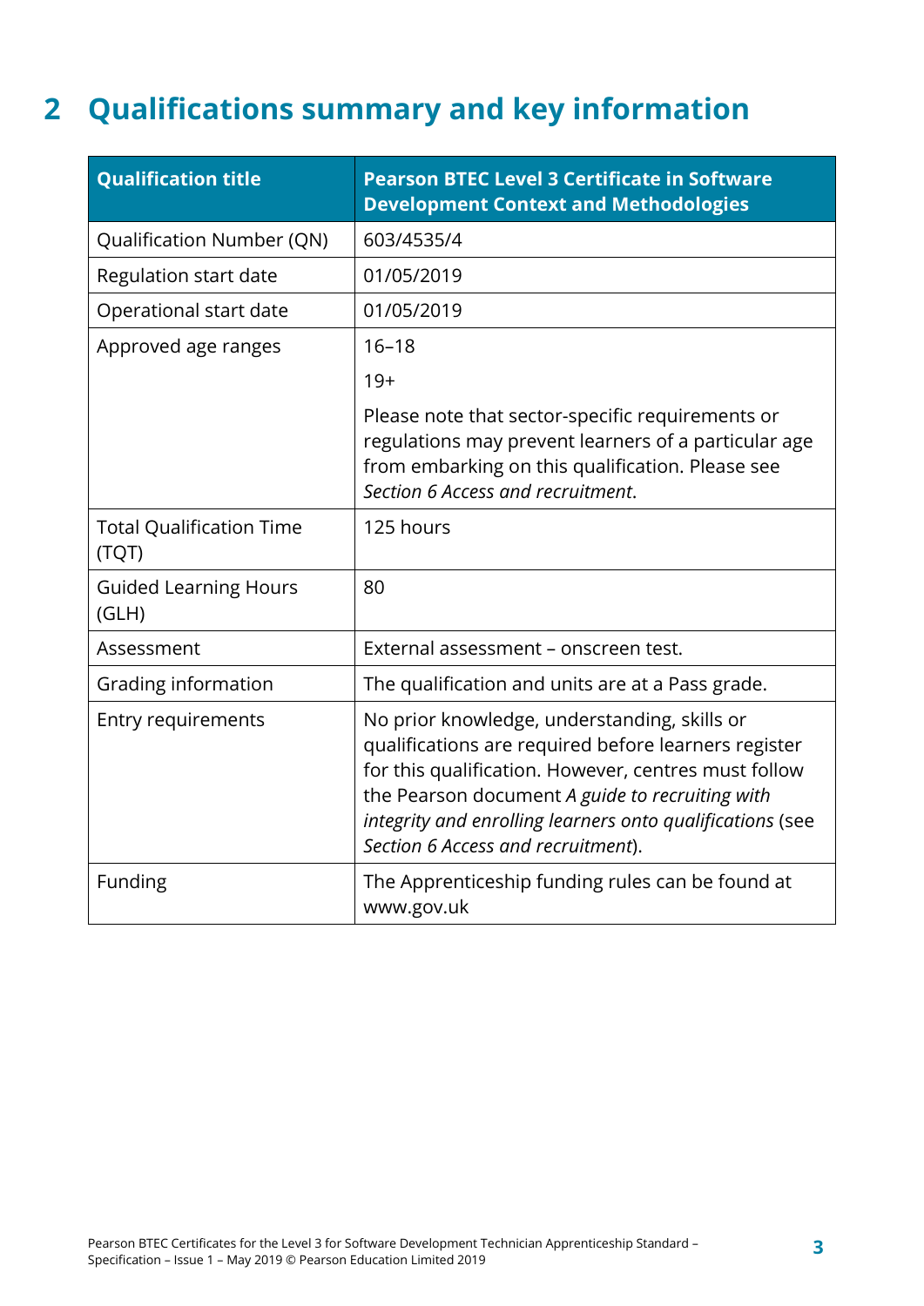# 2 Qualifications summary and key information

| **Qualification title** | **Pearson BTEC Level 3 Certificate in Software Development Context and Methodologies** |
|---|---|
| Qualification Number (QN) | 603/4535/4 |
| Regulation start date | 01/05/2019 |
| Operational start date | 01/05/2019 |
| Approved age ranges | 16–18<br>19+<br>Please note that sector-specific requirements or regulations may prevent learners of a particular age from embarking on this qualification. Please see *Section 6 Access and recruitment*. |
| Total Qualification Time (TQT) | 125 hours |
| Guided Learning Hours (GLH) | 80 |
| Assessment | External assessment – onscreen test. |
| Grading information | The qualification and units are at a Pass grade. |
| Entry requirements | No prior knowledge, understanding, skills or qualifications are required before learners register for this qualification. However, centres must follow the Pearson document *A guide to recruiting with integrity and enrolling learners onto qualifications* (see *Section 6 Access and recruitment*). |
| Funding | The Apprenticeship funding rules can be found at www.gov.uk |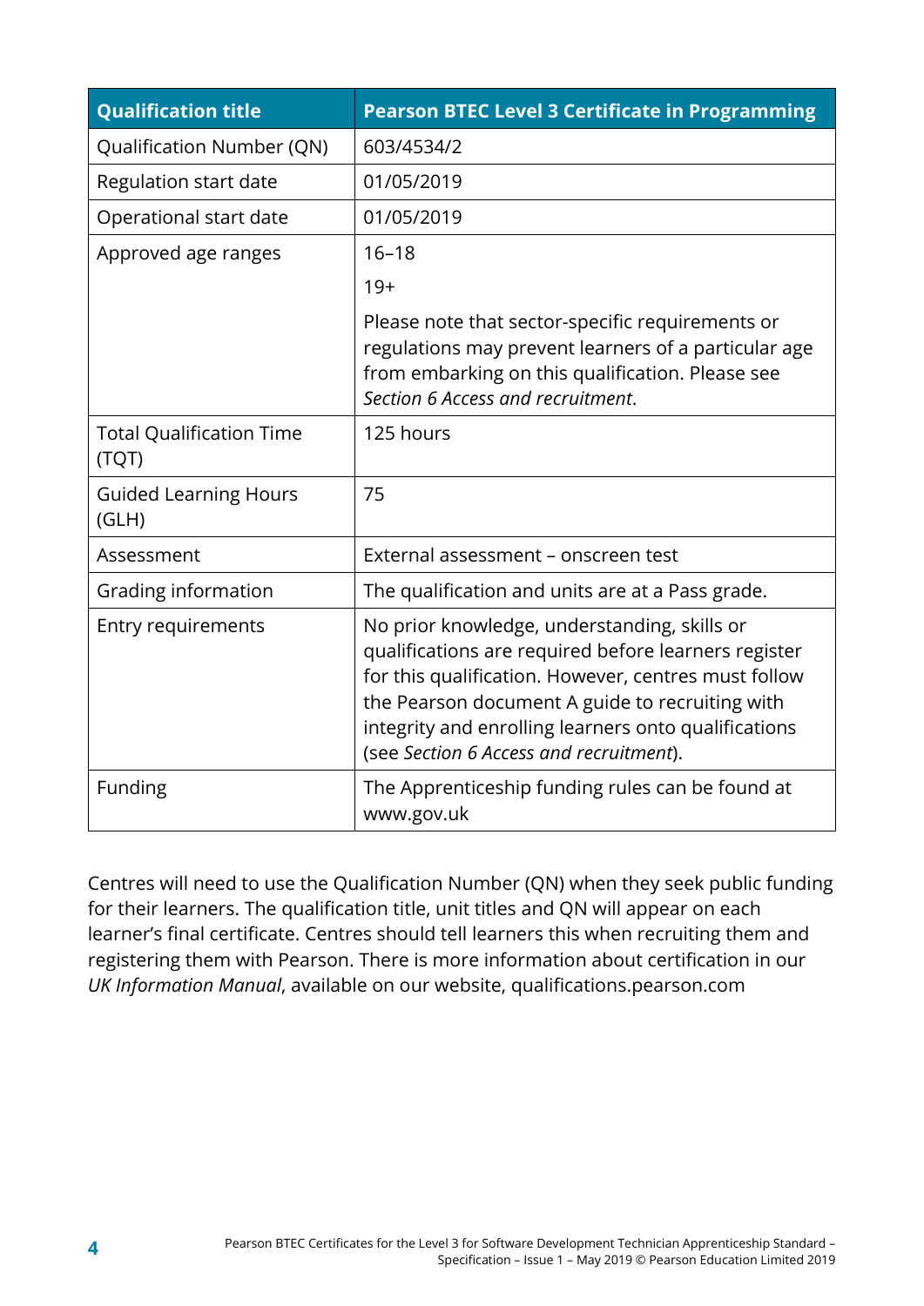| **Qualification title** | **Pearson BTEC Level 3 Certificate in Programming** |
|---|---|
| Qualification Number (QN) | 603/4534/2 |
| Regulation start date | 01/05/2019 |
| Operational start date | 01/05/2019 |
| Approved age ranges | 16–18<br>19+<br>Please note that sector-specific requirements or regulations may prevent learners of a particular age from embarking on this qualification. Please see *Section 6 Access and recruitment*. |
| Total Qualification Time (TQT) | 125 hours |
| Guided Learning Hours (GLH) | 75 |
| Assessment | External assessment – onscreen test |
| Grading information | The qualification and units are at a Pass grade. |
| Entry requirements | No prior knowledge, understanding, skills or qualifications are required before learners register for this qualification. However, centres must follow the Pearson document A guide to recruiting with integrity and enrolling learners onto qualifications (see *Section 6 Access and recruitment*). |
| Funding | The Apprenticeship funding rules can be found at www.gov.uk |

Centres will need to use the Qualification Number (QN) when they seek public funding for their learners. The qualification title, unit titles and QN will appear on each learner's final certificate. Centres should tell learners this when recruiting them and registering them with Pearson. There is more information about certification in our *UK Information Manual*, available on our website, qualifications.pearson.com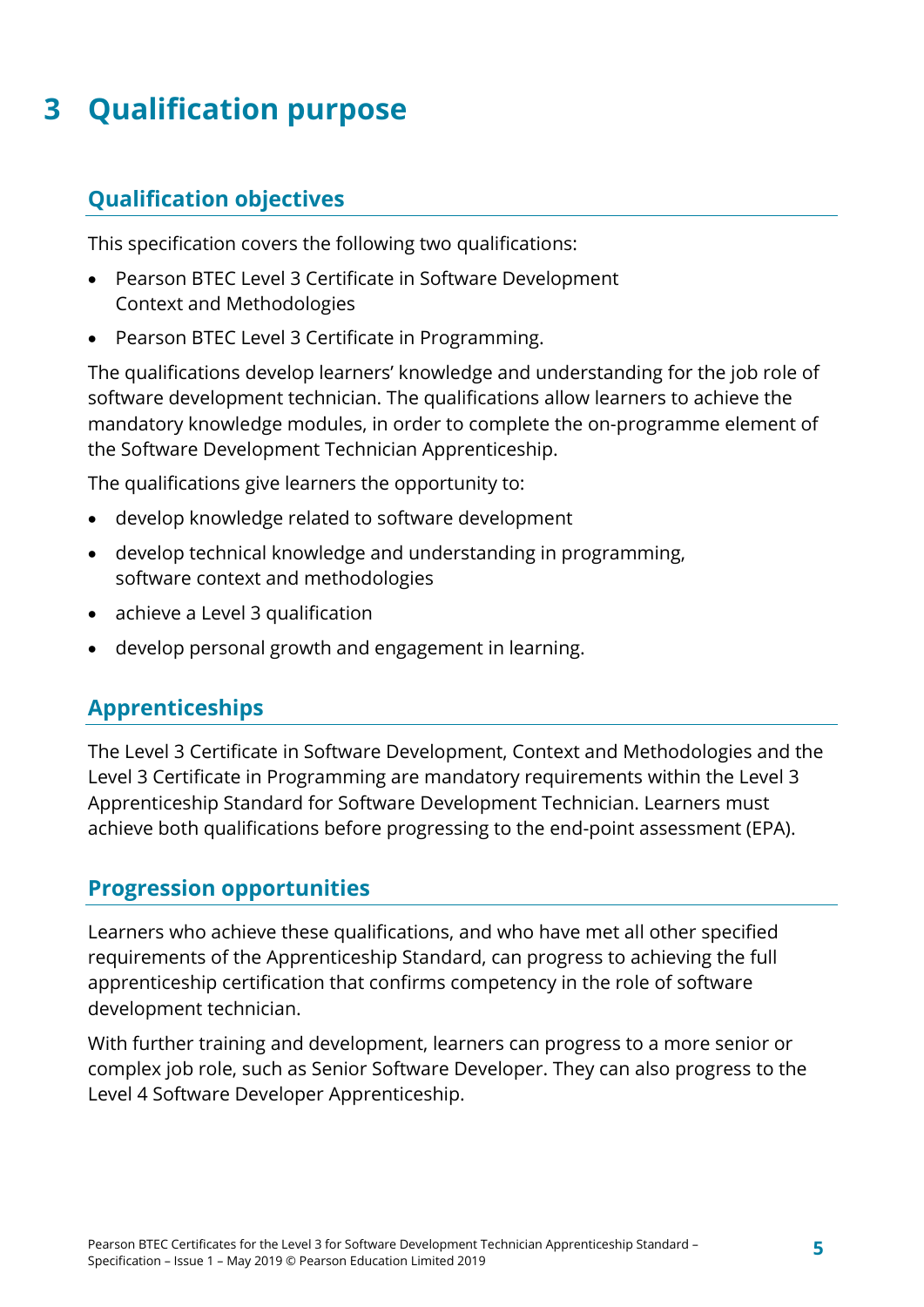# 3 Qualification purpose

## Qualification objectives

This specification covers the following two qualifications:

- Pearson BTEC Level 3 Certificate in Software Development Context and Methodologies
- Pearson BTEC Level 3 Certificate in Programming.

The qualifications develop learners' knowledge and understanding for the job role of software development technician. The qualifications allow learners to achieve the mandatory knowledge modules, in order to complete the on-programme element of the Software Development Technician Apprenticeship.

The qualifications give learners the opportunity to:

- develop knowledge related to software development
- develop technical knowledge and understanding in programming, software context and methodologies
- achieve a Level 3 qualification
- develop personal growth and engagement in learning.

## Apprenticeships

The Level 3 Certificate in Software Development, Context and Methodologies and the Level 3 Certificate in Programming are mandatory requirements within the Level 3 Apprenticeship Standard for Software Development Technician. Learners must achieve both qualifications before progressing to the end-point assessment (EPA).

## Progression opportunities

Learners who achieve these qualifications, and who have met all other specified requirements of the Apprenticeship Standard, can progress to achieving the full apprenticeship certification that confirms competency in the role of software development technician.

With further training and development, learners can progress to a more senior or complex job role, such as Senior Software Developer. They can also progress to the Level 4 Software Developer Apprenticeship.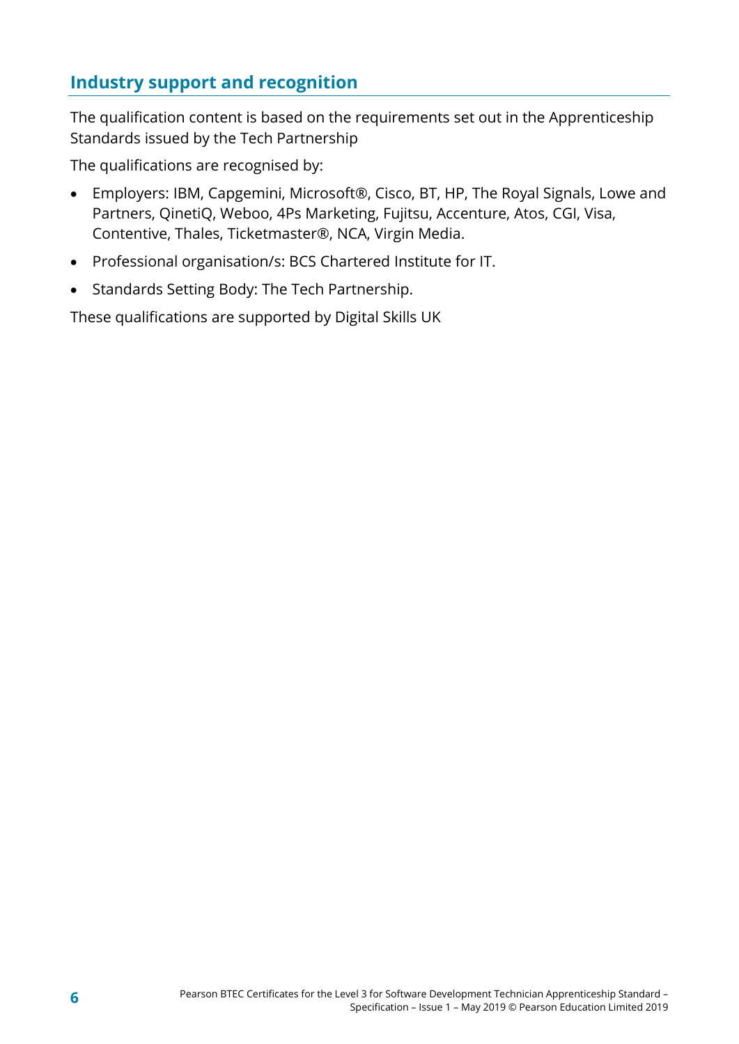## Industry support and recognition

The qualification content is based on the requirements set out in the Apprenticeship Standards issued by the Tech Partnership

The qualifications are recognised by:

- Employers: IBM, Capgemini, Microsoft®, Cisco, BT, HP, The Royal Signals, Lowe and Partners, QinetiQ, Weboo, 4Ps Marketing, Fujitsu, Accenture, Atos, CGI, Visa, Contentive, Thales, Ticketmaster®, NCA, Virgin Media.
- Professional organisation/s: BCS Chartered Institute for IT.
- Standards Setting Body: The Tech Partnership.

These qualifications are supported by Digital Skills UK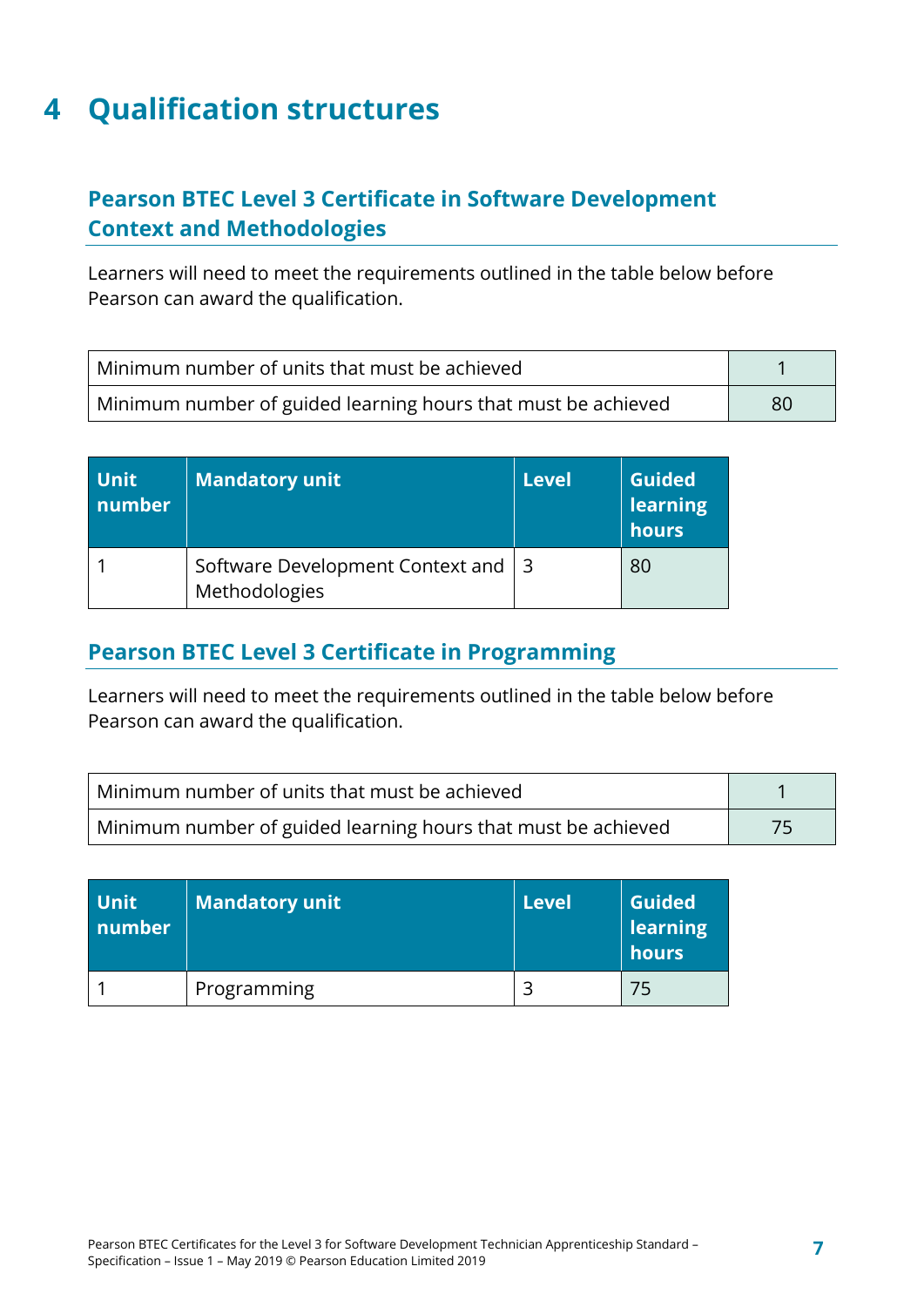# 4 Qualification structures

## Pearson BTEC Level 3 Certificate in Software Development Context and Methodologies

Learners will need to meet the requirements outlined in the table below before Pearson can award the qualification.

| | |
|---|---|
| Minimum number of units that must be achieved | 1 |
| Minimum number of guided learning hours that must be achieved | 80 |

| Unit number | Mandatory unit | Level | Guided learning hours |
|---|---|---|---|
| 1 | Software Development Context and Methodologies | 3 | 80 |

## Pearson BTEC Level 3 Certificate in Programming

Learners will need to meet the requirements outlined in the table below before Pearson can award the qualification.

| | |
|---|---|
| Minimum number of units that must be achieved | 1 |
| Minimum number of guided learning hours that must be achieved | 75 |

| Unit number | Mandatory unit | Level | Guided learning hours |
|---|---|---|---|
| 1 | Programming | 3 | 75 |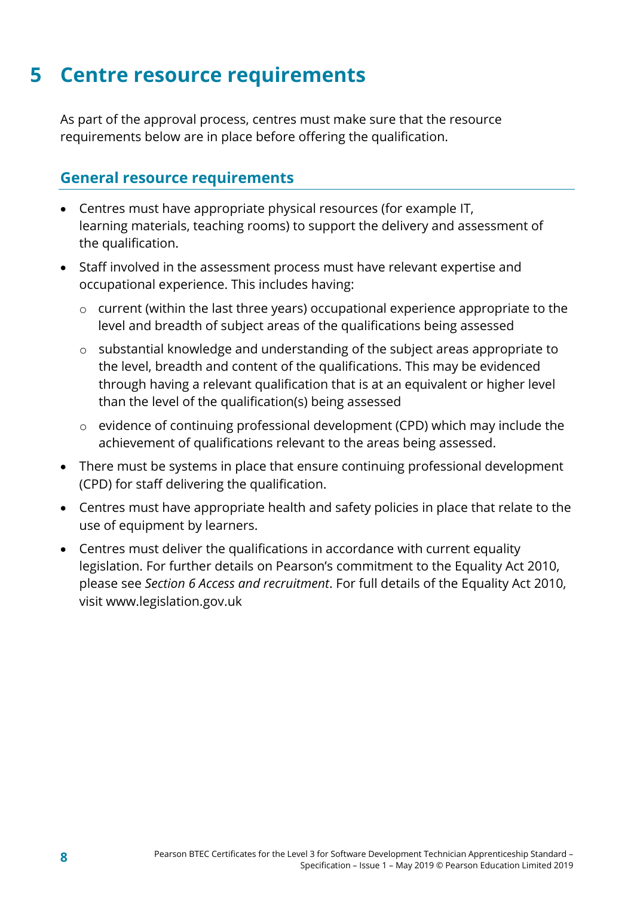# 5 Centre resource requirements

As part of the approval process, centres must make sure that the resource requirements below are in place before offering the qualification.

## General resource requirements

- Centres must have appropriate physical resources (for example IT, learning materials, teaching rooms) to support the delivery and assessment of the qualification.
- Staff involved in the assessment process must have relevant expertise and occupational experience. This includes having:
  - current (within the last three years) occupational experience appropriate to the level and breadth of subject areas of the qualifications being assessed
  - substantial knowledge and understanding of the subject areas appropriate to the level, breadth and content of the qualifications. This may be evidenced through having a relevant qualification that is at an equivalent or higher level than the level of the qualification(s) being assessed
  - evidence of continuing professional development (CPD) which may include the achievement of qualifications relevant to the areas being assessed.
- There must be systems in place that ensure continuing professional development (CPD) for staff delivering the qualification.
- Centres must have appropriate health and safety policies in place that relate to the use of equipment by learners.
- Centres must deliver the qualifications in accordance with current equality legislation. For further details on Pearson's commitment to the Equality Act 2010, please see *Section 6 Access and recruitment*. For full details of the Equality Act 2010, visit www.legislation.gov.uk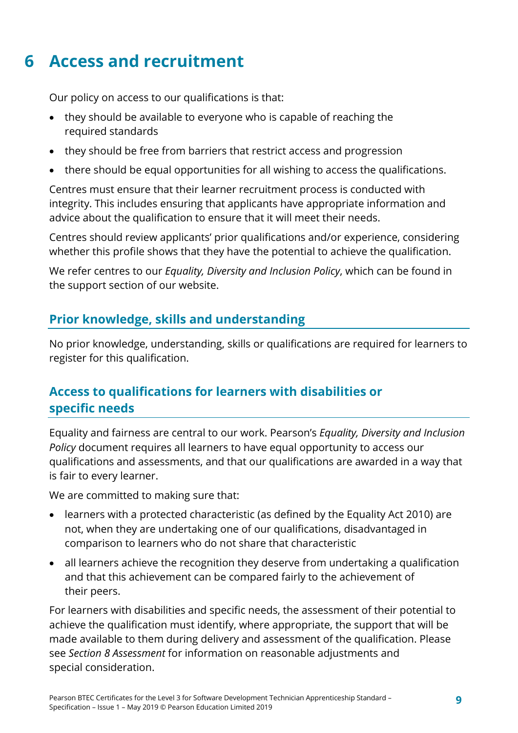# 6 Access and recruitment

Our policy on access to our qualifications is that:

- they should be available to everyone who is capable of reaching the required standards
- they should be free from barriers that restrict access and progression
- there should be equal opportunities for all wishing to access the qualifications.

Centres must ensure that their learner recruitment process is conducted with integrity. This includes ensuring that applicants have appropriate information and advice about the qualification to ensure that it will meet their needs.

Centres should review applicants' prior qualifications and/or experience, considering whether this profile shows that they have the potential to achieve the qualification.

We refer centres to our *Equality, Diversity and Inclusion Policy*, which can be found in the support section of our website.

## Prior knowledge, skills and understanding

No prior knowledge, understanding, skills or qualifications are required for learners to register for this qualification.

## Access to qualifications for learners with disabilities or specific needs

Equality and fairness are central to our work. Pearson's *Equality, Diversity and Inclusion Policy* document requires all learners to have equal opportunity to access our qualifications and assessments, and that our qualifications are awarded in a way that is fair to every learner.

We are committed to making sure that:

- learners with a protected characteristic (as defined by the Equality Act 2010) are not, when they are undertaking one of our qualifications, disadvantaged in comparison to learners who do not share that characteristic
- all learners achieve the recognition they deserve from undertaking a qualification and that this achievement can be compared fairly to the achievement of their peers.

For learners with disabilities and specific needs, the assessment of their potential to achieve the qualification must identify, where appropriate, the support that will be made available to them during delivery and assessment of the qualification. Please see *Section 8 Assessment* for information on reasonable adjustments and special consideration.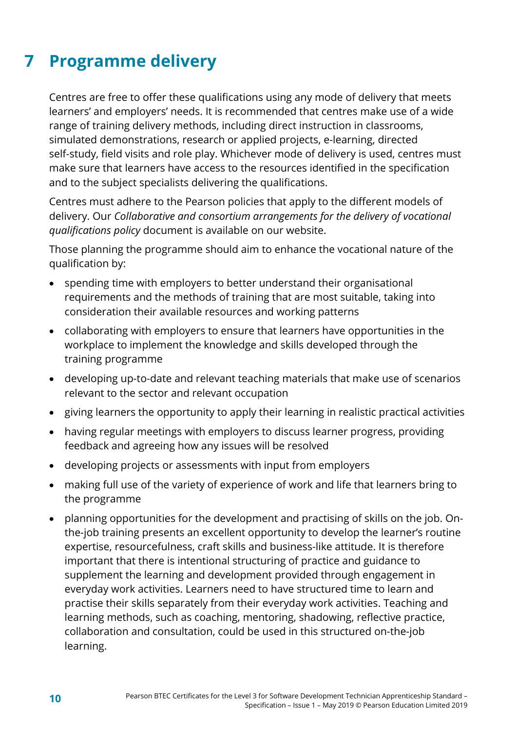# 7 Programme delivery

Centres are free to offer these qualifications using any mode of delivery that meets learners' and employers' needs. It is recommended that centres make use of a wide range of training delivery methods, including direct instruction in classrooms, simulated demonstrations, research or applied projects, e-learning, directed self-study, field visits and role play. Whichever mode of delivery is used, centres must make sure that learners have access to the resources identified in the specification and to the subject specialists delivering the qualifications.

Centres must adhere to the Pearson policies that apply to the different models of delivery. Our *Collaborative and consortium arrangements for the delivery of vocational qualifications policy* document is available on our website.

Those planning the programme should aim to enhance the vocational nature of the qualification by:

- spending time with employers to better understand their organisational requirements and the methods of training that are most suitable, taking into consideration their available resources and working patterns
- collaborating with employers to ensure that learners have opportunities in the workplace to implement the knowledge and skills developed through the training programme
- developing up-to-date and relevant teaching materials that make use of scenarios relevant to the sector and relevant occupation
- giving learners the opportunity to apply their learning in realistic practical activities
- having regular meetings with employers to discuss learner progress, providing feedback and agreeing how any issues will be resolved
- developing projects or assessments with input from employers
- making full use of the variety of experience of work and life that learners bring to the programme
- planning opportunities for the development and practising of skills on the job. On-the-job training presents an excellent opportunity to develop the learner's routine expertise, resourcefulness, craft skills and business-like attitude. It is therefore important that there is intentional structuring of practice and guidance to supplement the learning and development provided through engagement in everyday work activities. Learners need to have structured time to learn and practise their skills separately from their everyday work activities. Teaching and learning methods, such as coaching, mentoring, shadowing, reflective practice, collaboration and consultation, could be used in this structured on-the-job learning.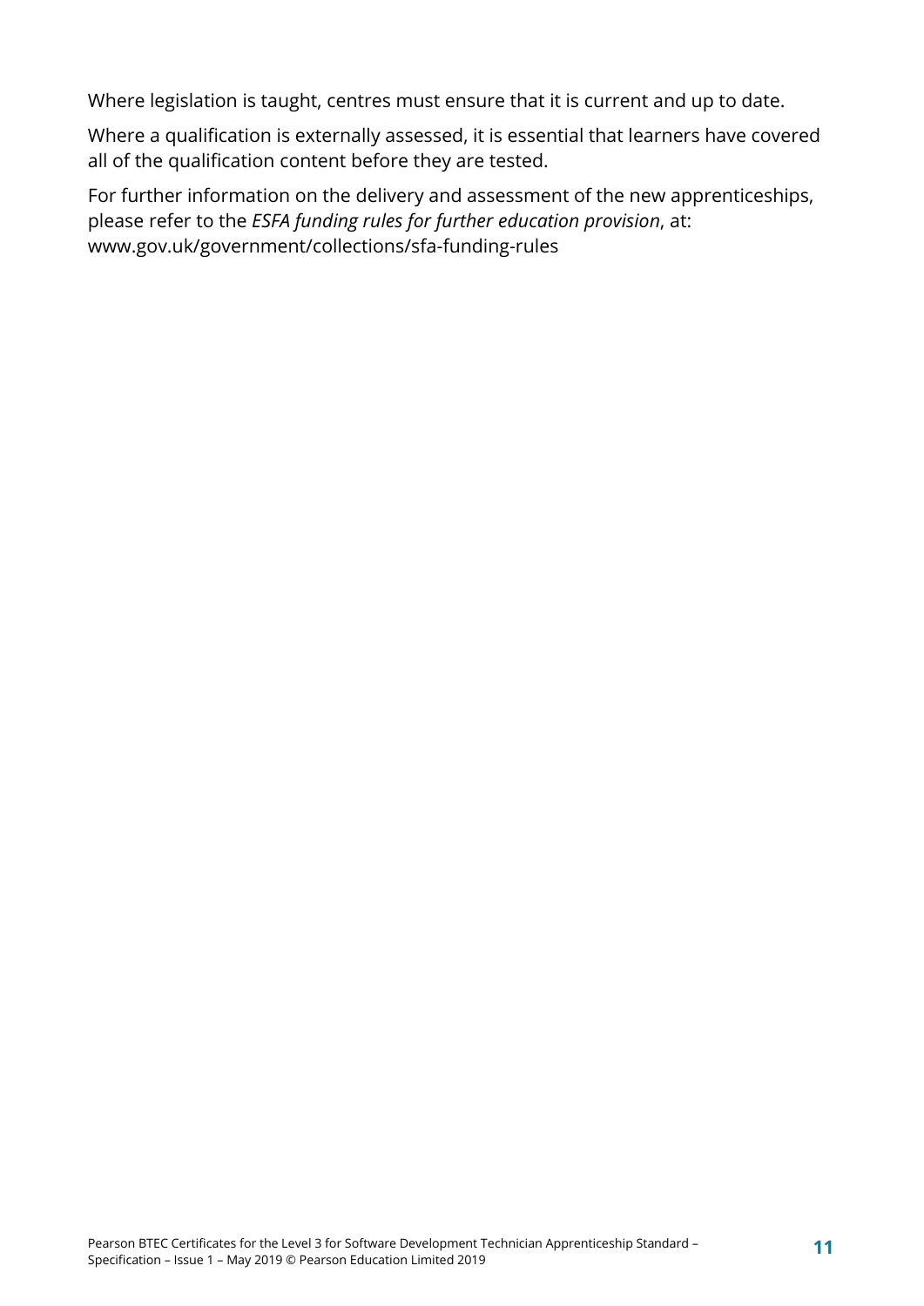Where legislation is taught, centres must ensure that it is current and up to date.

Where a qualification is externally assessed, it is essential that learners have covered all of the qualification content before they are tested.

For further information on the delivery and assessment of the new apprenticeships, please refer to the *ESFA funding rules for further education provision*, at: www.gov.uk/government/collections/sfa-funding-rules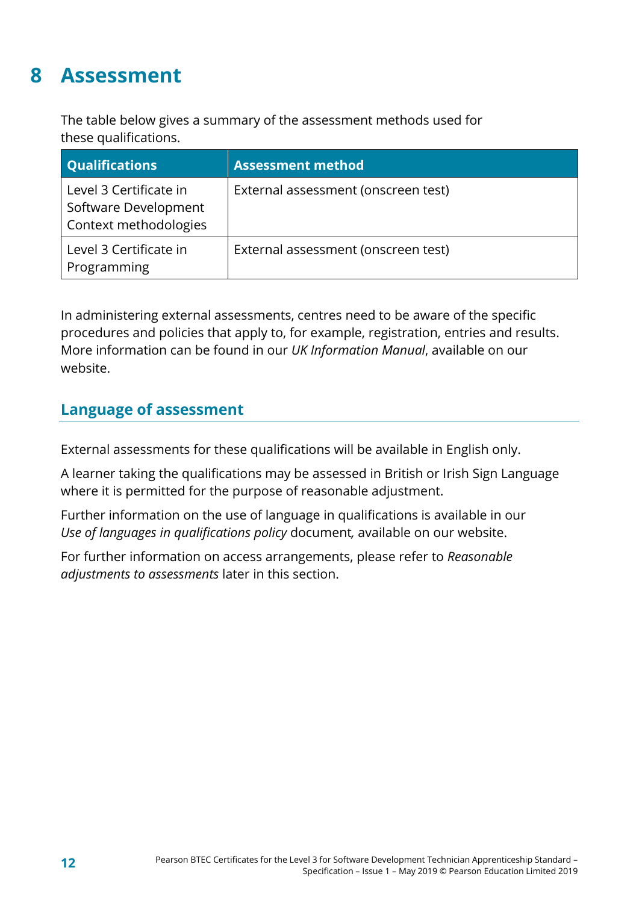# 8 Assessment

The table below gives a summary of the assessment methods used for these qualifications.

| Qualifications | Assessment method |
| --- | --- |
| Level 3 Certificate in Software Development Context methodologies | External assessment (onscreen test) |
| Level 3 Certificate in Programming | External assessment (onscreen test) |

In administering external assessments, centres need to be aware of the specific procedures and policies that apply to, for example, registration, entries and results. More information can be found in our *UK Information Manual*, available on our website.

## Language of assessment

External assessments for these qualifications will be available in English only.

A learner taking the qualifications may be assessed in British or Irish Sign Language where it is permitted for the purpose of reasonable adjustment.

Further information on the use of language in qualifications is available in our *Use of languages in qualifications policy* document, available on our website.

For further information on access arrangements, please refer to *Reasonable adjustments to assessments* later in this section.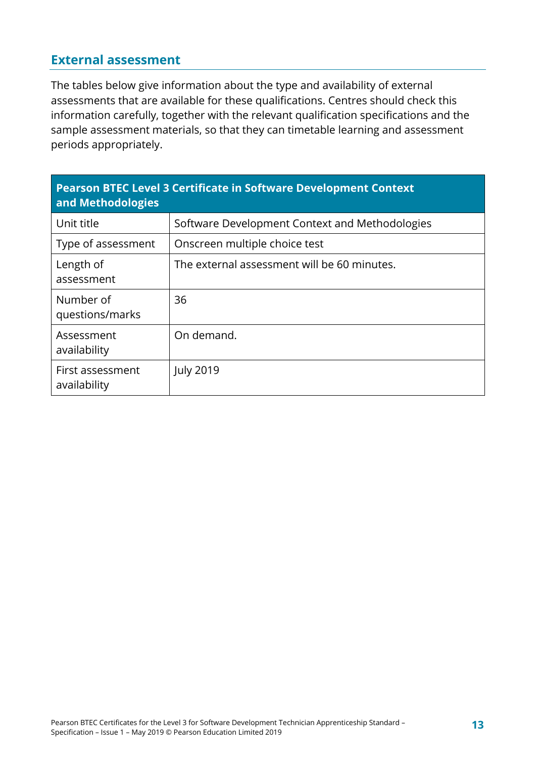## External assessment

The tables below give information about the type and availability of external assessments that are available for these qualifications. Centres should check this information carefully, together with the relevant qualification specifications and the sample assessment materials, so that they can timetable learning and assessment periods appropriately.

| **Pearson BTEC Level 3 Certificate in Software Development Context and Methodologies** | |
|---|---|
| Unit title | Software Development Context and Methodologies |
| Type of assessment | Onscreen multiple choice test |
| Length of assessment | The external assessment will be 60 minutes. |
| Number of questions/marks | 36 |
| Assessment availability | On demand. |
| First assessment availability | July 2019 |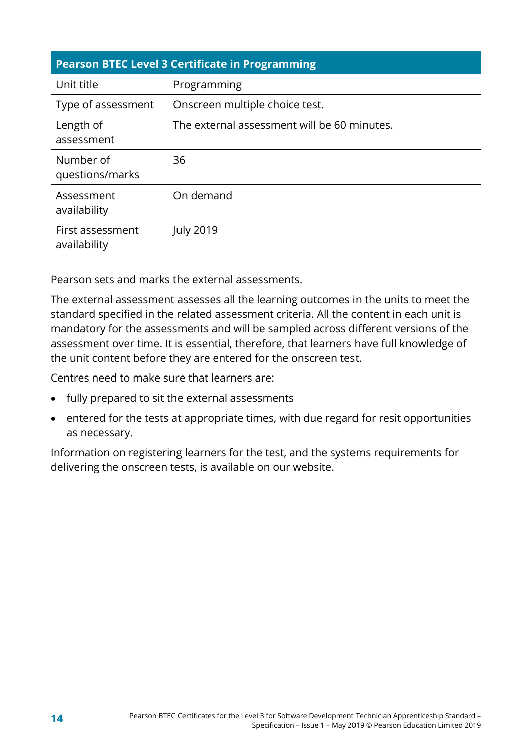| Pearson BTEC Level 3 Certificate in Programming | |
|---|---|
| Unit title | Programming |
| Type of assessment | Onscreen multiple choice test. |
| Length of assessment | The external assessment will be 60 minutes. |
| Number of questions/marks | 36 |
| Assessment availability | On demand |
| First assessment availability | July 2019 |

Pearson sets and marks the external assessments.

The external assessment assesses all the learning outcomes in the units to meet the standard specified in the related assessment criteria. All the content in each unit is mandatory for the assessments and will be sampled across different versions of the assessment over time. It is essential, therefore, that learners have full knowledge of the unit content before they are entered for the onscreen test.

Centres need to make sure that learners are:

- fully prepared to sit the external assessments
- entered for the tests at appropriate times, with due regard for resit opportunities as necessary.

Information on registering learners for the test, and the systems requirements for delivering the onscreen tests, is available on our website.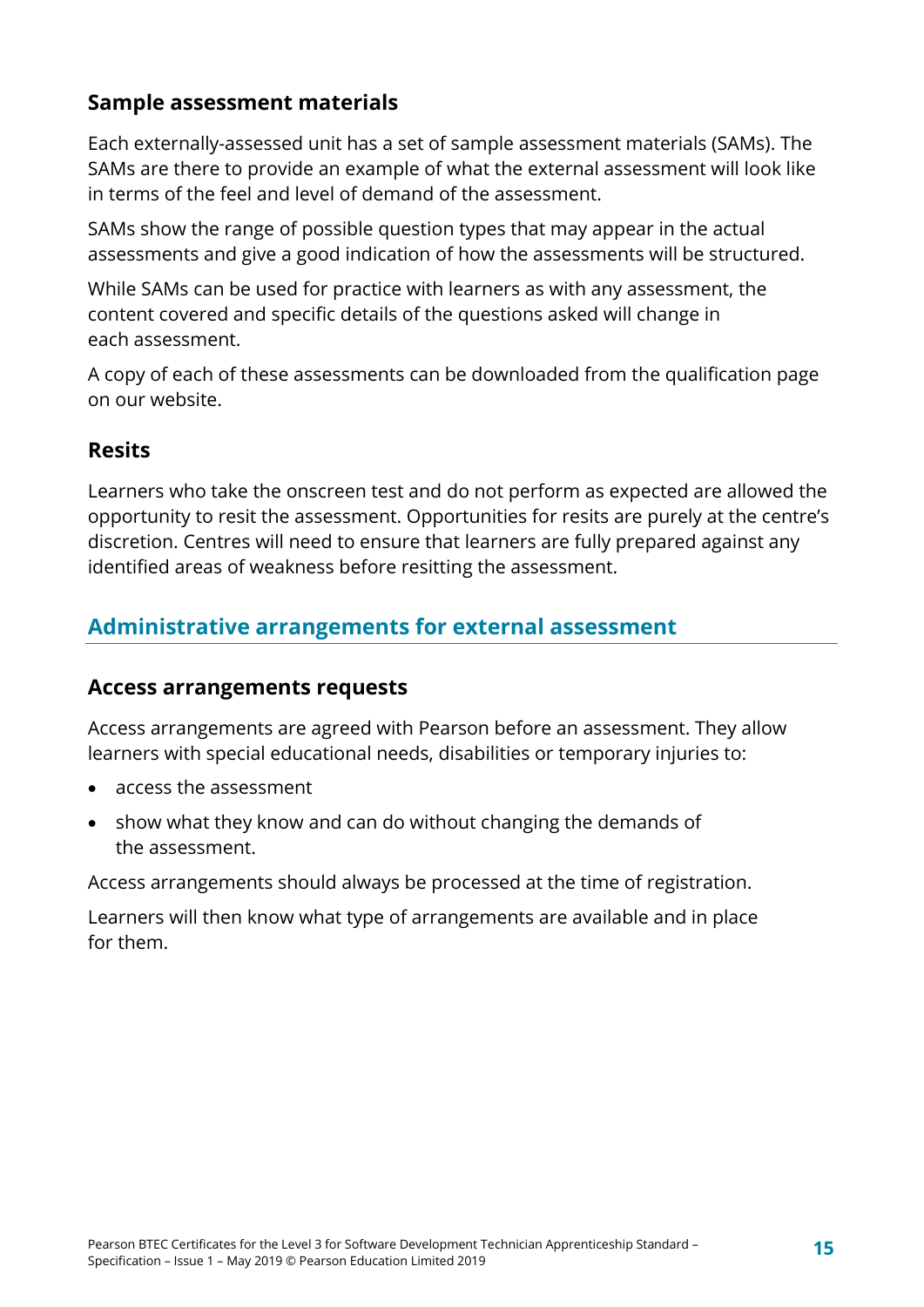### Sample assessment materials

Each externally-assessed unit has a set of sample assessment materials (SAMs). The SAMs are there to provide an example of what the external assessment will look like in terms of the feel and level of demand of the assessment.

SAMs show the range of possible question types that may appear in the actual assessments and give a good indication of how the assessments will be structured.

While SAMs can be used for practice with learners as with any assessment, the content covered and specific details of the questions asked will change in each assessment.

A copy of each of these assessments can be downloaded from the qualification page on our website.

### Resits

Learners who take the onscreen test and do not perform as expected are allowed the opportunity to resit the assessment. Opportunities for resits are purely at the centre's discretion. Centres will need to ensure that learners are fully prepared against any identified areas of weakness before resitting the assessment.

## Administrative arrangements for external assessment

### Access arrangements requests

Access arrangements are agreed with Pearson before an assessment. They allow learners with special educational needs, disabilities or temporary injuries to:

- access the assessment
- show what they know and can do without changing the demands of the assessment.

Access arrangements should always be processed at the time of registration.

Learners will then know what type of arrangements are available and in place for them.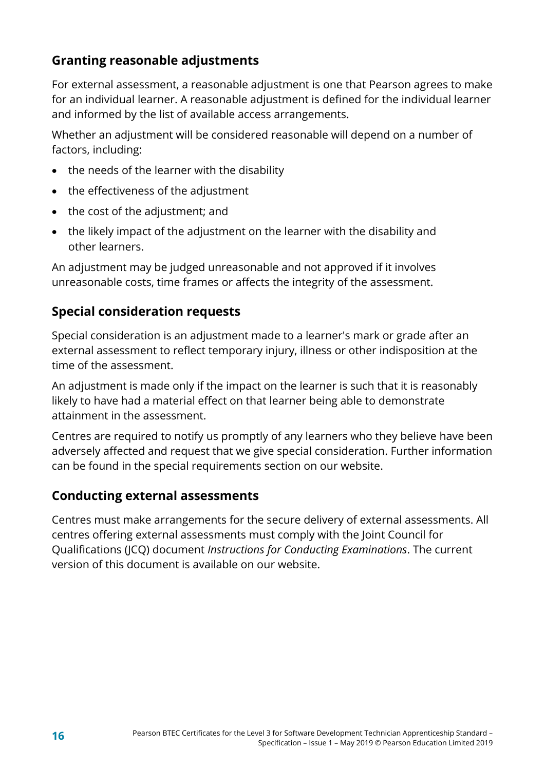## Granting reasonable adjustments

For external assessment, a reasonable adjustment is one that Pearson agrees to make for an individual learner. A reasonable adjustment is defined for the individual learner and informed by the list of available access arrangements.

Whether an adjustment will be considered reasonable will depend on a number of factors, including:

- the needs of the learner with the disability
- the effectiveness of the adjustment
- the cost of the adjustment; and
- the likely impact of the adjustment on the learner with the disability and other learners.

An adjustment may be judged unreasonable and not approved if it involves unreasonable costs, time frames or affects the integrity of the assessment.

## Special consideration requests

Special consideration is an adjustment made to a learner's mark or grade after an external assessment to reflect temporary injury, illness or other indisposition at the time of the assessment.

An adjustment is made only if the impact on the learner is such that it is reasonably likely to have had a material effect on that learner being able to demonstrate attainment in the assessment.

Centres are required to notify us promptly of any learners who they believe have been adversely affected and request that we give special consideration. Further information can be found in the special requirements section on our website.

## Conducting external assessments

Centres must make arrangements for the secure delivery of external assessments. All centres offering external assessments must comply with the Joint Council for Qualifications (JCQ) document *Instructions for Conducting Examinations*. The current version of this document is available on our website.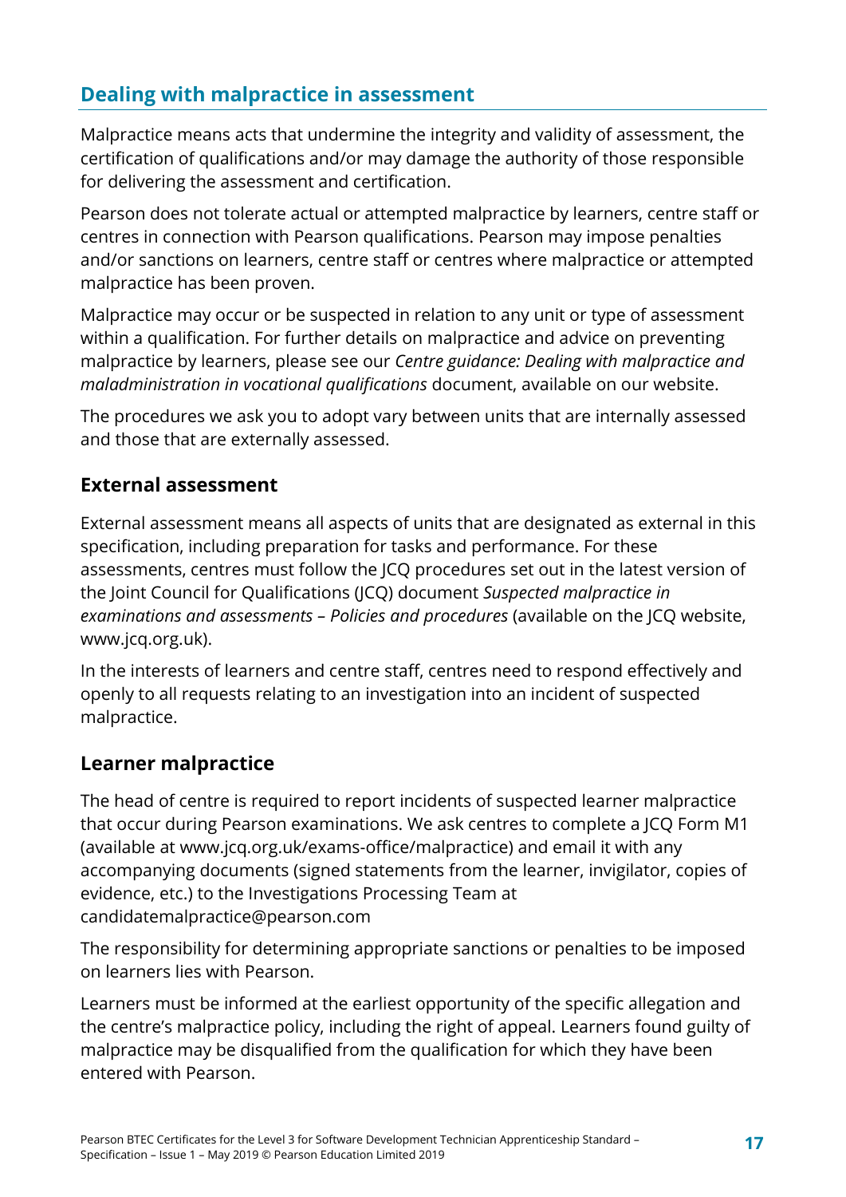## Dealing with malpractice in assessment

Malpractice means acts that undermine the integrity and validity of assessment, the certification of qualifications and/or may damage the authority of those responsible for delivering the assessment and certification.

Pearson does not tolerate actual or attempted malpractice by learners, centre staff or centres in connection with Pearson qualifications. Pearson may impose penalties and/or sanctions on learners, centre staff or centres where malpractice or attempted malpractice has been proven.

Malpractice may occur or be suspected in relation to any unit or type of assessment within a qualification. For further details on malpractice and advice on preventing malpractice by learners, please see our *Centre guidance: Dealing with malpractice and maladministration in vocational qualifications* document, available on our website.

The procedures we ask you to adopt vary between units that are internally assessed and those that are externally assessed.

### External assessment

External assessment means all aspects of units that are designated as external in this specification, including preparation for tasks and performance. For these assessments, centres must follow the JCQ procedures set out in the latest version of the Joint Council for Qualifications (JCQ) document *Suspected malpractice in examinations and assessments – Policies and procedures* (available on the JCQ website, www.jcq.org.uk).

In the interests of learners and centre staff, centres need to respond effectively and openly to all requests relating to an investigation into an incident of suspected malpractice.

### Learner malpractice

The head of centre is required to report incidents of suspected learner malpractice that occur during Pearson examinations. We ask centres to complete a JCQ Form M1 (available at www.jcq.org.uk/exams-office/malpractice) and email it with any accompanying documents (signed statements from the learner, invigilator, copies of evidence, etc.) to the Investigations Processing Team at candidatemalpractice@pearson.com

The responsibility for determining appropriate sanctions or penalties to be imposed on learners lies with Pearson.

Learners must be informed at the earliest opportunity of the specific allegation and the centre's malpractice policy, including the right of appeal. Learners found guilty of malpractice may be disqualified from the qualification for which they have been entered with Pearson.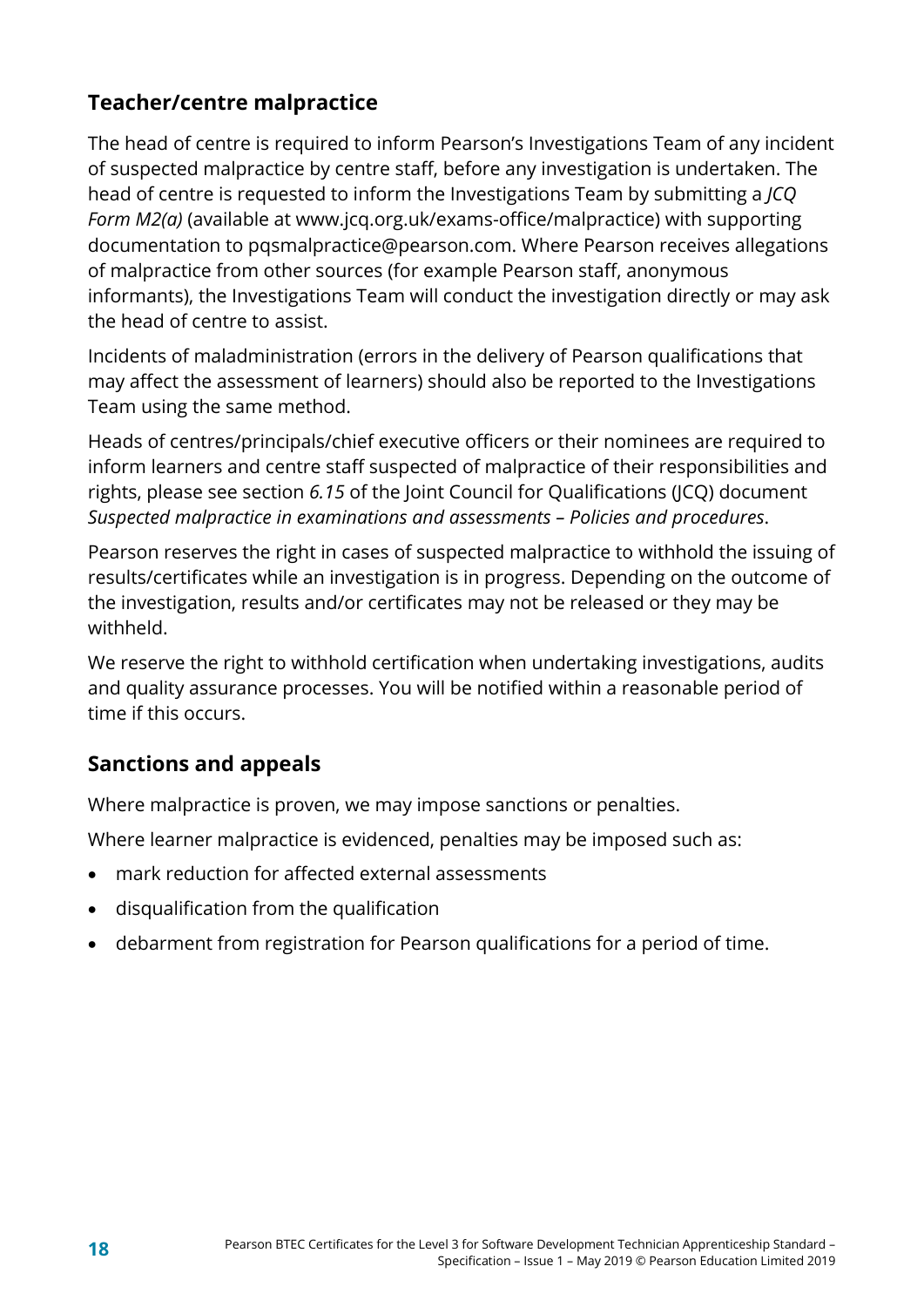## Teacher/centre malpractice

The head of centre is required to inform Pearson's Investigations Team of any incident of suspected malpractice by centre staff, before any investigation is undertaken. The head of centre is requested to inform the Investigations Team by submitting a *JCQ Form M2(a)* (available at www.jcq.org.uk/exams-office/malpractice) with supporting documentation to pqsmalpractice@pearson.com. Where Pearson receives allegations of malpractice from other sources (for example Pearson staff, anonymous informants), the Investigations Team will conduct the investigation directly or may ask the head of centre to assist.

Incidents of maladministration (errors in the delivery of Pearson qualifications that may affect the assessment of learners) should also be reported to the Investigations Team using the same method.

Heads of centres/principals/chief executive officers or their nominees are required to inform learners and centre staff suspected of malpractice of their responsibilities and rights, please see section *6.15* of the Joint Council for Qualifications (JCQ) document *Suspected malpractice in examinations and assessments – Policies and procedures*.

Pearson reserves the right in cases of suspected malpractice to withhold the issuing of results/certificates while an investigation is in progress. Depending on the outcome of the investigation, results and/or certificates may not be released or they may be withheld.

We reserve the right to withhold certification when undertaking investigations, audits and quality assurance processes. You will be notified within a reasonable period of time if this occurs.

## Sanctions and appeals

Where malpractice is proven, we may impose sanctions or penalties.

Where learner malpractice is evidenced, penalties may be imposed such as:

- mark reduction for affected external assessments
- disqualification from the qualification
- debarment from registration for Pearson qualifications for a period of time.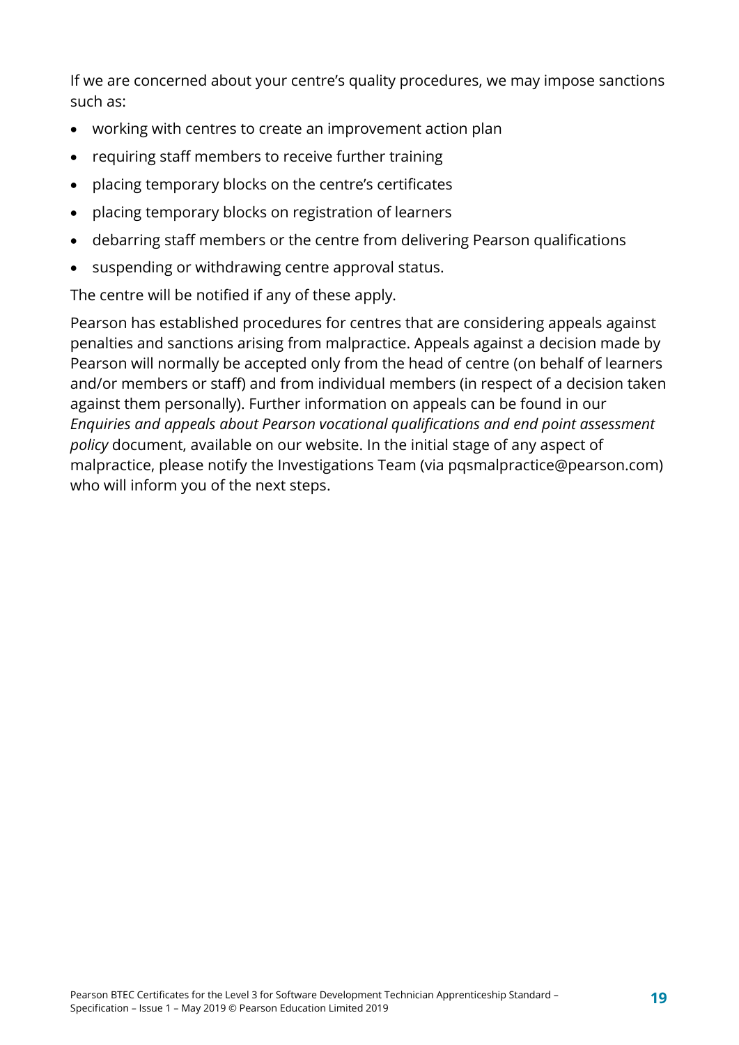If we are concerned about your centre's quality procedures, we may impose sanctions such as:

- working with centres to create an improvement action plan
- requiring staff members to receive further training
- placing temporary blocks on the centre's certificates
- placing temporary blocks on registration of learners
- debarring staff members or the centre from delivering Pearson qualifications
- suspending or withdrawing centre approval status.

The centre will be notified if any of these apply.

Pearson has established procedures for centres that are considering appeals against penalties and sanctions arising from malpractice. Appeals against a decision made by Pearson will normally be accepted only from the head of centre (on behalf of learners and/or members or staff) and from individual members (in respect of a decision taken against them personally). Further information on appeals can be found in our *Enquiries and appeals about Pearson vocational qualifications and end point assessment policy* document, available on our website. In the initial stage of any aspect of malpractice, please notify the Investigations Team (via pqsmalpractice@pearson.com) who will inform you of the next steps.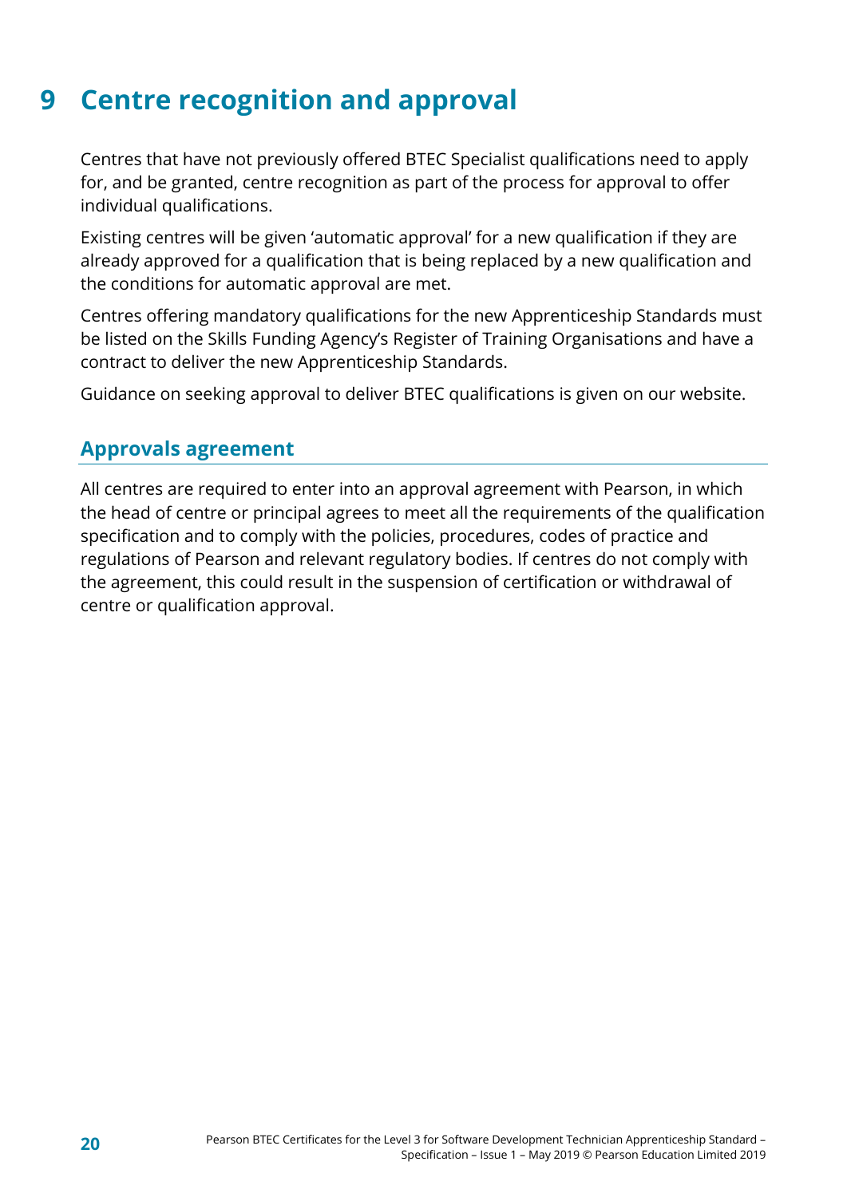# 9 Centre recognition and approval

Centres that have not previously offered BTEC Specialist qualifications need to apply for, and be granted, centre recognition as part of the process for approval to offer individual qualifications.

Existing centres will be given 'automatic approval' for a new qualification if they are already approved for a qualification that is being replaced by a new qualification and the conditions for automatic approval are met.

Centres offering mandatory qualifications for the new Apprenticeship Standards must be listed on the Skills Funding Agency's Register of Training Organisations and have a contract to deliver the new Apprenticeship Standards.

Guidance on seeking approval to deliver BTEC qualifications is given on our website.

## Approvals agreement

All centres are required to enter into an approval agreement with Pearson, in which the head of centre or principal agrees to meet all the requirements of the qualification specification and to comply with the policies, procedures, codes of practice and regulations of Pearson and relevant regulatory bodies. If centres do not comply with the agreement, this could result in the suspension of certification or withdrawal of centre or qualification approval.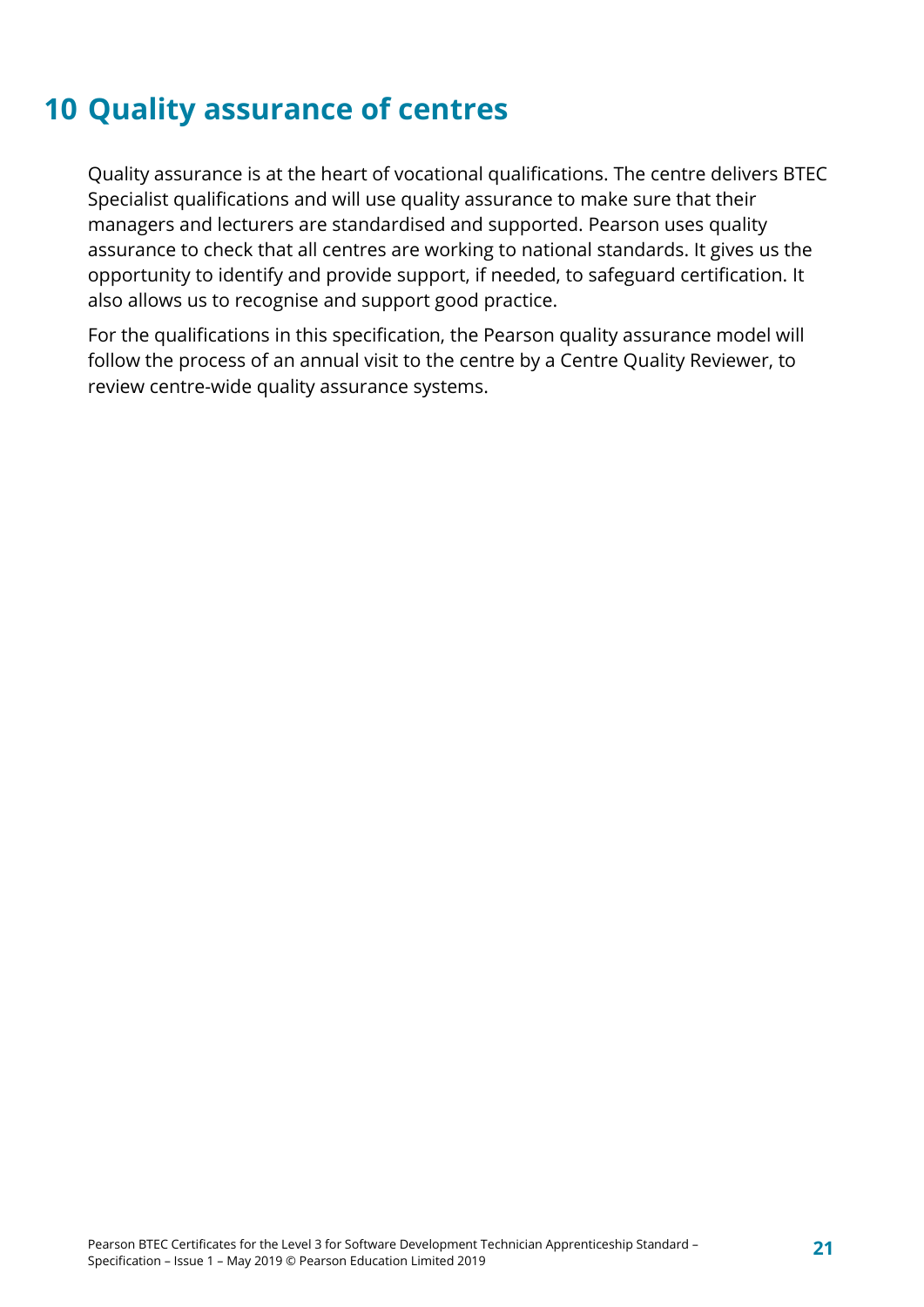# 10 Quality assurance of centres

Quality assurance is at the heart of vocational qualifications. The centre delivers BTEC Specialist qualifications and will use quality assurance to make sure that their managers and lecturers are standardised and supported. Pearson uses quality assurance to check that all centres are working to national standards. It gives us the opportunity to identify and provide support, if needed, to safeguard certification. It also allows us to recognise and support good practice.

For the qualifications in this specification, the Pearson quality assurance model will follow the process of an annual visit to the centre by a Centre Quality Reviewer, to review centre-wide quality assurance systems.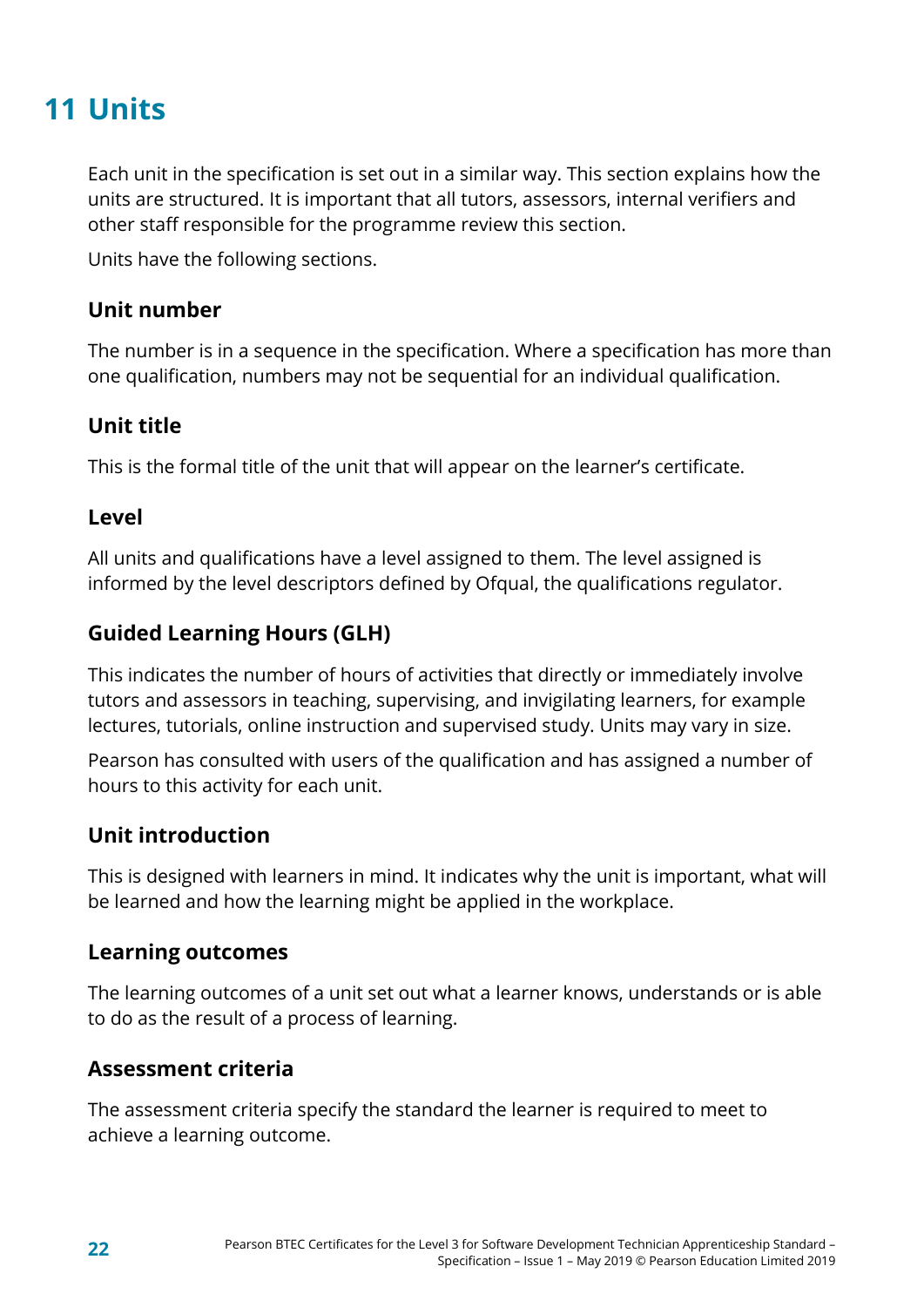# 11 Units

Each unit in the specification is set out in a similar way. This section explains how the units are structured. It is important that all tutors, assessors, internal verifiers and other staff responsible for the programme review this section.

Units have the following sections.

### Unit number

The number is in a sequence in the specification. Where a specification has more than one qualification, numbers may not be sequential for an individual qualification.

### Unit title

This is the formal title of the unit that will appear on the learner's certificate.

### Level

All units and qualifications have a level assigned to them. The level assigned is informed by the level descriptors defined by Ofqual, the qualifications regulator.

### Guided Learning Hours (GLH)

This indicates the number of hours of activities that directly or immediately involve tutors and assessors in teaching, supervising, and invigilating learners, for example lectures, tutorials, online instruction and supervised study. Units may vary in size.

Pearson has consulted with users of the qualification and has assigned a number of hours to this activity for each unit.

### Unit introduction

This is designed with learners in mind. It indicates why the unit is important, what will be learned and how the learning might be applied in the workplace.

### Learning outcomes

The learning outcomes of a unit set out what a learner knows, understands or is able to do as the result of a process of learning.

### Assessment criteria

The assessment criteria specify the standard the learner is required to meet to achieve a learning outcome.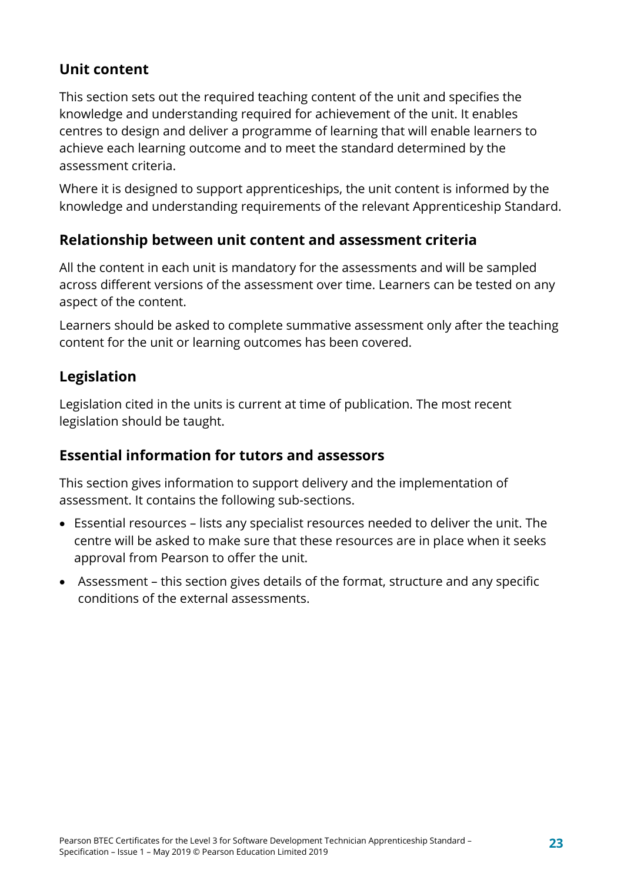## Unit content

This section sets out the required teaching content of the unit and specifies the knowledge and understanding required for achievement of the unit. It enables centres to design and deliver a programme of learning that will enable learners to achieve each learning outcome and to meet the standard determined by the assessment criteria.

Where it is designed to support apprenticeships, the unit content is informed by the knowledge and understanding requirements of the relevant Apprenticeship Standard.

## Relationship between unit content and assessment criteria

All the content in each unit is mandatory for the assessments and will be sampled across different versions of the assessment over time. Learners can be tested on any aspect of the content.

Learners should be asked to complete summative assessment only after the teaching content for the unit or learning outcomes has been covered.

## Legislation

Legislation cited in the units is current at time of publication. The most recent legislation should be taught.

## Essential information for tutors and assessors

This section gives information to support delivery and the implementation of assessment. It contains the following sub-sections.

- Essential resources – lists any specialist resources needed to deliver the unit. The centre will be asked to make sure that these resources are in place when it seeks approval from Pearson to offer the unit.
- Assessment – this section gives details of the format, structure and any specific conditions of the external assessments.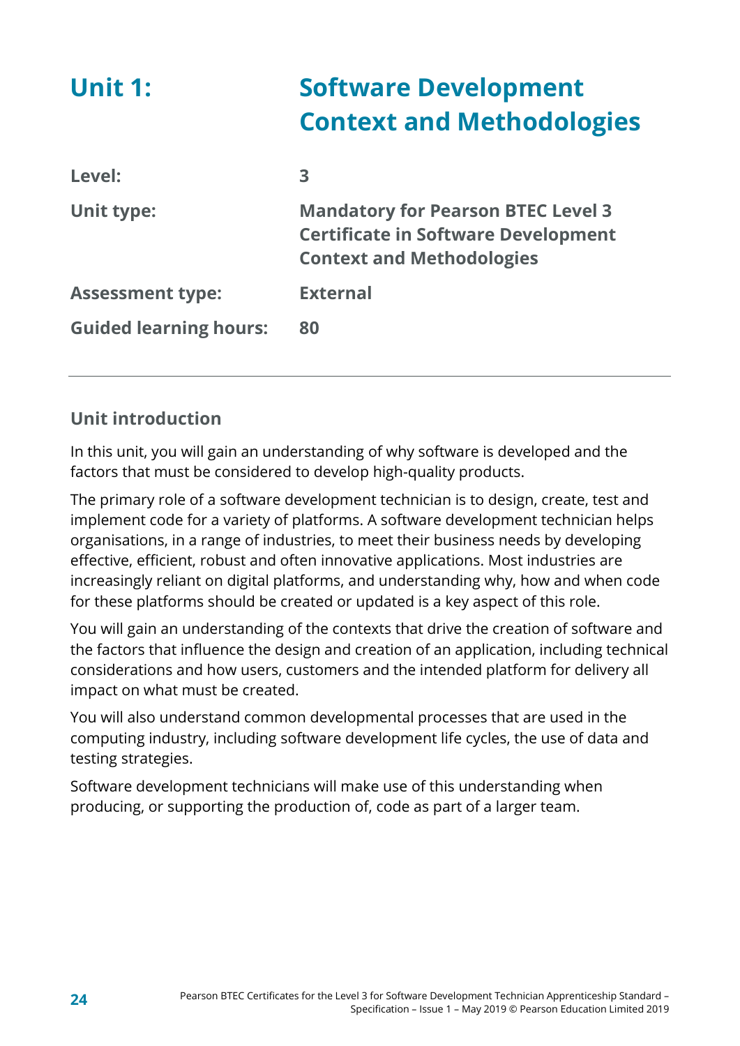# Unit 1: Software Development Context and Methodologies

| | |
|---|---|
| **Level:** | **3** |
| **Unit type:** | **Mandatory for Pearson BTEC Level 3 Certificate in Software Development Context and Methodologies** |
| **Assessment type:** | **External** |
| **Guided learning hours:** | **80** |

## Unit introduction

In this unit, you will gain an understanding of why software is developed and the factors that must be considered to develop high-quality products.

The primary role of a software development technician is to design, create, test and implement code for a variety of platforms. A software development technician helps organisations, in a range of industries, to meet their business needs by developing effective, efficient, robust and often innovative applications. Most industries are increasingly reliant on digital platforms, and understanding why, how and when code for these platforms should be created or updated is a key aspect of this role.

You will gain an understanding of the contexts that drive the creation of software and the factors that influence the design and creation of an application, including technical considerations and how users, customers and the intended platform for delivery all impact on what must be created.

You will also understand common developmental processes that are used in the computing industry, including software development life cycles, the use of data and testing strategies.

Software development technicians will make use of this understanding when producing, or supporting the production of, code as part of a larger team.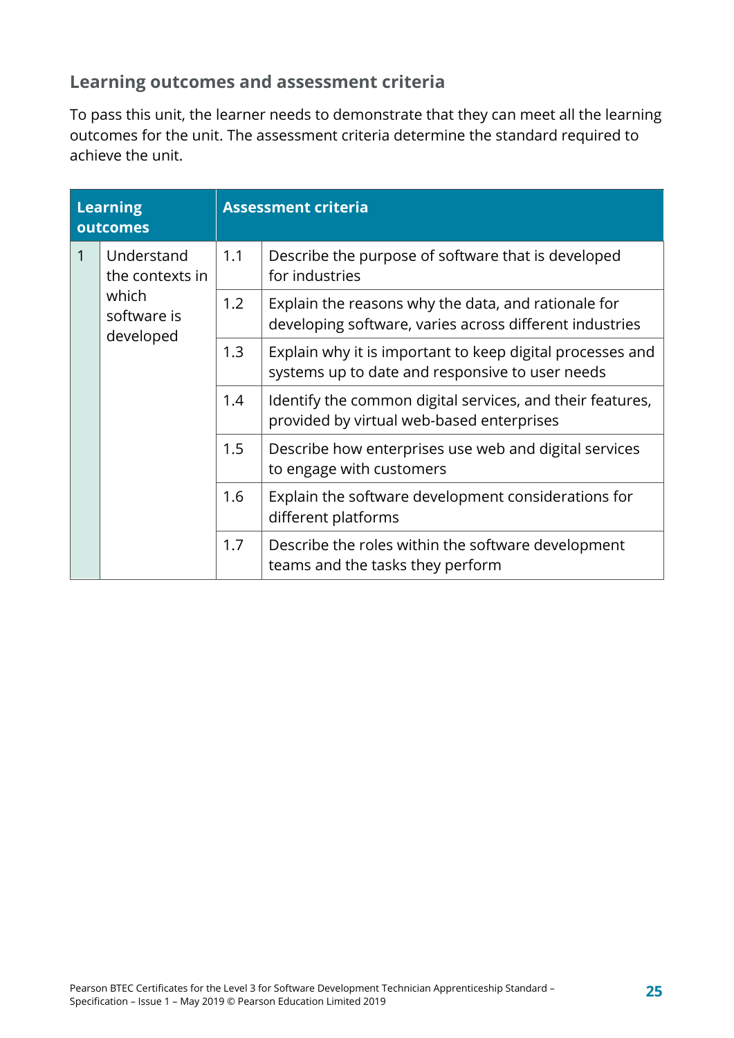## Learning outcomes and assessment criteria

To pass this unit, the learner needs to demonstrate that they can meet all the learning outcomes for the unit. The assessment criteria determine the standard required to achieve the unit.

| Learning outcomes | | Assessment criteria | |
|---|---|---|---|
| 1 | Understand the contexts in which software is developed | 1.1 | Describe the purpose of software that is developed for industries |
| | | 1.2 | Explain the reasons why the data, and rationale for developing software, varies across different industries |
| | | 1.3 | Explain why it is important to keep digital processes and systems up to date and responsive to user needs |
| | | 1.4 | Identify the common digital services, and their features, provided by virtual web-based enterprises |
| | | 1.5 | Describe how enterprises use web and digital services to engage with customers |
| | | 1.6 | Explain the software development considerations for different platforms |
| | | 1.7 | Describe the roles within the software development teams and the tasks they perform |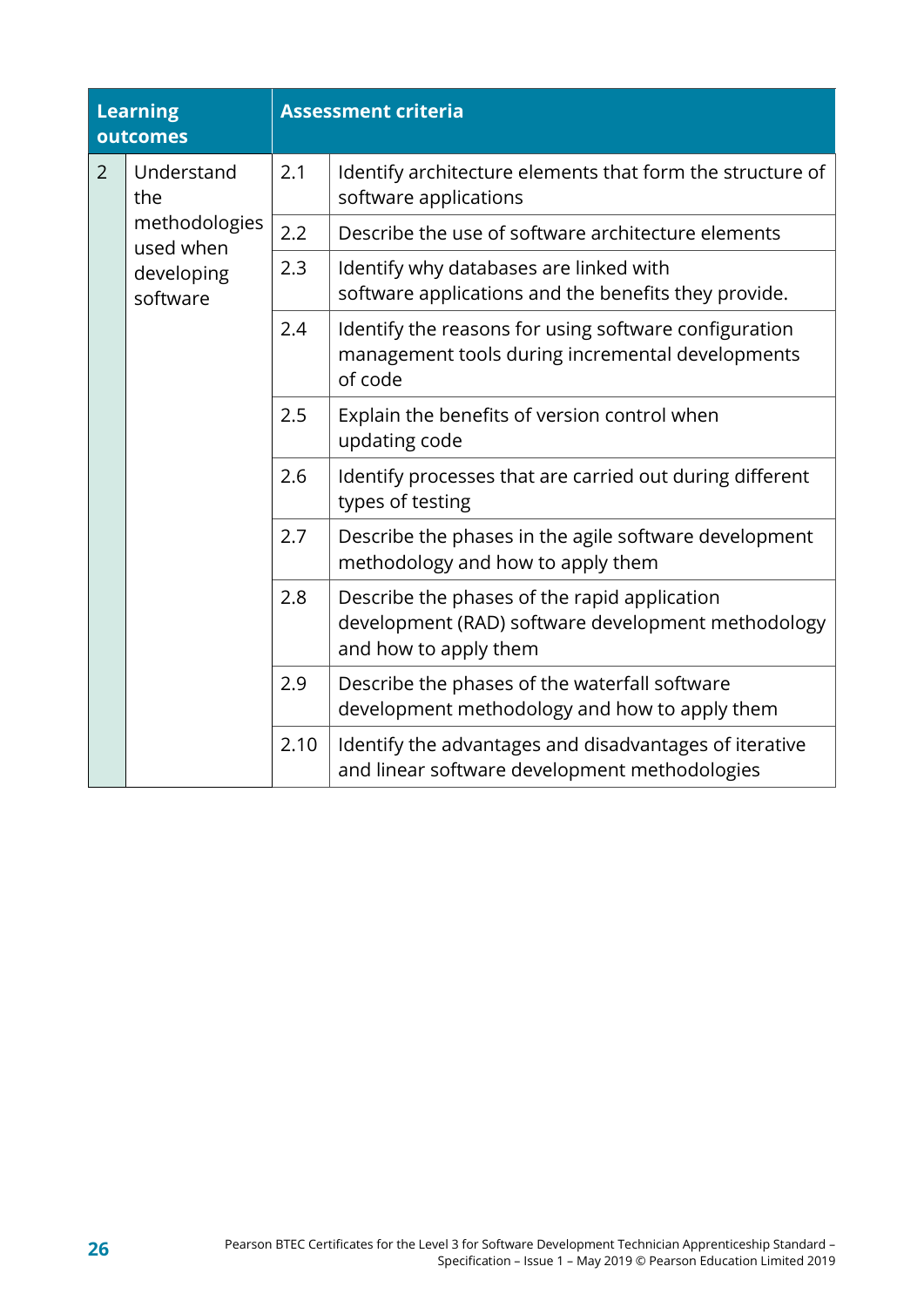| Learning outcomes | | Assessment criteria | |
|---|---|---|---|
| 2 | Understand the methodologies used when developing software | 2.1 | Identify architecture elements that form the structure of software applications |
| | | 2.2 | Describe the use of software architecture elements |
| | | 2.3 | Identify why databases are linked with software applications and the benefits they provide. |
| | | 2.4 | Identify the reasons for using software configuration management tools during incremental developments of code |
| | | 2.5 | Explain the benefits of version control when updating code |
| | | 2.6 | Identify processes that are carried out during different types of testing |
| | | 2.7 | Describe the phases in the agile software development methodology and how to apply them |
| | | 2.8 | Describe the phases of the rapid application development (RAD) software development methodology and how to apply them |
| | | 2.9 | Describe the phases of the waterfall software development methodology and how to apply them |
| | | 2.10 | Identify the advantages and disadvantages of iterative and linear software development methodologies |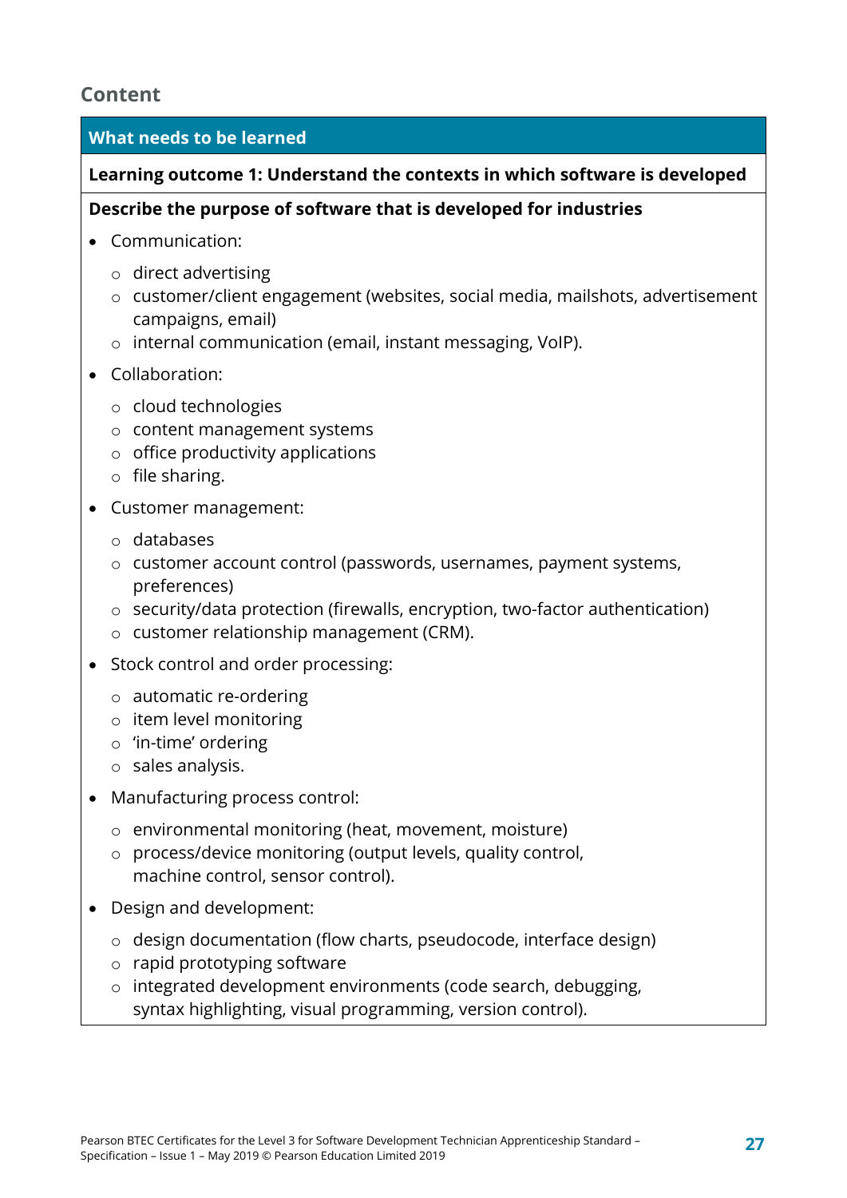## Content

**What needs to be learned**

**Learning outcome 1: Understand the contexts in which software is developed**

**Describe the purpose of software that is developed for industries**

- Communication:
  - direct advertising
  - customer/client engagement (websites, social media, mailshots, advertisement campaigns, email)
  - internal communication (email, instant messaging, VoIP).
- Collaboration:
  - cloud technologies
  - content management systems
  - office productivity applications
  - file sharing.
- Customer management:
  - databases
  - customer account control (passwords, usernames, payment systems, preferences)
  - security/data protection (firewalls, encryption, two-factor authentication)
  - customer relationship management (CRM).
- Stock control and order processing:
  - automatic re-ordering
  - item level monitoring
  - 'in-time' ordering
  - sales analysis.
- Manufacturing process control:
  - environmental monitoring (heat, movement, moisture)
  - process/device monitoring (output levels, quality control, machine control, sensor control).
- Design and development:
  - design documentation (flow charts, pseudocode, interface design)
  - rapid prototyping software
  - integrated development environments (code search, debugging, syntax highlighting, visual programming, version control).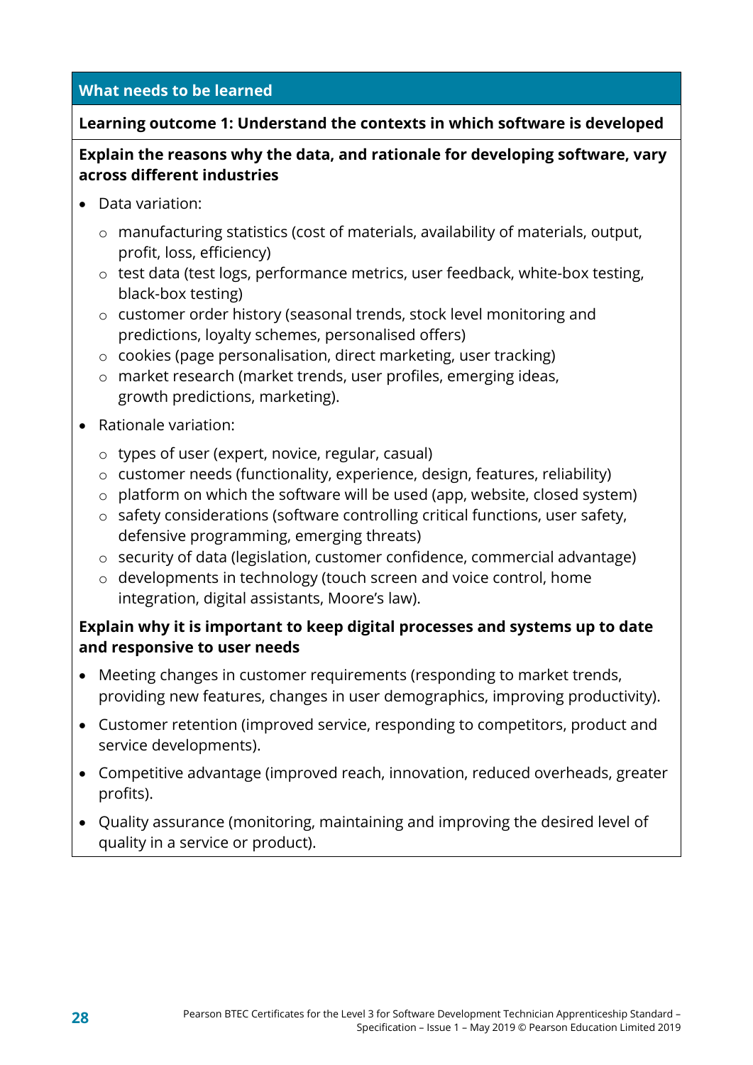**What needs to be learned**

**Learning outcome 1: Understand the contexts in which software is developed**

**Explain the reasons why the data, and rationale for developing software, vary across different industries**

- Data variation:
  - manufacturing statistics (cost of materials, availability of materials, output, profit, loss, efficiency)
  - test data (test logs, performance metrics, user feedback, white-box testing, black-box testing)
  - customer order history (seasonal trends, stock level monitoring and predictions, loyalty schemes, personalised offers)
  - cookies (page personalisation, direct marketing, user tracking)
  - market research (market trends, user profiles, emerging ideas, growth predictions, marketing).
- Rationale variation:
  - types of user (expert, novice, regular, casual)
  - customer needs (functionality, experience, design, features, reliability)
  - platform on which the software will be used (app, website, closed system)
  - safety considerations (software controlling critical functions, user safety, defensive programming, emerging threats)
  - security of data (legislation, customer confidence, commercial advantage)
  - developments in technology (touch screen and voice control, home integration, digital assistants, Moore's law).

**Explain why it is important to keep digital processes and systems up to date and responsive to user needs**

- Meeting changes in customer requirements (responding to market trends, providing new features, changes in user demographics, improving productivity).
- Customer retention (improved service, responding to competitors, product and service developments).
- Competitive advantage (improved reach, innovation, reduced overheads, greater profits).
- Quality assurance (monitoring, maintaining and improving the desired level of quality in a service or product).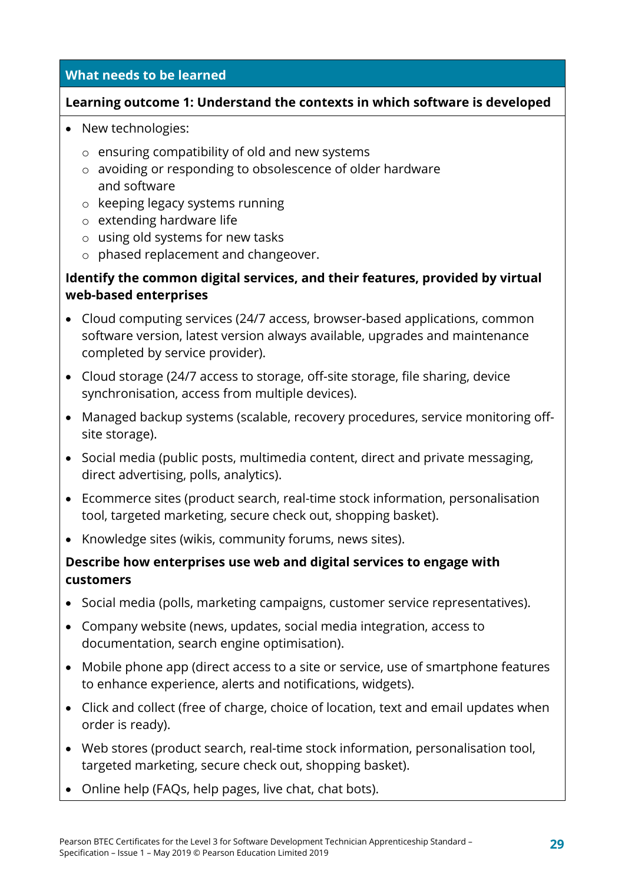## What needs to be learned

### Learning outcome 1: Understand the contexts in which software is developed

- New technologies:
  - ensuring compatibility of old and new systems
  - avoiding or responding to obsolescence of older hardware and software
  - keeping legacy systems running
  - extending hardware life
  - using old systems for new tasks
  - phased replacement and changeover.

**Identify the common digital services, and their features, provided by virtual web-based enterprises**

- Cloud computing services (24/7 access, browser-based applications, common software version, latest version always available, upgrades and maintenance completed by service provider).
- Cloud storage (24/7 access to storage, off-site storage, file sharing, device synchronisation, access from multiple devices).
- Managed backup systems (scalable, recovery procedures, service monitoring off-site storage).
- Social media (public posts, multimedia content, direct and private messaging, direct advertising, polls, analytics).
- Ecommerce sites (product search, real-time stock information, personalisation tool, targeted marketing, secure check out, shopping basket).
- Knowledge sites (wikis, community forums, news sites).

**Describe how enterprises use web and digital services to engage with customers**

- Social media (polls, marketing campaigns, customer service representatives).
- Company website (news, updates, social media integration, access to documentation, search engine optimisation).
- Mobile phone app (direct access to a site or service, use of smartphone features to enhance experience, alerts and notifications, widgets).
- Click and collect (free of charge, choice of location, text and email updates when order is ready).
- Web stores (product search, real-time stock information, personalisation tool, targeted marketing, secure check out, shopping basket).
- Online help (FAQs, help pages, live chat, chat bots).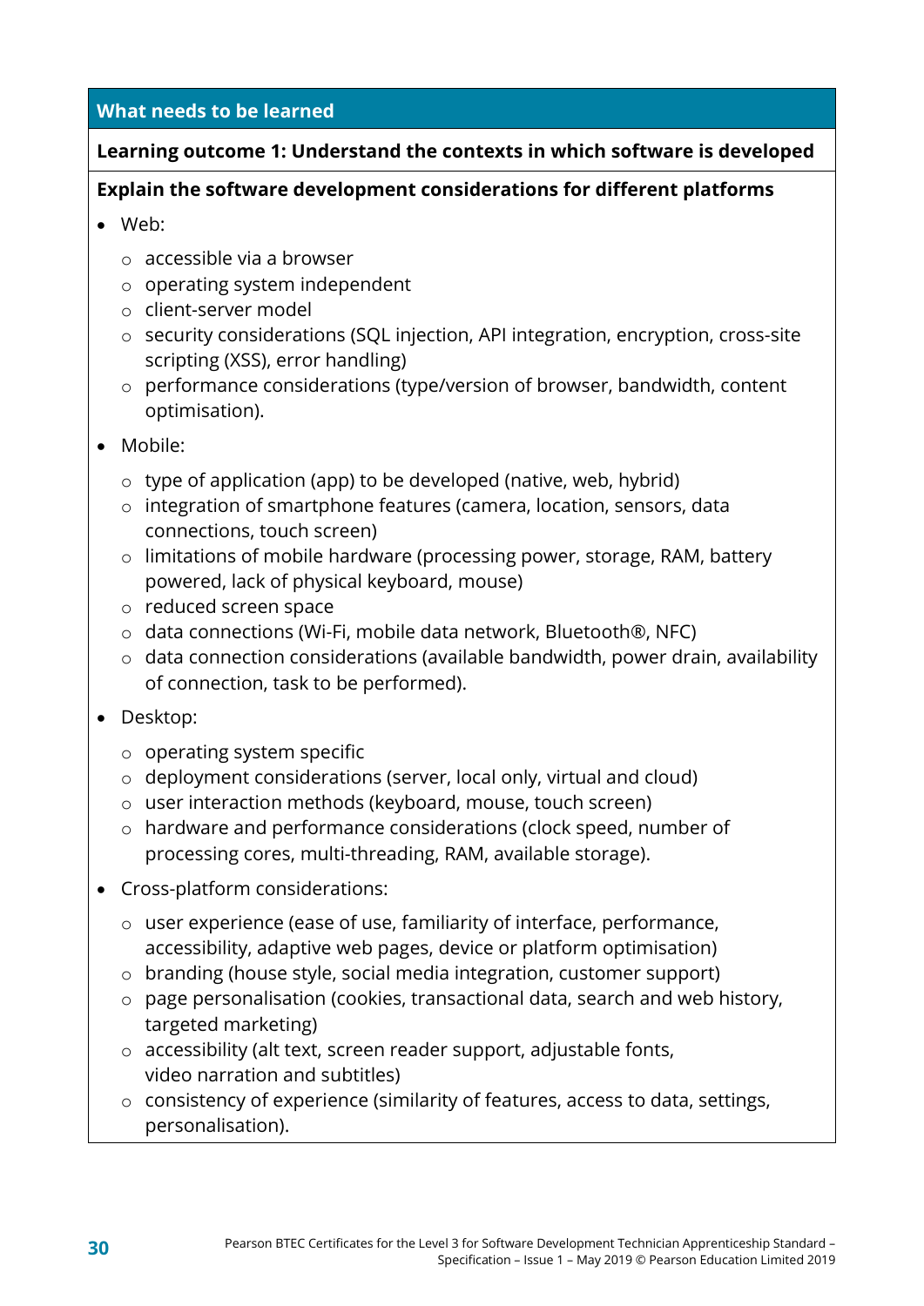## What needs to be learned

**Learning outcome 1: Understand the contexts in which software is developed**

**Explain the software development considerations for different platforms**

- Web:
  - accessible via a browser
  - operating system independent
  - client-server model
  - security considerations (SQL injection, API integration, encryption, cross-site scripting (XSS), error handling)
  - performance considerations (type/version of browser, bandwidth, content optimisation).
- Mobile:
  - type of application (app) to be developed (native, web, hybrid)
  - integration of smartphone features (camera, location, sensors, data connections, touch screen)
  - limitations of mobile hardware (processing power, storage, RAM, battery powered, lack of physical keyboard, mouse)
  - reduced screen space
  - data connections (Wi-Fi, mobile data network, Bluetooth®, NFC)
  - data connection considerations (available bandwidth, power drain, availability of connection, task to be performed).
- Desktop:
  - operating system specific
  - deployment considerations (server, local only, virtual and cloud)
  - user interaction methods (keyboard, mouse, touch screen)
  - hardware and performance considerations (clock speed, number of processing cores, multi-threading, RAM, available storage).
- Cross-platform considerations:
  - user experience (ease of use, familiarity of interface, performance, accessibility, adaptive web pages, device or platform optimisation)
  - branding (house style, social media integration, customer support)
  - page personalisation (cookies, transactional data, search and web history, targeted marketing)
  - accessibility (alt text, screen reader support, adjustable fonts, video narration and subtitles)
  - consistency of experience (similarity of features, access to data, settings, personalisation).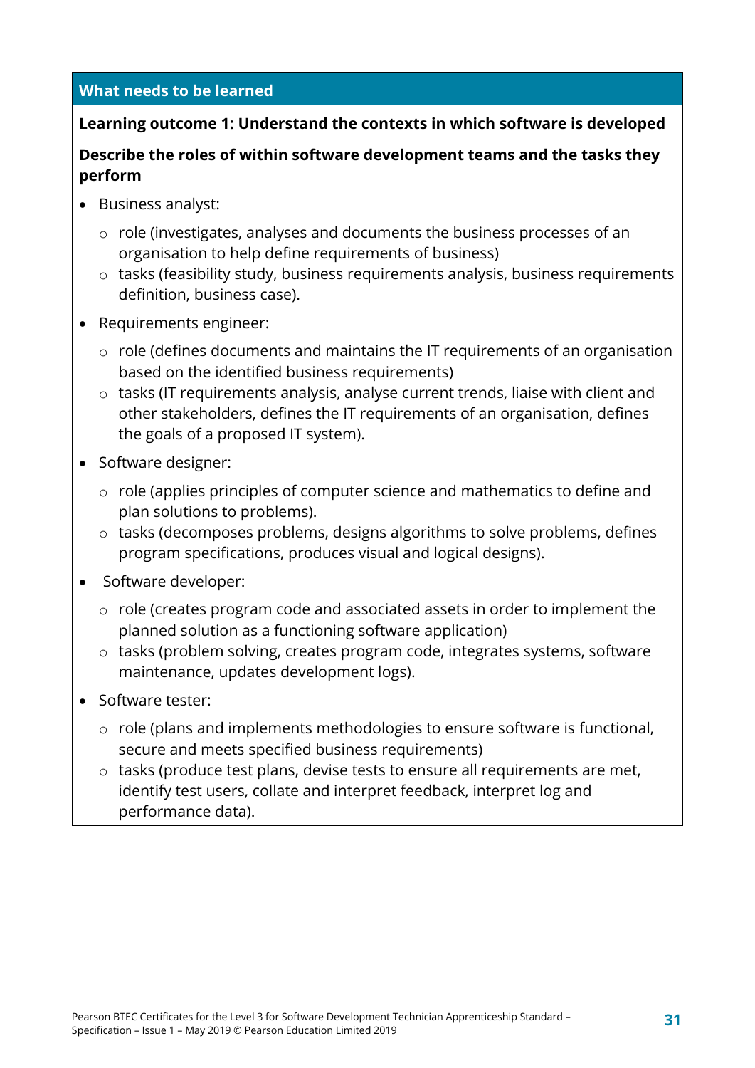## What needs to be learned

**Learning outcome 1: Understand the contexts in which software is developed**

**Describe the roles of within software development teams and the tasks they perform**

- Business analyst:
  - role (investigates, analyses and documents the business processes of an organisation to help define requirements of business)
  - tasks (feasibility study, business requirements analysis, business requirements definition, business case).
- Requirements engineer:
  - role (defines documents and maintains the IT requirements of an organisation based on the identified business requirements)
  - tasks (IT requirements analysis, analyse current trends, liaise with client and other stakeholders, defines the IT requirements of an organisation, defines the goals of a proposed IT system).
- Software designer:
  - role (applies principles of computer science and mathematics to define and plan solutions to problems).
  - tasks (decomposes problems, designs algorithms to solve problems, defines program specifications, produces visual and logical designs).
- Software developer:
  - role (creates program code and associated assets in order to implement the planned solution as a functioning software application)
  - tasks (problem solving, creates program code, integrates systems, software maintenance, updates development logs).
- Software tester:
  - role (plans and implements methodologies to ensure software is functional, secure and meets specified business requirements)
  - tasks (produce test plans, devise tests to ensure all requirements are met, identify test users, collate and interpret feedback, interpret log and performance data).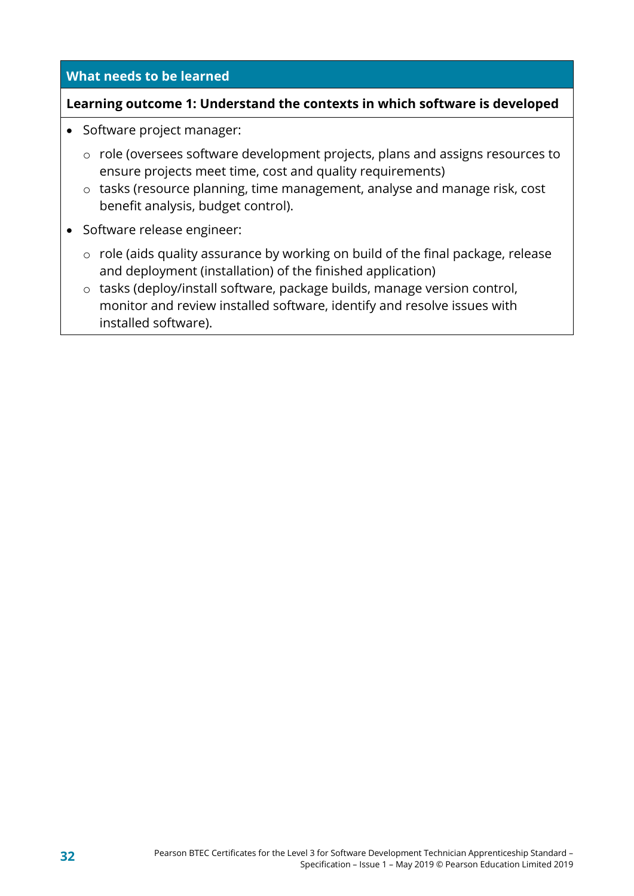## What needs to be learned

**Learning outcome 1: Understand the contexts in which software is developed**

- Software project manager:
  - role (oversees software development projects, plans and assigns resources to ensure projects meet time, cost and quality requirements)
  - tasks (resource planning, time management, analyse and manage risk, cost benefit analysis, budget control).
- Software release engineer:
  - role (aids quality assurance by working on build of the final package, release and deployment (installation) of the finished application)
  - tasks (deploy/install software, package builds, manage version control, monitor and review installed software, identify and resolve issues with installed software).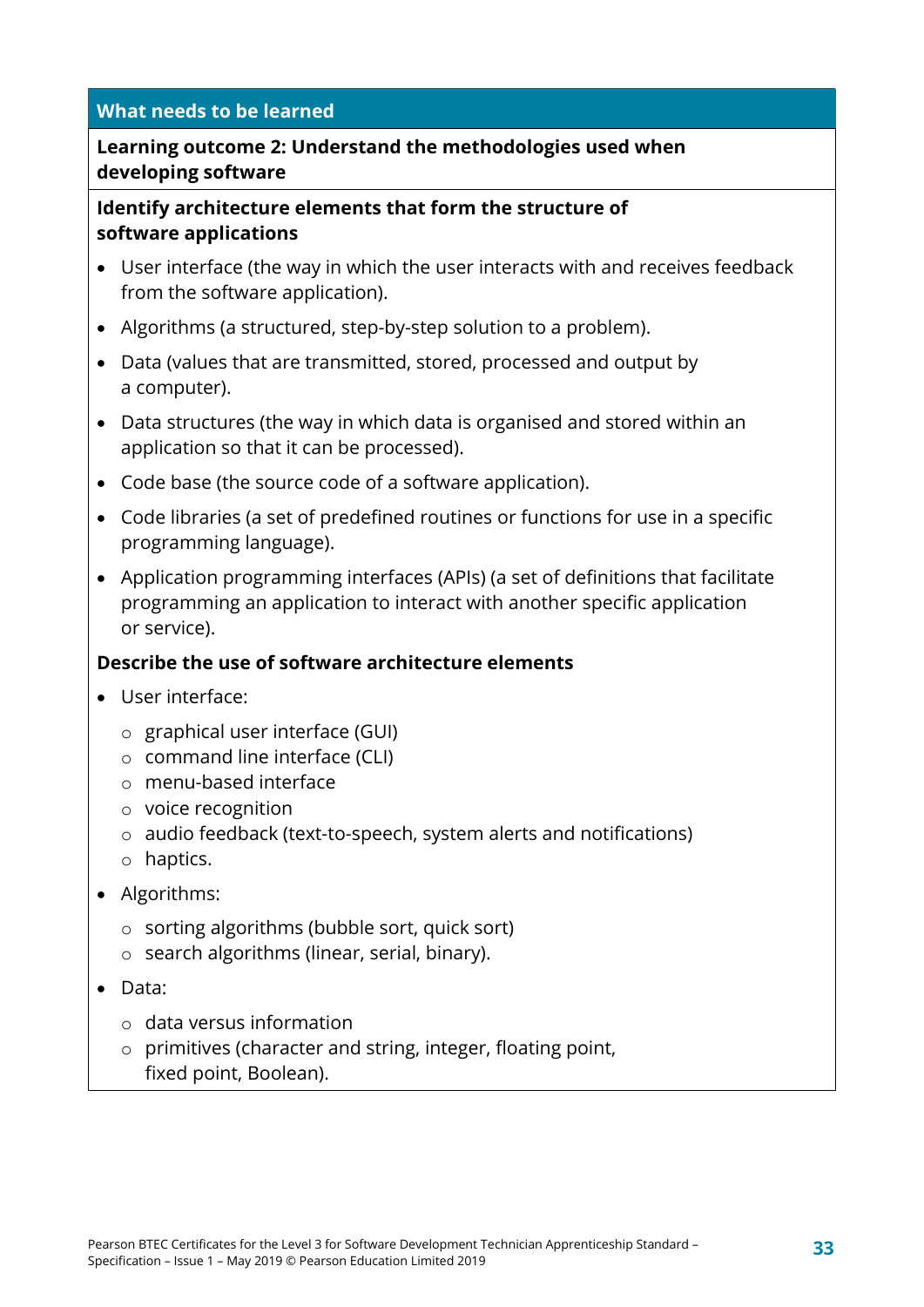## What needs to be learned

**Learning outcome 2: Understand the methodologies used when developing software**

**Identify architecture elements that form the structure of software applications**

- User interface (the way in which the user interacts with and receives feedback from the software application).
- Algorithms (a structured, step-by-step solution to a problem).
- Data (values that are transmitted, stored, processed and output by a computer).
- Data structures (the way in which data is organised and stored within an application so that it can be processed).
- Code base (the source code of a software application).
- Code libraries (a set of predefined routines or functions for use in a specific programming language).
- Application programming interfaces (APIs) (a set of definitions that facilitate programming an application to interact with another specific application or service).

**Describe the use of software architecture elements**

- User interface:
  - graphical user interface (GUI)
  - command line interface (CLI)
  - menu-based interface
  - voice recognition
  - audio feedback (text-to-speech, system alerts and notifications)
  - haptics.
- Algorithms:
  - sorting algorithms (bubble sort, quick sort)
  - search algorithms (linear, serial, binary).
- Data:
  - data versus information
  - primitives (character and string, integer, floating point, fixed point, Boolean).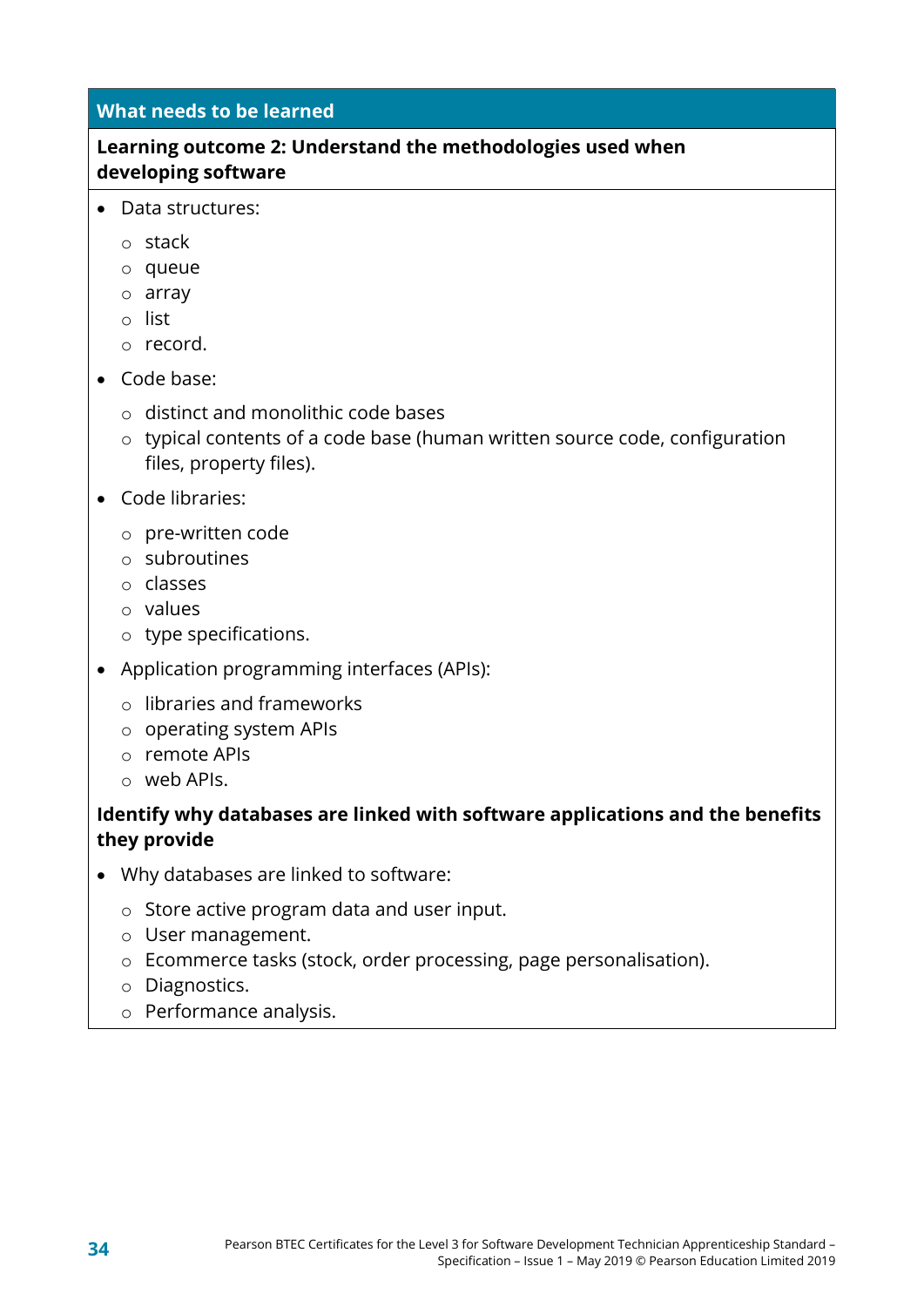## What needs to be learned

### Learning outcome 2: Understand the methodologies used when developing software

- Data structures:
  - stack
  - queue
  - array
  - list
  - record.
- Code base:
  - distinct and monolithic code bases
  - typical contents of a code base (human written source code, configuration files, property files).
- Code libraries:
  - pre-written code
  - subroutines
  - classes
  - values
  - type specifications.
- Application programming interfaces (APIs):
  - libraries and frameworks
  - operating system APIs
  - remote APIs
  - web APIs.

**Identify why databases are linked with software applications and the benefits they provide**

- Why databases are linked to software:
  - Store active program data and user input.
  - User management.
  - Ecommerce tasks (stock, order processing, page personalisation).
  - Diagnostics.
  - Performance analysis.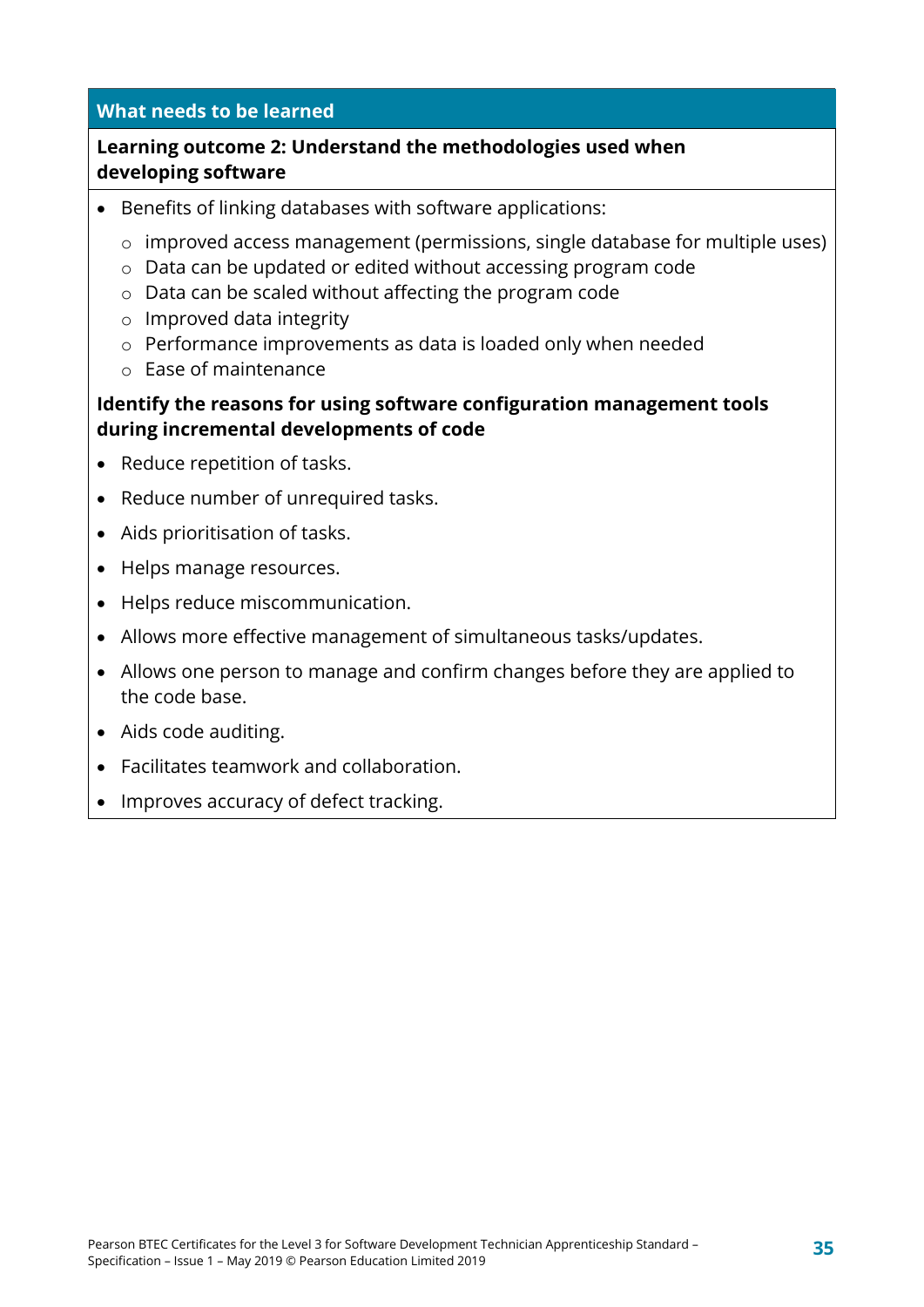## What needs to be learned

**Learning outcome 2: Understand the methodologies used when developing software**

- Benefits of linking databases with software applications:
  - improved access management (permissions, single database for multiple uses)
  - Data can be updated or edited without accessing program code
  - Data can be scaled without affecting the program code
  - Improved data integrity
  - Performance improvements as data is loaded only when needed
  - Ease of maintenance

**Identify the reasons for using software configuration management tools during incremental developments of code**

- Reduce repetition of tasks.
- Reduce number of unrequired tasks.
- Aids prioritisation of tasks.
- Helps manage resources.
- Helps reduce miscommunication.
- Allows more effective management of simultaneous tasks/updates.
- Allows one person to manage and confirm changes before they are applied to the code base.
- Aids code auditing.
- Facilitates teamwork and collaboration.
- Improves accuracy of defect tracking.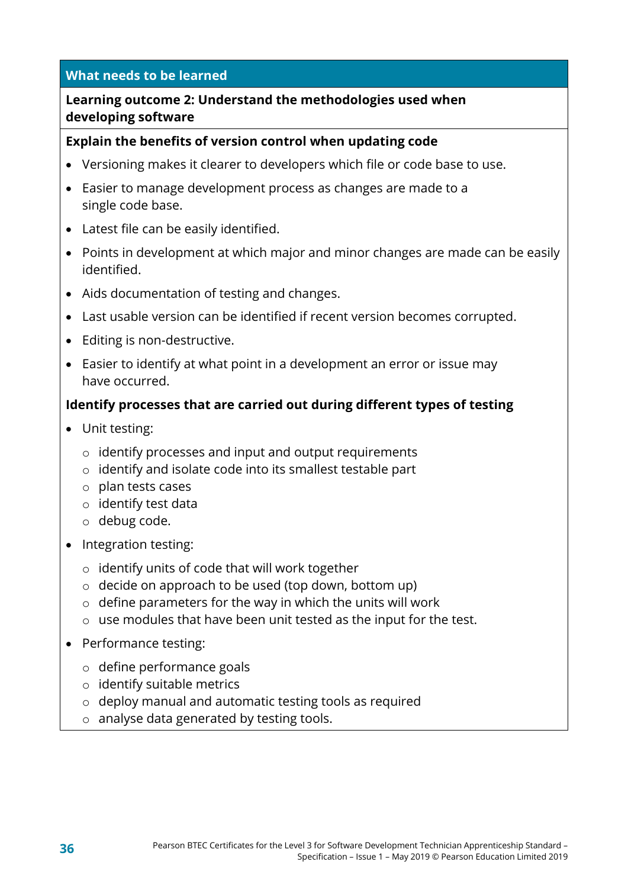## What needs to be learned

### Learning outcome 2: Understand the methodologies used when developing software

**Explain the benefits of version control when updating code**

- Versioning makes it clearer to developers which file or code base to use.
- Easier to manage development process as changes are made to a single code base.
- Latest file can be easily identified.
- Points in development at which major and minor changes are made can be easily identified.
- Aids documentation of testing and changes.
- Last usable version can be identified if recent version becomes corrupted.
- Editing is non-destructive.
- Easier to identify at what point in a development an error or issue may have occurred.

**Identify processes that are carried out during different types of testing**

- Unit testing:
  - identify processes and input and output requirements
  - identify and isolate code into its smallest testable part
  - plan tests cases
  - identify test data
  - debug code.
- Integration testing:
  - identify units of code that will work together
  - decide on approach to be used (top down, bottom up)
  - define parameters for the way in which the units will work
  - use modules that have been unit tested as the input for the test.
- Performance testing:
  - define performance goals
  - identify suitable metrics
  - deploy manual and automatic testing tools as required
  - analyse data generated by testing tools.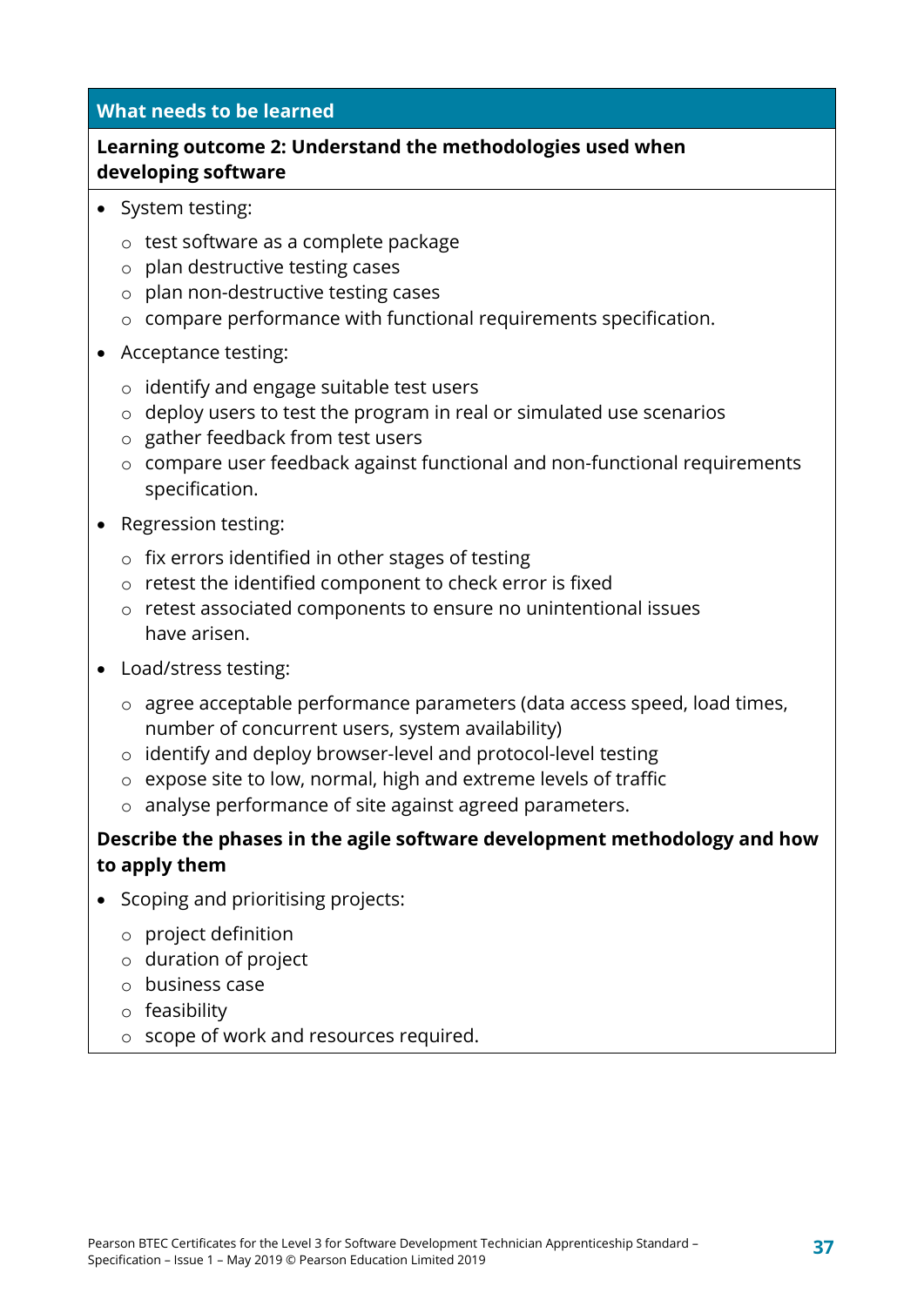**What needs to be learned**

**Learning outcome 2: Understand the methodologies used when developing software**

- System testing:
  - test software as a complete package
  - plan destructive testing cases
  - plan non-destructive testing cases
  - compare performance with functional requirements specification.
- Acceptance testing:
  - identify and engage suitable test users
  - deploy users to test the program in real or simulated use scenarios
  - gather feedback from test users
  - compare user feedback against functional and non-functional requirements specification.
- Regression testing:
  - fix errors identified in other stages of testing
  - retest the identified component to check error is fixed
  - retest associated components to ensure no unintentional issues have arisen.
- Load/stress testing:
  - agree acceptable performance parameters (data access speed, load times, number of concurrent users, system availability)
  - identify and deploy browser-level and protocol-level testing
  - expose site to low, normal, high and extreme levels of traffic
  - analyse performance of site against agreed parameters.

**Describe the phases in the agile software development methodology and how to apply them**

- Scoping and prioritising projects:
  - project definition
  - duration of project
  - business case
  - feasibility
  - scope of work and resources required.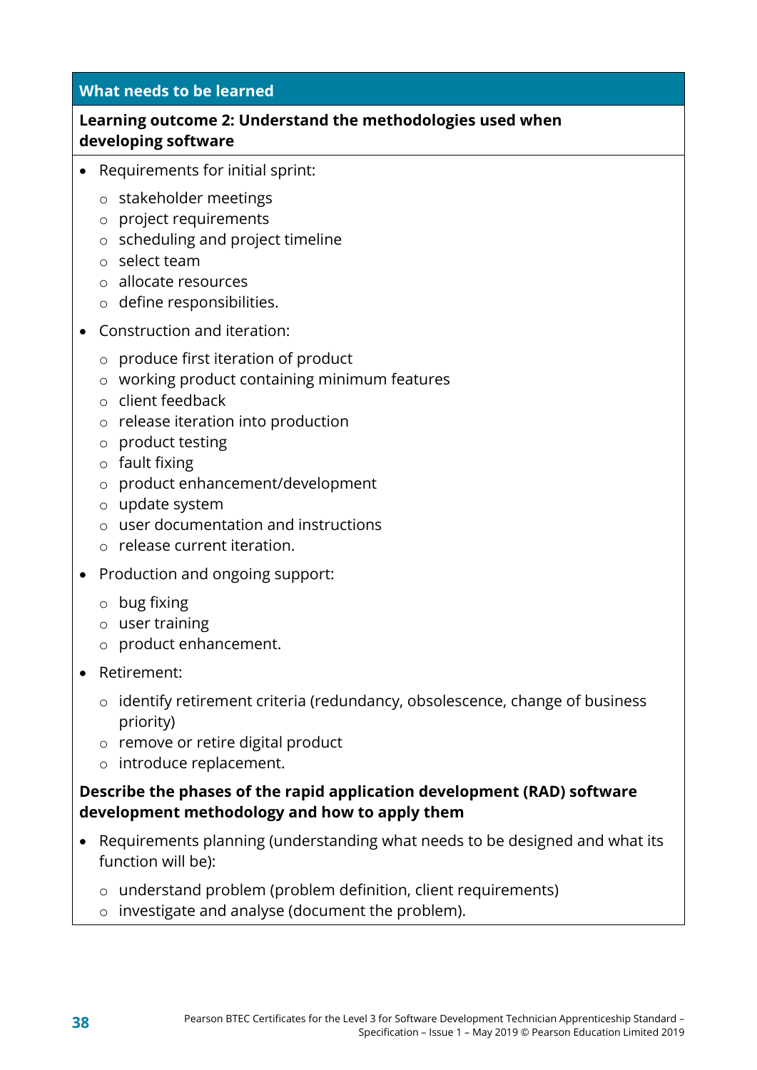**What needs to be learned**

**Learning outcome 2: Understand the methodologies used when developing software**

- Requirements for initial sprint:
  - stakeholder meetings
  - project requirements
  - scheduling and project timeline
  - select team
  - allocate resources
  - define responsibilities.
- Construction and iteration:
  - produce first iteration of product
  - working product containing minimum features
  - client feedback
  - release iteration into production
  - product testing
  - fault fixing
  - product enhancement/development
  - update system
  - user documentation and instructions
  - release current iteration.
- Production and ongoing support:
  - bug fixing
  - user training
  - product enhancement.
- Retirement:
  - identify retirement criteria (redundancy, obsolescence, change of business priority)
  - remove or retire digital product
  - introduce replacement.

**Describe the phases of the rapid application development (RAD) software development methodology and how to apply them**

- Requirements planning (understanding what needs to be designed and what its function will be):
  - understand problem (problem definition, client requirements)
  - investigate and analyse (document the problem).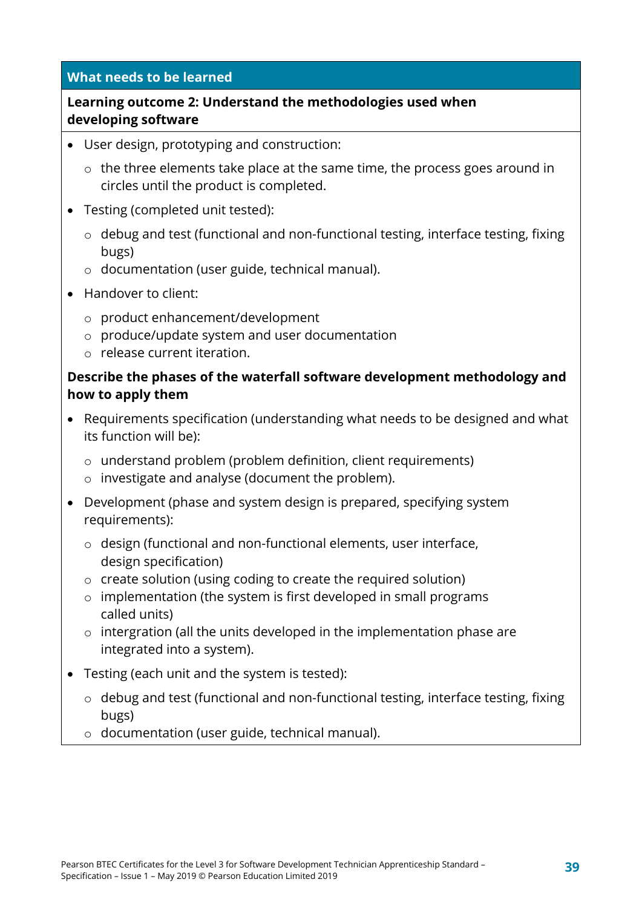**What needs to be learned**

**Learning outcome 2: Understand the methodologies used when developing software**

- User design, prototyping and construction:
  - the three elements take place at the same time, the process goes around in circles until the product is completed.
- Testing (completed unit tested):
  - debug and test (functional and non-functional testing, interface testing, fixing bugs)
  - documentation (user guide, technical manual).
- Handover to client:
  - product enhancement/development
  - produce/update system and user documentation
  - release current iteration.

**Describe the phases of the waterfall software development methodology and how to apply them**

- Requirements specification (understanding what needs to be designed and what its function will be):
  - understand problem (problem definition, client requirements)
  - investigate and analyse (document the problem).
- Development (phase and system design is prepared, specifying system requirements):
  - design (functional and non-functional elements, user interface, design specification)
  - create solution (using coding to create the required solution)
  - implementation (the system is first developed in small programs called units)
  - intergration (all the units developed in the implementation phase are integrated into a system).
- Testing (each unit and the system is tested):
  - debug and test (functional and non-functional testing, interface testing, fixing bugs)
  - documentation (user guide, technical manual).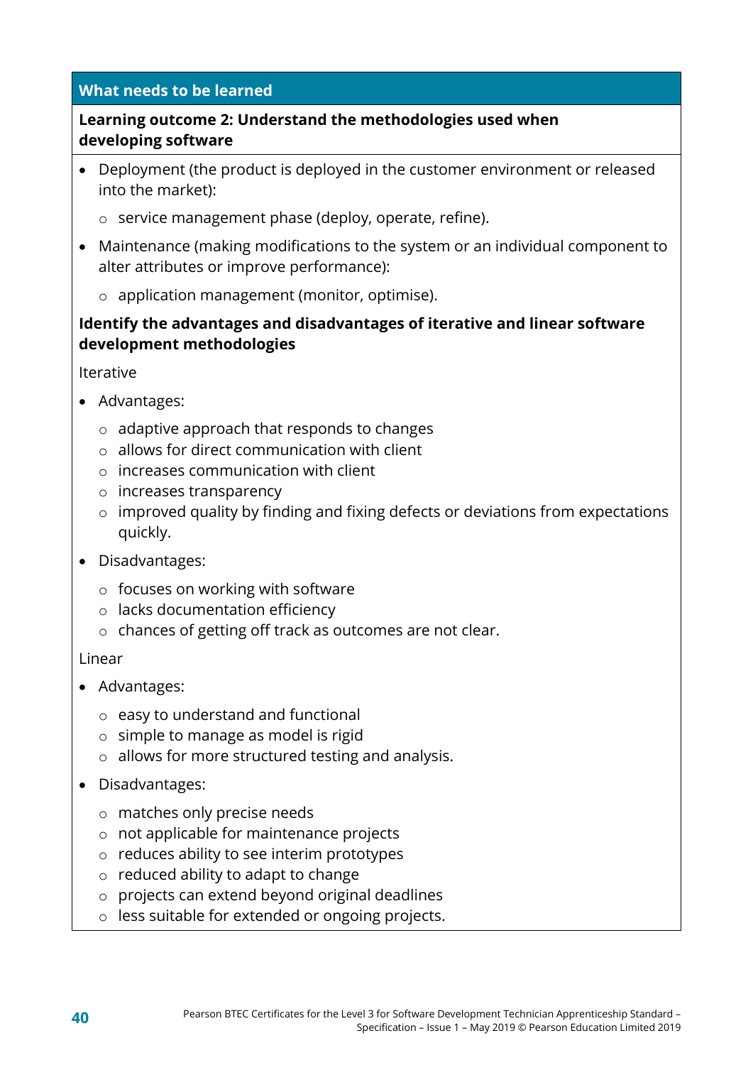**What needs to be learned**

**Learning outcome 2: Understand the methodologies used when developing software**

- Deployment (the product is deployed in the customer environment or released into the market):
  - service management phase (deploy, operate, refine).
- Maintenance (making modifications to the system or an individual component to alter attributes or improve performance):
  - application management (monitor, optimise).

**Identify the advantages and disadvantages of iterative and linear software development methodologies**

Iterative

- Advantages:
  - adaptive approach that responds to changes
  - allows for direct communication with client
  - increases communication with client
  - increases transparency
  - improved quality by finding and fixing defects or deviations from expectations quickly.
- Disadvantages:
  - focuses on working with software
  - lacks documentation efficiency
  - chances of getting off track as outcomes are not clear.

Linear

- Advantages:
  - easy to understand and functional
  - simple to manage as model is rigid
  - allows for more structured testing and analysis.
- Disadvantages:
  - matches only precise needs
  - not applicable for maintenance projects
  - reduces ability to see interim prototypes
  - reduced ability to adapt to change
  - projects can extend beyond original deadlines
  - less suitable for extended or ongoing projects.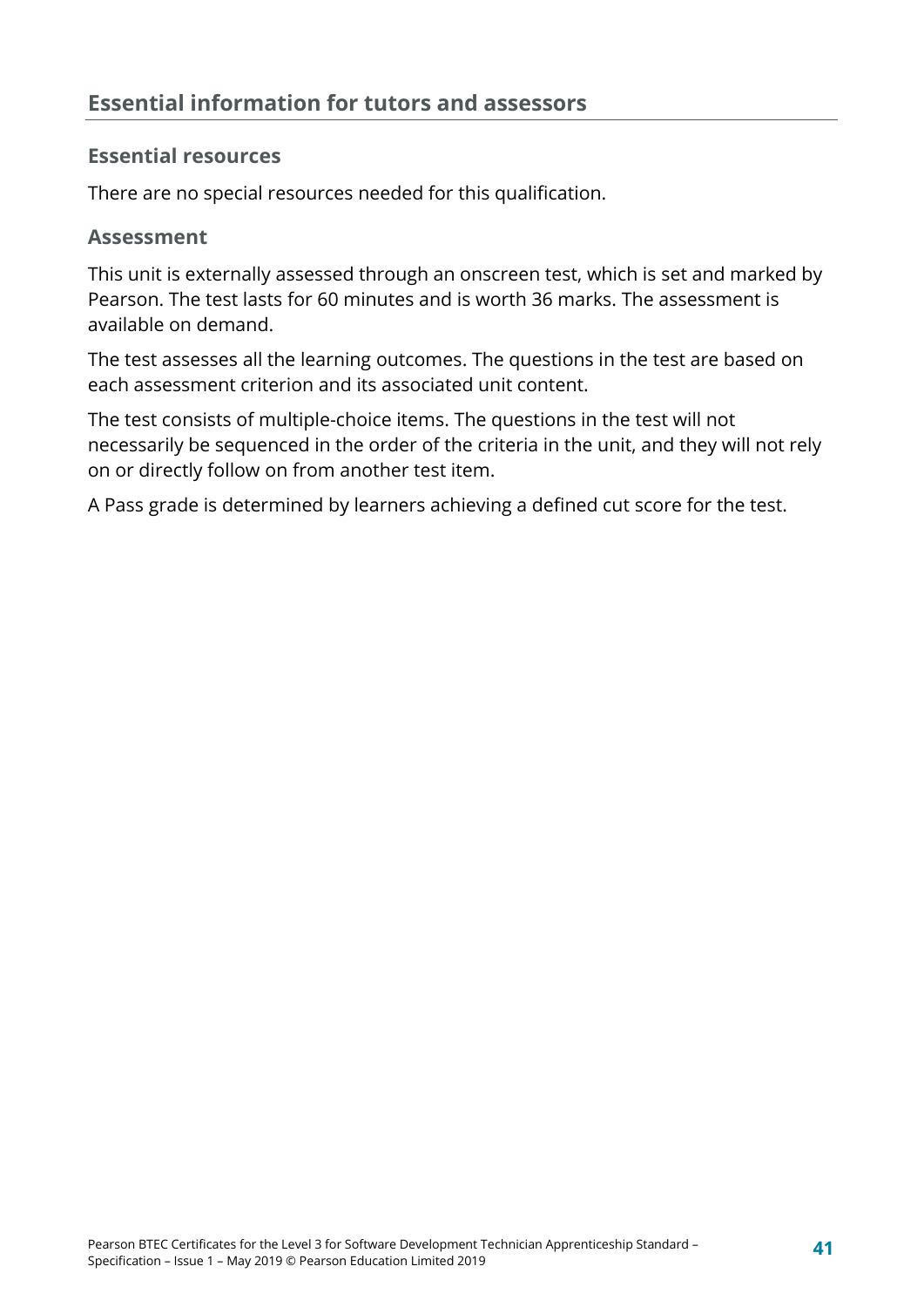## Essential information for tutors and assessors

### Essential resources

There are no special resources needed for this qualification.

### Assessment

This unit is externally assessed through an onscreen test, which is set and marked by Pearson. The test lasts for 60 minutes and is worth 36 marks. The assessment is available on demand.

The test assesses all the learning outcomes. The questions in the test are based on each assessment criterion and its associated unit content.

The test consists of multiple-choice items. The questions in the test will not necessarily be sequenced in the order of the criteria in the unit, and they will not rely on or directly follow on from another test item.

A Pass grade is determined by learners achieving a defined cut score for the test.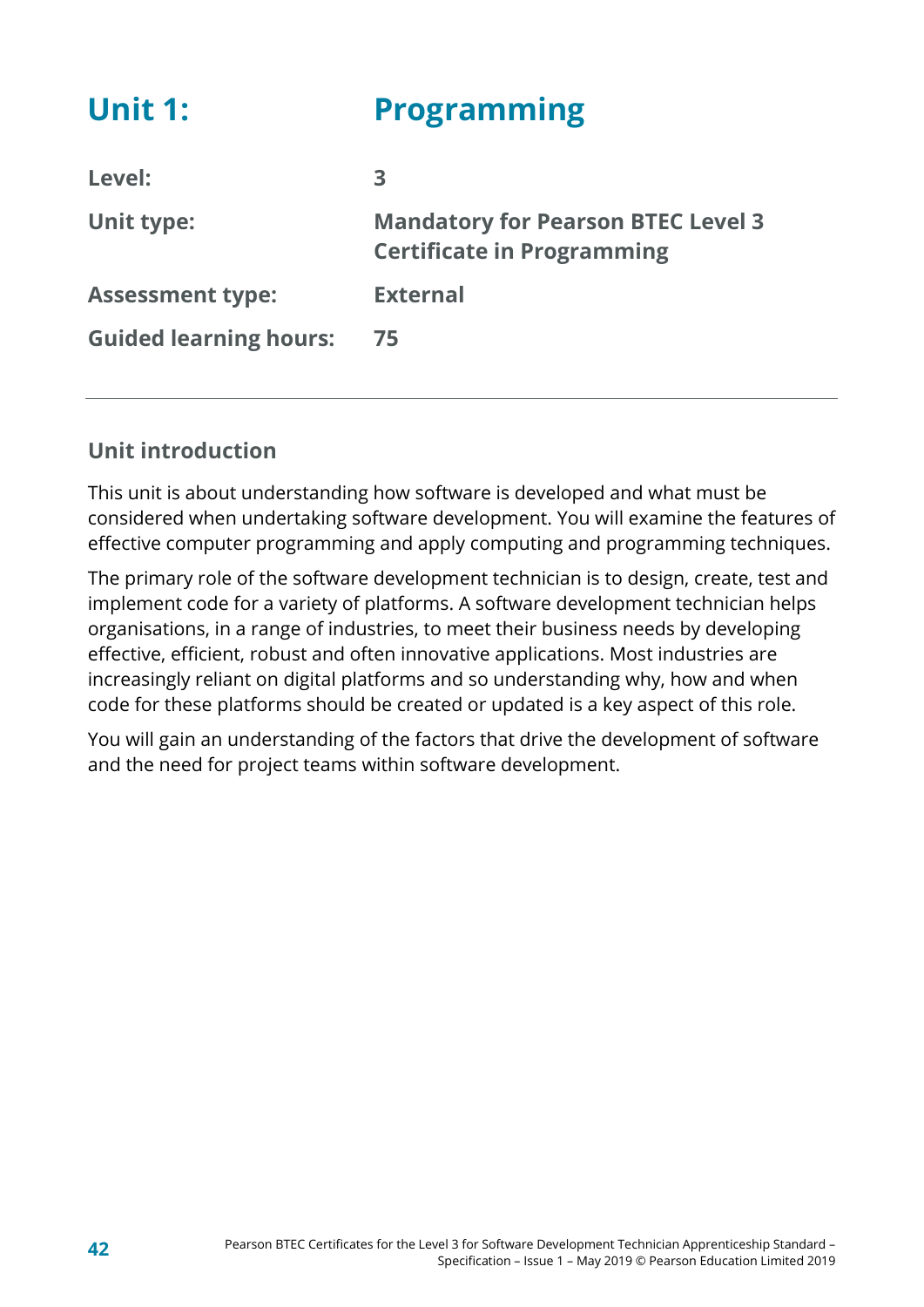# Unit 1: Programming

| | |
|---|---|
| **Level:** | **3** |
| **Unit type:** | **Mandatory for Pearson BTEC Level 3 Certificate in Programming** |
| **Assessment type:** | **External** |
| **Guided learning hours:** | **75** |

## Unit introduction

This unit is about understanding how software is developed and what must be considered when undertaking software development. You will examine the features of effective computer programming and apply computing and programming techniques.

The primary role of the software development technician is to design, create, test and implement code for a variety of platforms. A software development technician helps organisations, in a range of industries, to meet their business needs by developing effective, efficient, robust and often innovative applications. Most industries are increasingly reliant on digital platforms and so understanding why, how and when code for these platforms should be created or updated is a key aspect of this role.

You will gain an understanding of the factors that drive the development of software and the need for project teams within software development.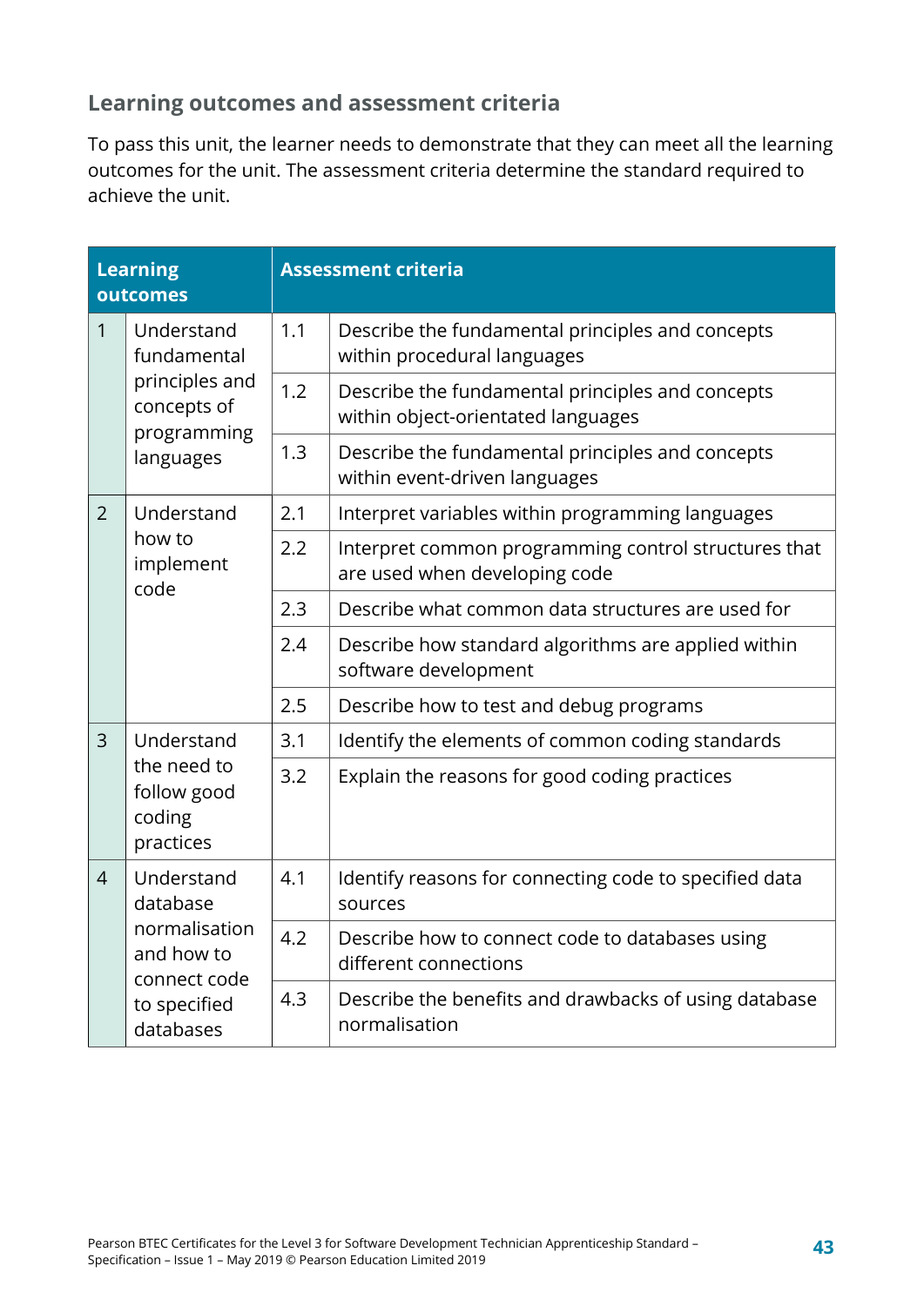## Learning outcomes and assessment criteria

To pass this unit, the learner needs to demonstrate that they can meet all the learning outcomes for the unit. The assessment criteria determine the standard required to achieve the unit.

| Learning outcomes | | Assessment criteria | |
|---|---|---|---|
| 1 | Understand fundamental principles and concepts of programming languages | 1.1 | Describe the fundamental principles and concepts within procedural languages |
| | | 1.2 | Describe the fundamental principles and concepts within object-orientated languages |
| | | 1.3 | Describe the fundamental principles and concepts within event-driven languages |
| 2 | Understand how to implement code | 2.1 | Interpret variables within programming languages |
| | | 2.2 | Interpret common programming control structures that are used when developing code |
| | | 2.3 | Describe what common data structures are used for |
| | | 2.4 | Describe how standard algorithms are applied within software development |
| | | 2.5 | Describe how to test and debug programs |
| 3 | Understand the need to follow good coding practices | 3.1 | Identify the elements of common coding standards |
| | | 3.2 | Explain the reasons for good coding practices |
| 4 | Understand database normalisation and how to connect code to specified databases | 4.1 | Identify reasons for connecting code to specified data sources |
| | | 4.2 | Describe how to connect code to databases using different connections |
| | | 4.3 | Describe the benefits and drawbacks of using database normalisation |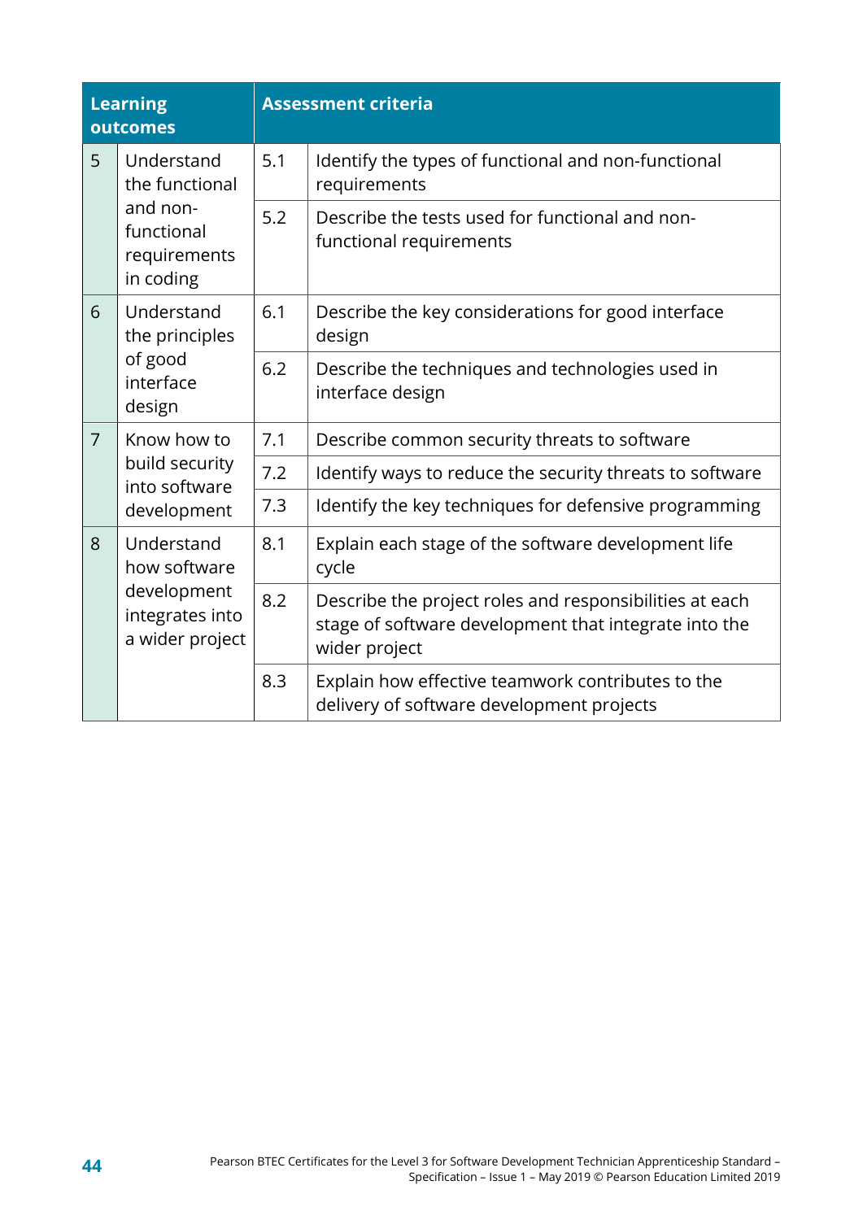| Learning outcomes | | Assessment criteria | |
|---|---|---|---|
| 5 | Understand the functional and non-functional requirements in coding | 5.1 | Identify the types of functional and non-functional requirements |
| | | 5.2 | Describe the tests used for functional and non-functional requirements |
| 6 | Understand the principles of good interface design | 6.1 | Describe the key considerations for good interface design |
| | | 6.2 | Describe the techniques and technologies used in interface design |
| 7 | Know how to build security into software development | 7.1 | Describe common security threats to software |
| | | 7.2 | Identify ways to reduce the security threats to software |
| | | 7.3 | Identify the key techniques for defensive programming |
| 8 | Understand how software development integrates into a wider project | 8.1 | Explain each stage of the software development life cycle |
| | | 8.2 | Describe the project roles and responsibilities at each stage of software development that integrate into the wider project |
| | | 8.3 | Explain how effective teamwork contributes to the delivery of software development projects |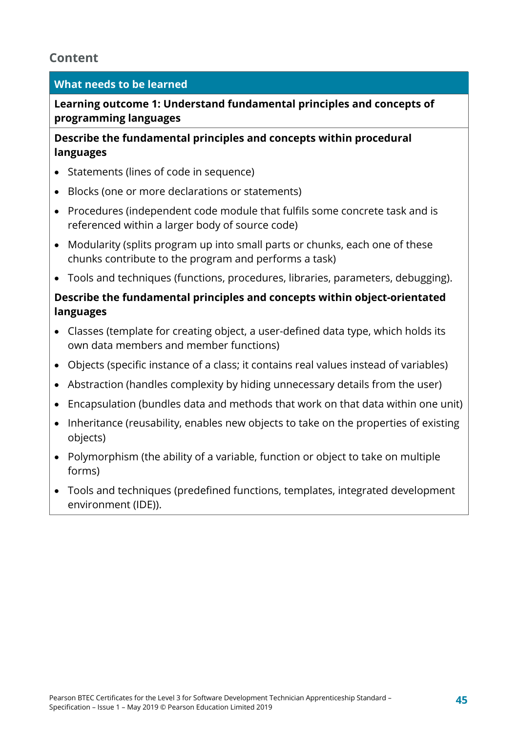## Content

| What needs to be learned |
|---|
| **Learning outcome 1: Understand fundamental principles and concepts of programming languages** |
| **Describe the fundamental principles and concepts within procedural languages**<br>• Statements (lines of code in sequence)<br>• Blocks (one or more declarations or statements)<br>• Procedures (independent code module that fulfils some concrete task and is referenced within a larger body of source code)<br>• Modularity (splits program up into small parts or chunks, each one of these chunks contribute to the program and performs a task)<br>• Tools and techniques (functions, procedures, libraries, parameters, debugging).<br>**Describe the fundamental principles and concepts within object-orientated languages**<br>• Classes (template for creating object, a user-defined data type, which holds its own data members and member functions)<br>• Objects (specific instance of a class; it contains real values instead of variables)<br>• Abstraction (handles complexity by hiding unnecessary details from the user)<br>• Encapsulation (bundles data and methods that work on that data within one unit)<br>• Inheritance (reusability, enables new objects to take on the properties of existing objects)<br>• Polymorphism (the ability of a variable, function or object to take on multiple forms)<br>• Tools and techniques (predefined functions, templates, integrated development environment (IDE)). |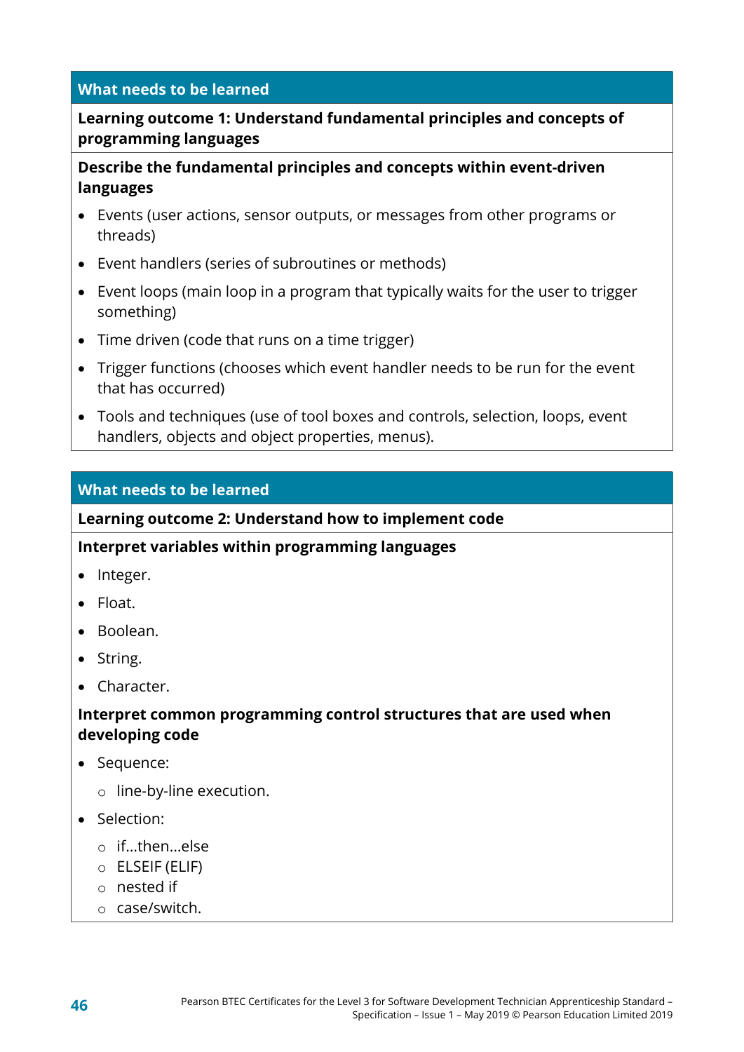## What needs to be learned

**Learning outcome 1: Understand fundamental principles and concepts of programming languages**

**Describe the fundamental principles and concepts within event-driven languages**

- Events (user actions, sensor outputs, or messages from other programs or threads)
- Event handlers (series of subroutines or methods)
- Event loops (main loop in a program that typically waits for the user to trigger something)
- Time driven (code that runs on a time trigger)
- Trigger functions (chooses which event handler needs to be run for the event that has occurred)
- Tools and techniques (use of tool boxes and controls, selection, loops, event handlers, objects and object properties, menus).

## What needs to be learned

**Learning outcome 2: Understand how to implement code**

**Interpret variables within programming languages**

- Integer.
- Float.
- Boolean.
- String.
- Character.

**Interpret common programming control structures that are used when developing code**

- Sequence:
  - line-by-line execution.
- Selection:
  - if...then...else
  - ELSEIF (ELIF)
  - nested if
  - case/switch.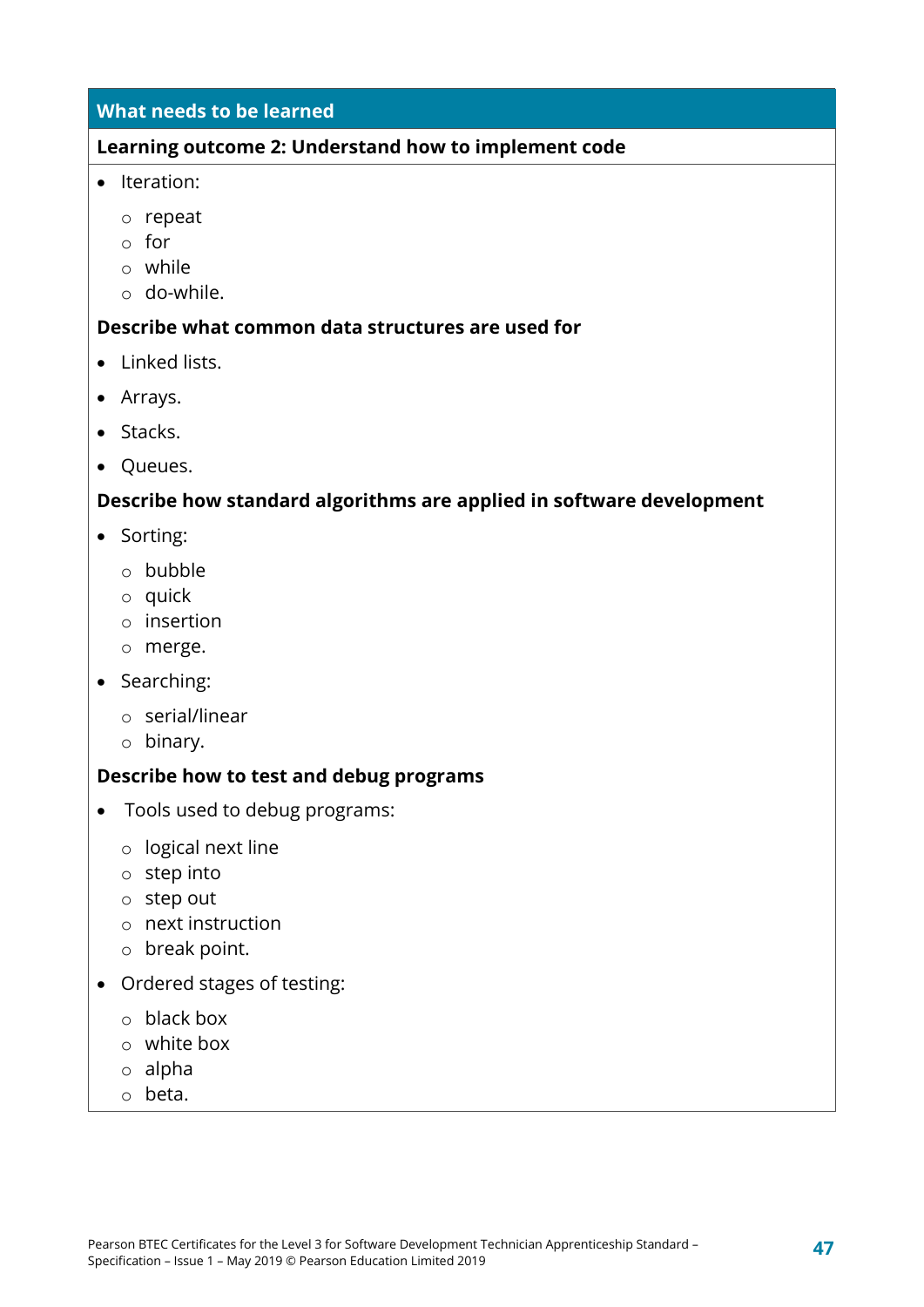## What needs to be learned

### Learning outcome 2: Understand how to implement code

- Iteration:
  - repeat
  - for
  - while
  - do-while.

### Describe what common data structures are used for

- Linked lists.
- Arrays.
- Stacks.
- Queues.

### Describe how standard algorithms are applied in software development

- Sorting:
  - bubble
  - quick
  - insertion
  - merge.
- Searching:
  - serial/linear
  - binary.

### Describe how to test and debug programs

- Tools used to debug programs:
  - logical next line
  - step into
  - step out
  - next instruction
  - break point.
- Ordered stages of testing:
  - black box
  - white box
  - alpha
  - beta.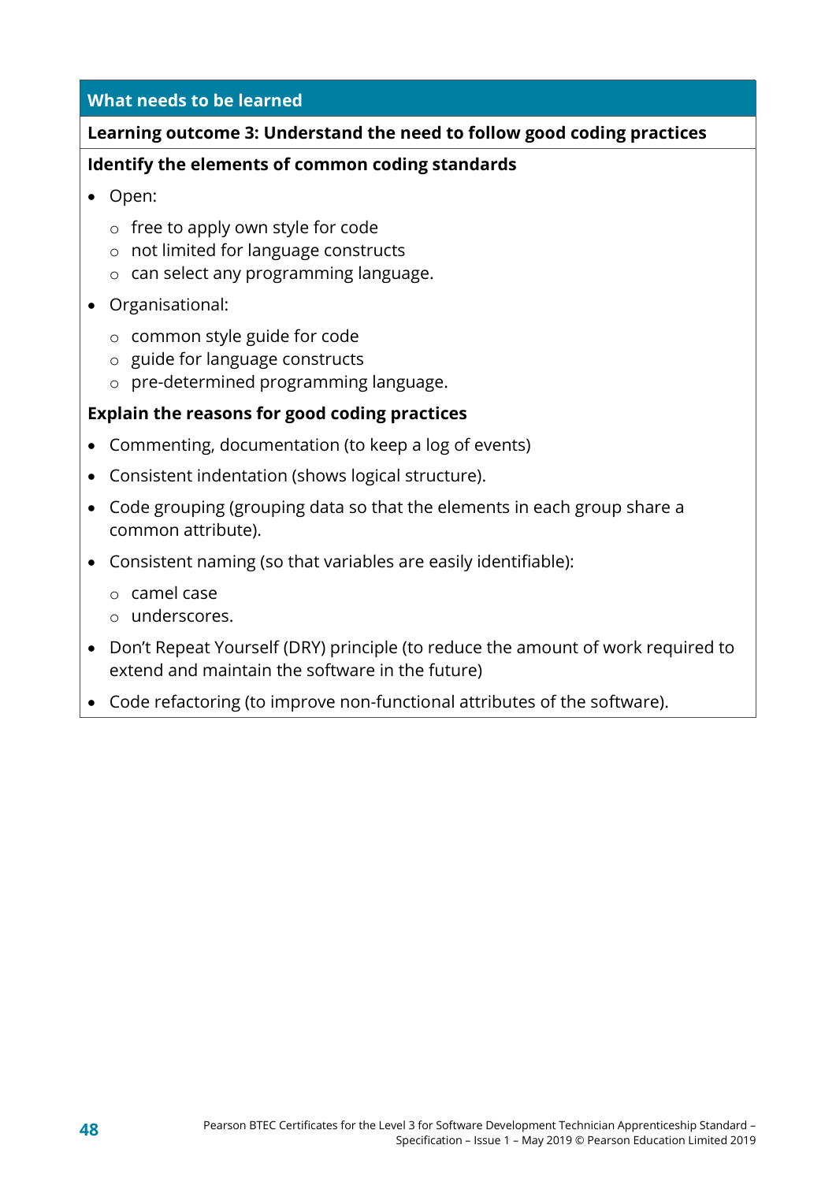## What needs to be learned

### Learning outcome 3: Understand the need to follow good coding practices

**Identify the elements of common coding standards**

- Open:
  - free to apply own style for code
  - not limited for language constructs
  - can select any programming language.
- Organisational:
  - common style guide for code
  - guide for language constructs
  - pre-determined programming language.

**Explain the reasons for good coding practices**

- Commenting, documentation (to keep a log of events)
- Consistent indentation (shows logical structure).
- Code grouping (grouping data so that the elements in each group share a common attribute).
- Consistent naming (so that variables are easily identifiable):
  - camel case
  - underscores.
- Don't Repeat Yourself (DRY) principle (to reduce the amount of work required to extend and maintain the software in the future)
- Code refactoring (to improve non-functional attributes of the software).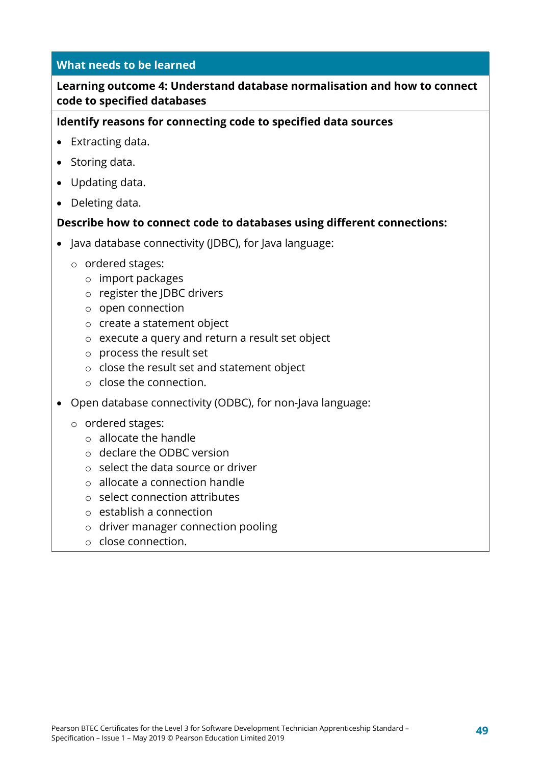## What needs to be learned

**Learning outcome 4: Understand database normalisation and how to connect code to specified databases**

**Identify reasons for connecting code to specified data sources**

- Extracting data.
- Storing data.
- Updating data.
- Deleting data.

**Describe how to connect code to databases using different connections:**

- Java database connectivity (JDBC), for Java language:
  - ordered stages:
    - import packages
    - register the JDBC drivers
    - open connection
    - create a statement object
    - execute a query and return a result set object
    - process the result set
    - close the result set and statement object
    - close the connection.
- Open database connectivity (ODBC), for non-Java language:
  - ordered stages:
    - allocate the handle
    - declare the ODBC version
    - select the data source or driver
    - allocate a connection handle
    - select connection attributes
    - establish a connection
    - driver manager connection pooling
    - close connection.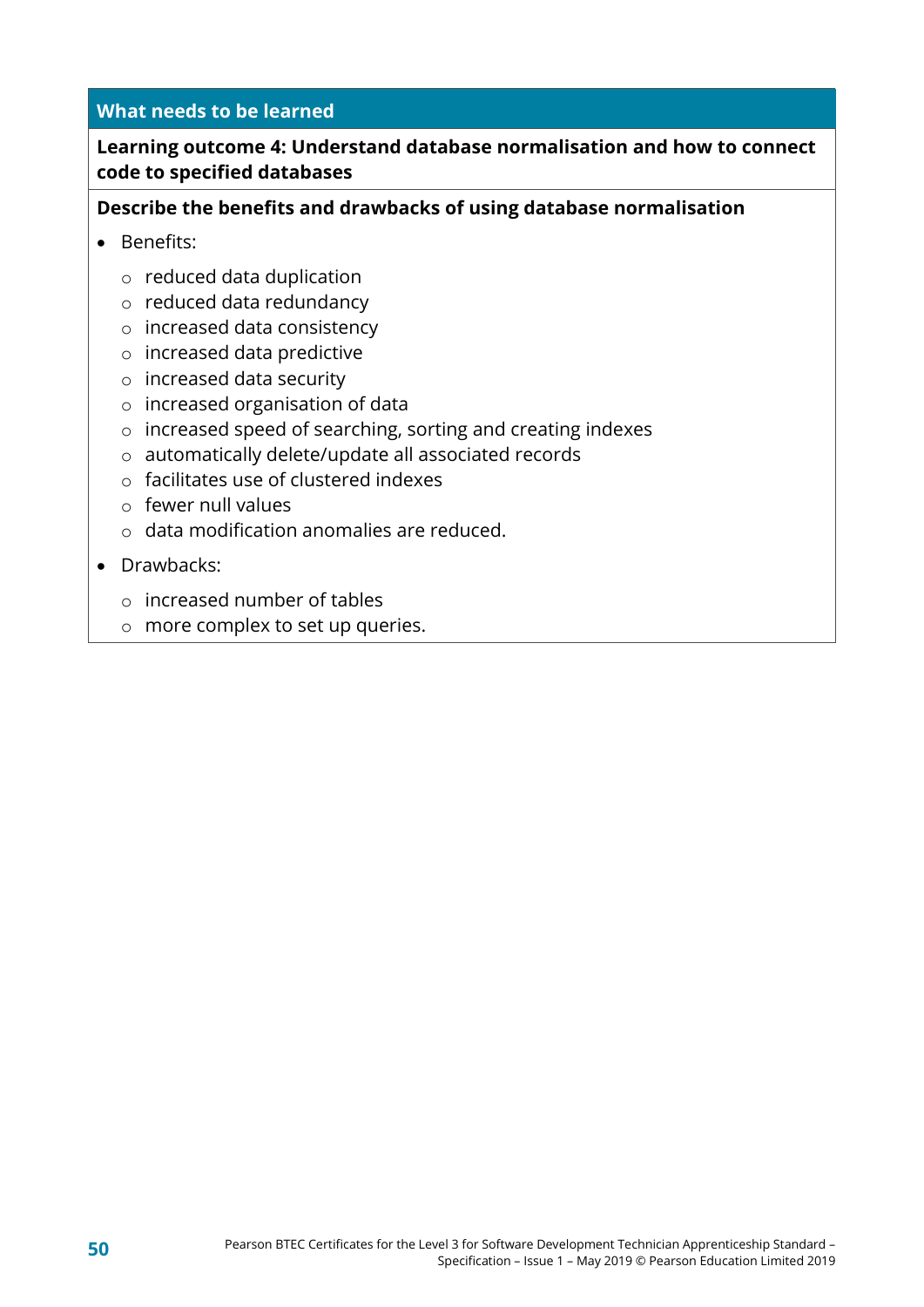## What needs to be learned

**Learning outcome 4: Understand database normalisation and how to connect code to specified databases**

**Describe the benefits and drawbacks of using database normalisation**

- Benefits:
  - reduced data duplication
  - reduced data redundancy
  - increased data consistency
  - increased data predictive
  - increased data security
  - increased organisation of data
  - increased speed of searching, sorting and creating indexes
  - automatically delete/update all associated records
  - facilitates use of clustered indexes
  - fewer null values
  - data modification anomalies are reduced.
- Drawbacks:
  - increased number of tables
  - more complex to set up queries.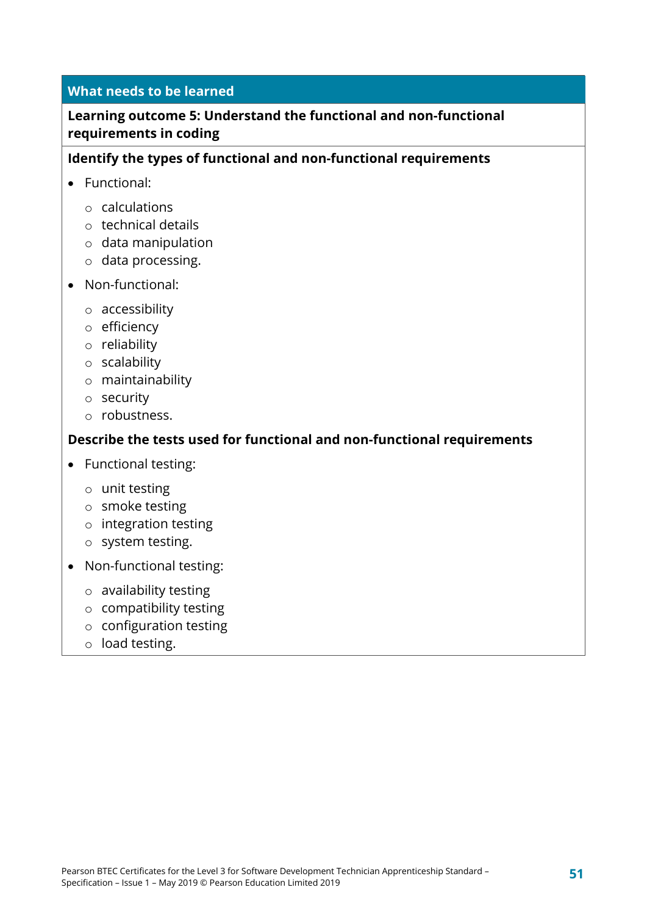## What needs to be learned

### Learning outcome 5: Understand the functional and non-functional requirements in coding

**Identify the types of functional and non-functional requirements**

- Functional:
  - calculations
  - technical details
  - data manipulation
  - data processing.
- Non-functional:
  - accessibility
  - efficiency
  - reliability
  - scalability
  - maintainability
  - security
  - robustness.

**Describe the tests used for functional and non-functional requirements**

- Functional testing:
  - unit testing
  - smoke testing
  - integration testing
  - system testing.
- Non-functional testing:
  - availability testing
  - compatibility testing
  - configuration testing
  - load testing.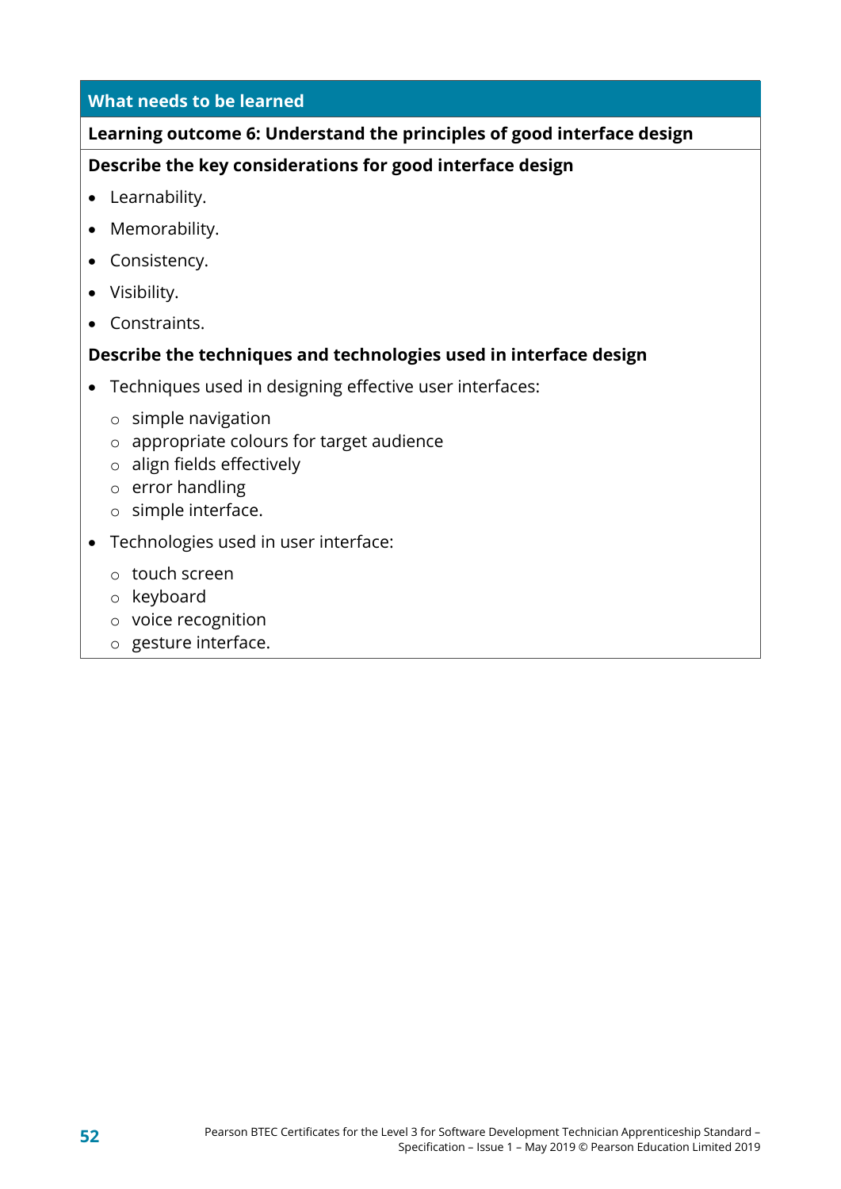## What needs to be learned

**Learning outcome 6: Understand the principles of good interface design**

**Describe the key considerations for good interface design**

- Learnability.
- Memorability.
- Consistency.
- Visibility.
- Constraints.

**Describe the techniques and technologies used in interface design**

- Techniques used in designing effective user interfaces:
  - simple navigation
  - appropriate colours for target audience
  - align fields effectively
  - error handling
  - simple interface.
- Technologies used in user interface:
  - touch screen
  - keyboard
  - voice recognition
  - gesture interface.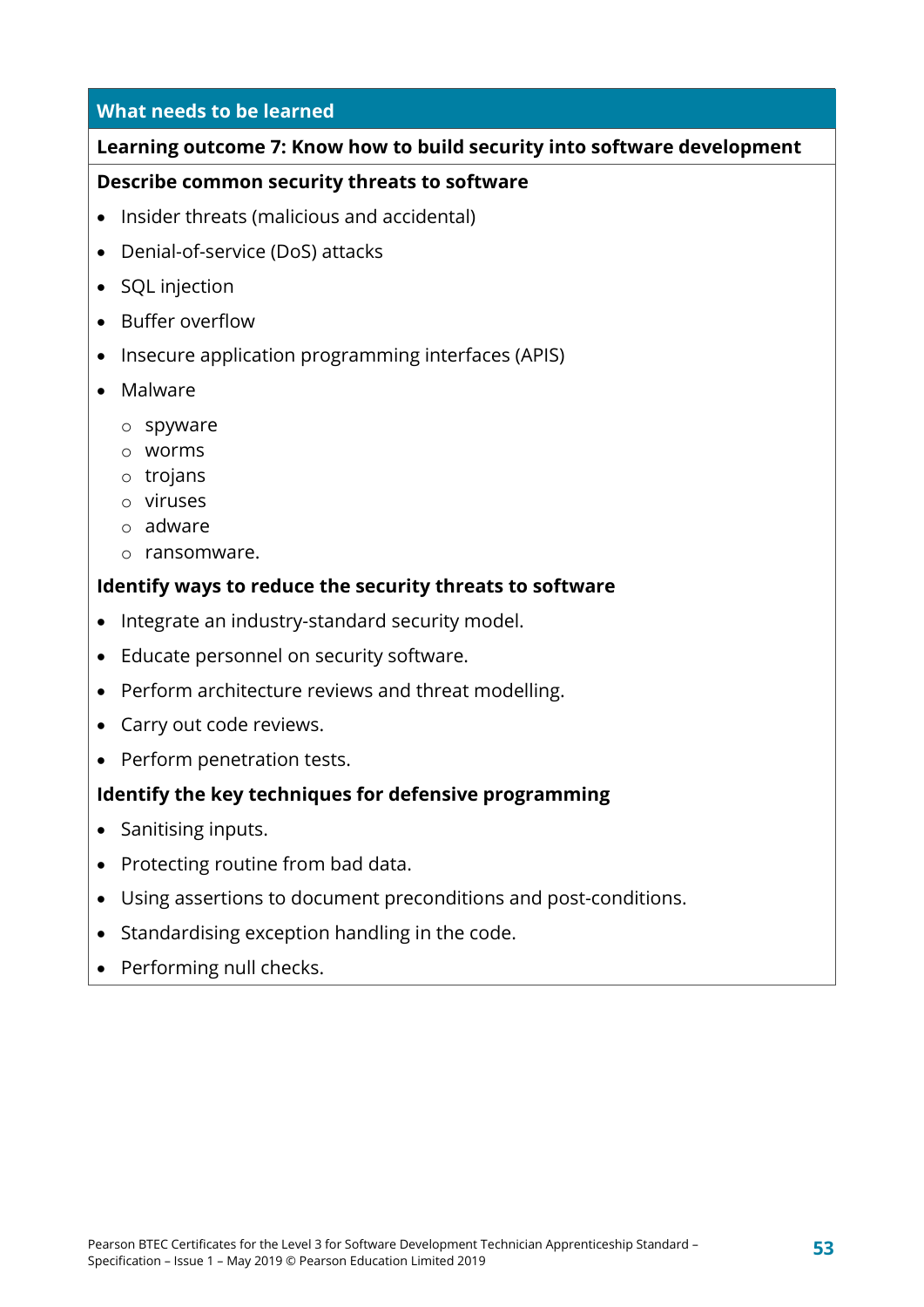### What needs to be learned

**Learning outcome 7: Know how to build security into software development**

**Describe common security threats to software**

- Insider threats (malicious and accidental)
- Denial-of-service (DoS) attacks
- SQL injection
- Buffer overflow
- Insecure application programming interfaces (APIS)
- Malware
  - spyware
  - worms
  - trojans
  - viruses
  - adware
  - ransomware.

**Identify ways to reduce the security threats to software**

- Integrate an industry-standard security model.
- Educate personnel on security software.
- Perform architecture reviews and threat modelling.
- Carry out code reviews.
- Perform penetration tests.

**Identify the key techniques for defensive programming**

- Sanitising inputs.
- Protecting routine from bad data.
- Using assertions to document preconditions and post-conditions.
- Standardising exception handling in the code.
- Performing null checks.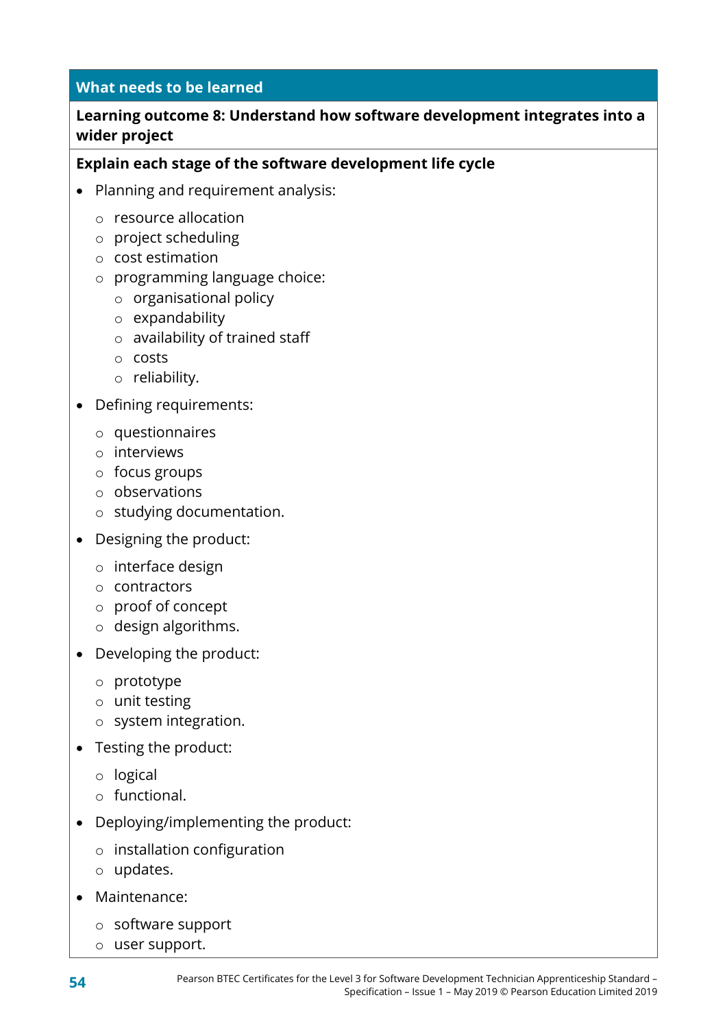## What needs to be learned

**Learning outcome 8: Understand how software development integrates into a wider project**

**Explain each stage of the software development life cycle**

- Planning and requirement analysis:
  - resource allocation
  - project scheduling
  - cost estimation
  - programming language choice:
    - organisational policy
    - expandability
    - availability of trained staff
    - costs
    - reliability.
- Defining requirements:
  - questionnaires
  - interviews
  - focus groups
  - observations
  - studying documentation.
- Designing the product:
  - interface design
  - contractors
  - proof of concept
  - design algorithms.
- Developing the product:
  - prototype
  - unit testing
  - system integration.
- Testing the product:
  - logical
  - functional.
- Deploying/implementing the product:
  - installation configuration
  - updates.
- Maintenance:
  - software support
  - user support.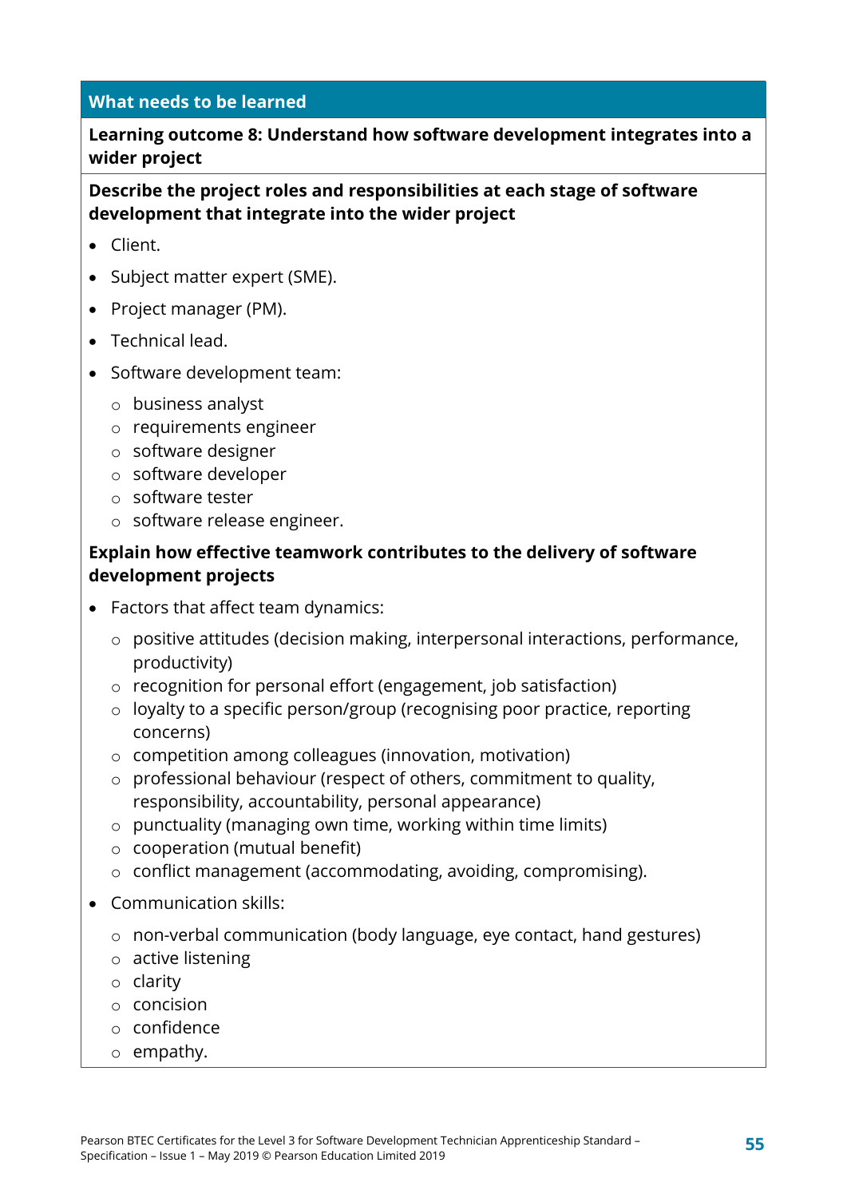## What needs to be learned

**Learning outcome 8: Understand how software development integrates into a wider project**

**Describe the project roles and responsibilities at each stage of software development that integrate into the wider project**

- Client.
- Subject matter expert (SME).
- Project manager (PM).
- Technical lead.
- Software development team:
  - business analyst
  - requirements engineer
  - software designer
  - software developer
  - software tester
  - software release engineer.

**Explain how effective teamwork contributes to the delivery of software development projects**

- Factors that affect team dynamics:
  - positive attitudes (decision making, interpersonal interactions, performance, productivity)
  - recognition for personal effort (engagement, job satisfaction)
  - loyalty to a specific person/group (recognising poor practice, reporting concerns)
  - competition among colleagues (innovation, motivation)
  - professional behaviour (respect of others, commitment to quality, responsibility, accountability, personal appearance)
  - punctuality (managing own time, working within time limits)
  - cooperation (mutual benefit)
  - conflict management (accommodating, avoiding, compromising).
- Communication skills:
  - non-verbal communication (body language, eye contact, hand gestures)
  - active listening
  - clarity
  - concision
  - confidence
  - empathy.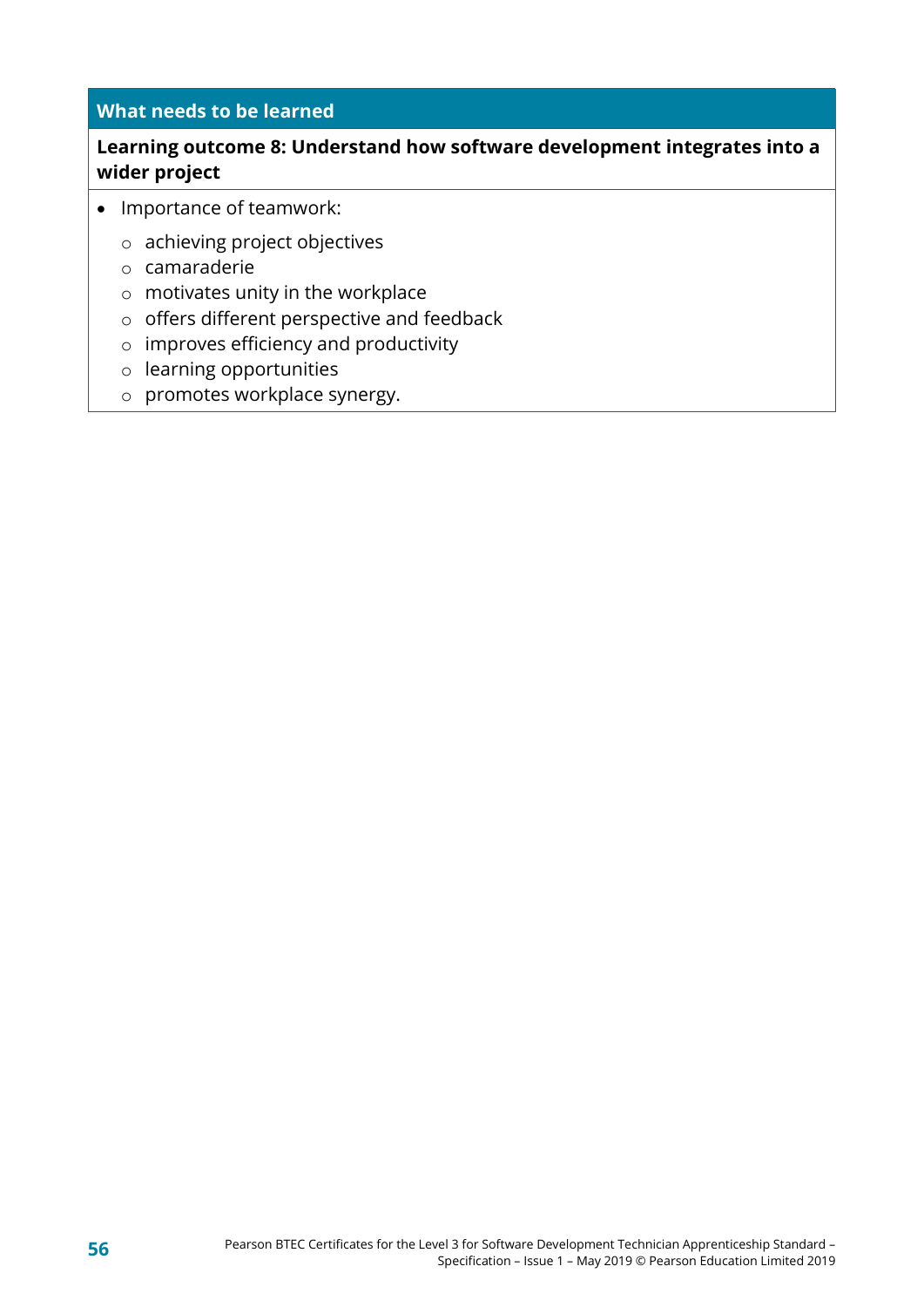## What needs to be learned

**Learning outcome 8: Understand how software development integrates into a wider project**

- Importance of teamwork:
  - achieving project objectives
  - camaraderie
  - motivates unity in the workplace
  - offers different perspective and feedback
  - improves efficiency and productivity
  - learning opportunities
  - promotes workplace synergy.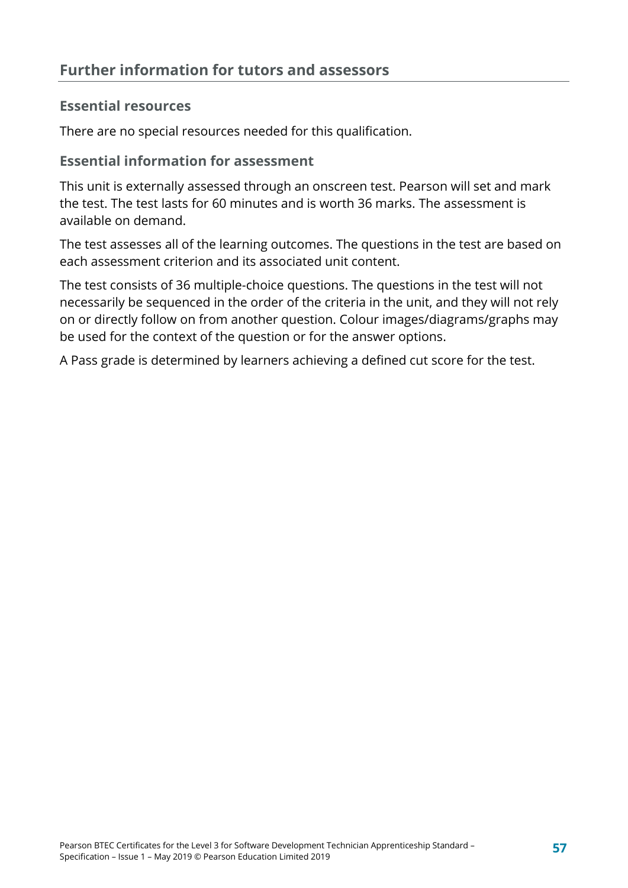## Further information for tutors and assessors

### Essential resources

There are no special resources needed for this qualification.

### Essential information for assessment

This unit is externally assessed through an onscreen test. Pearson will set and mark the test. The test lasts for 60 minutes and is worth 36 marks. The assessment is available on demand.

The test assesses all of the learning outcomes. The questions in the test are based on each assessment criterion and its associated unit content.

The test consists of 36 multiple-choice questions. The questions in the test will not necessarily be sequenced in the order of the criteria in the unit, and they will not rely on or directly follow on from another question. Colour images/diagrams/graphs may be used for the context of the question or for the answer options.

A Pass grade is determined by learners achieving a defined cut score for the test.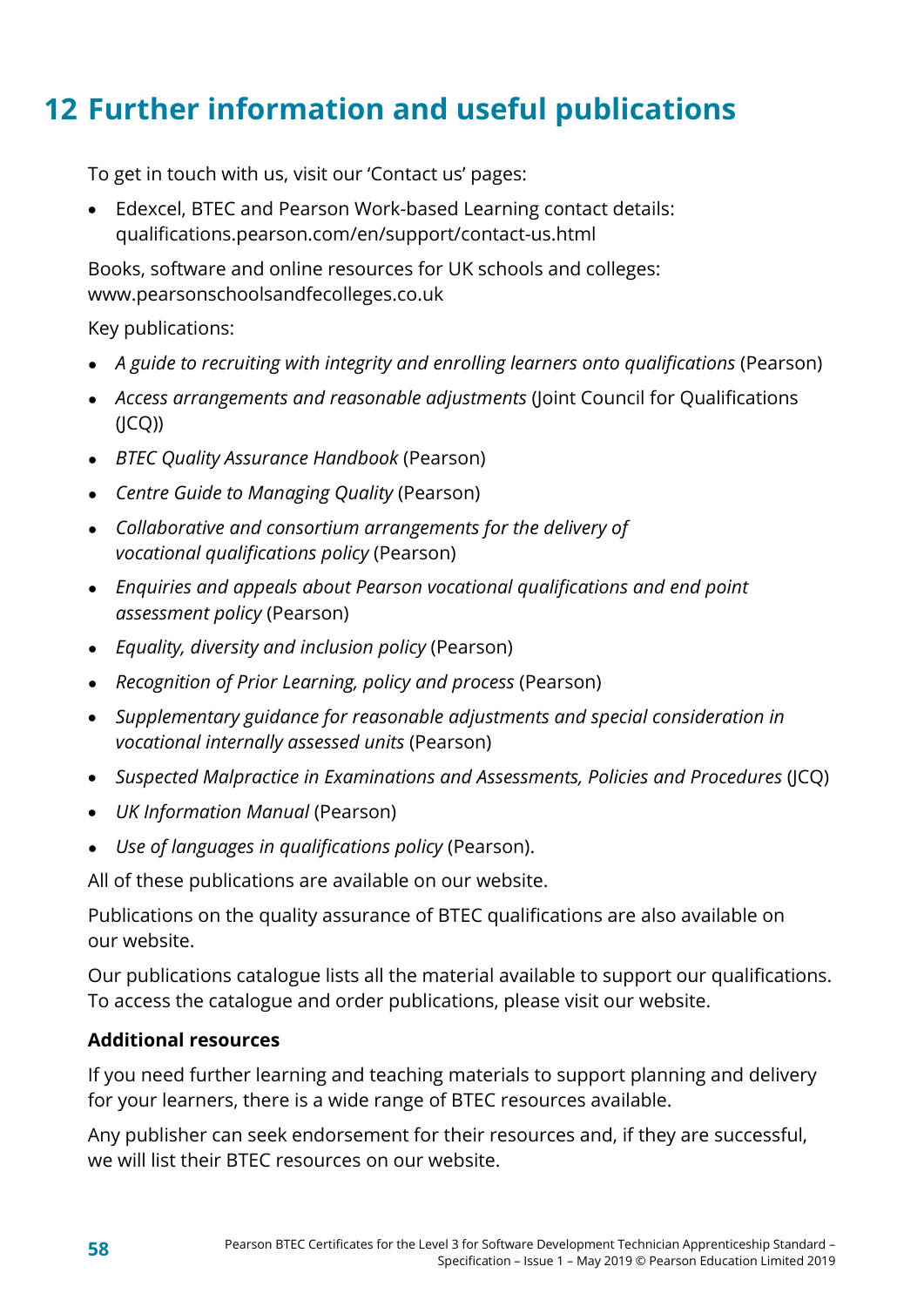# 12 Further information and useful publications

To get in touch with us, visit our 'Contact us' pages:

- Edexcel, BTEC and Pearson Work-based Learning contact details: qualifications.pearson.com/en/support/contact-us.html

Books, software and online resources for UK schools and colleges: www.pearsonschoolsandfecolleges.co.uk

Key publications:

- *A guide to recruiting with integrity and enrolling learners onto qualifications* (Pearson)
- *Access arrangements and reasonable adjustments* (Joint Council for Qualifications (JCQ))
- *BTEC Quality Assurance Handbook* (Pearson)
- *Centre Guide to Managing Quality* (Pearson)
- *Collaborative and consortium arrangements for the delivery of vocational qualifications policy* (Pearson)
- *Enquiries and appeals about Pearson vocational qualifications and end point assessment policy* (Pearson)
- *Equality, diversity and inclusion policy* (Pearson)
- *Recognition of Prior Learning, policy and process* (Pearson)
- *Supplementary guidance for reasonable adjustments and special consideration in vocational internally assessed units* (Pearson)
- *Suspected Malpractice in Examinations and Assessments, Policies and Procedures* (JCQ)
- *UK Information Manual* (Pearson)
- *Use of languages in qualifications policy* (Pearson).

All of these publications are available on our website.

Publications on the quality assurance of BTEC qualifications are also available on our website.

Our publications catalogue lists all the material available to support our qualifications. To access the catalogue and order publications, please visit our website.

**Additional resources**

If you need further learning and teaching materials to support planning and delivery for your learners, there is a wide range of BTEC resources available.

Any publisher can seek endorsement for their resources and, if they are successful, we will list their BTEC resources on our website.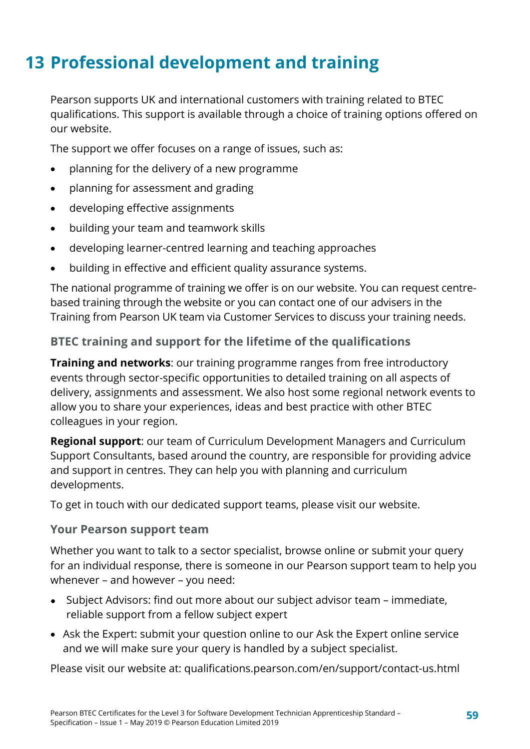# 13 Professional development and training

Pearson supports UK and international customers with training related to BTEC qualifications. This support is available through a choice of training options offered on our website.

The support we offer focuses on a range of issues, such as:

- planning for the delivery of a new programme
- planning for assessment and grading
- developing effective assignments
- building your team and teamwork skills
- developing learner-centred learning and teaching approaches
- building in effective and efficient quality assurance systems.

The national programme of training we offer is on our website. You can request centre-based training through the website or you can contact one of our advisers in the Training from Pearson UK team via Customer Services to discuss your training needs.

### BTEC training and support for the lifetime of the qualifications

**Training and networks**: our training programme ranges from free introductory events through sector-specific opportunities to detailed training on all aspects of delivery, assignments and assessment. We also host some regional network events to allow you to share your experiences, ideas and best practice with other BTEC colleagues in your region.

**Regional support**: our team of Curriculum Development Managers and Curriculum Support Consultants, based around the country, are responsible for providing advice and support in centres. They can help you with planning and curriculum developments.

To get in touch with our dedicated support teams, please visit our website.

### Your Pearson support team

Whether you want to talk to a sector specialist, browse online or submit your query for an individual response, there is someone in our Pearson support team to help you whenever – and however – you need:

- Subject Advisors: find out more about our subject advisor team – immediate, reliable support from a fellow subject expert
- Ask the Expert: submit your question online to our Ask the Expert online service and we will make sure your query is handled by a subject specialist.

Please visit our website at: qualifications.pearson.com/en/support/contact-us.html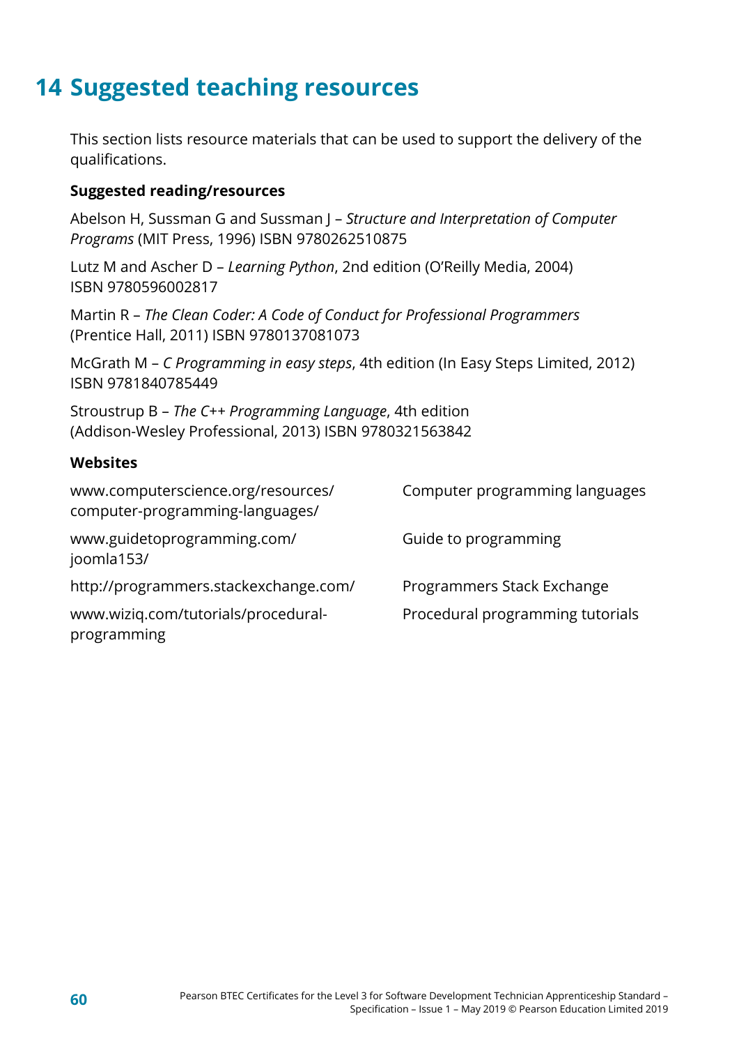# 14 Suggested teaching resources

This section lists resource materials that can be used to support the delivery of the qualifications.

**Suggested reading/resources**

Abelson H, Sussman G and Sussman J – *Structure and Interpretation of Computer Programs* (MIT Press, 1996) ISBN 9780262510875

Lutz M and Ascher D – *Learning Python*, 2nd edition (O'Reilly Media, 2004) ISBN 9780596002817

Martin R – *The Clean Coder: A Code of Conduct for Professional Programmers* (Prentice Hall, 2011) ISBN 9780137081073

McGrath M – *C Programming in easy steps*, 4th edition (In Easy Steps Limited, 2012) ISBN 9781840785449

Stroustrup B – *The C++ Programming Language*, 4th edition (Addison-Wesley Professional, 2013) ISBN 9780321563842

**Websites**

| | |
|---|---|
| www.computerscience.org/resources/computer-programming-languages/ | Computer programming languages |
| www.guidetoprogramming.com/joomla153/ | Guide to programming |
| http://programmers.stackexchange.com/ | Programmers Stack Exchange |
| www.wiziq.com/tutorials/procedural-programming | Procedural programming tutorials |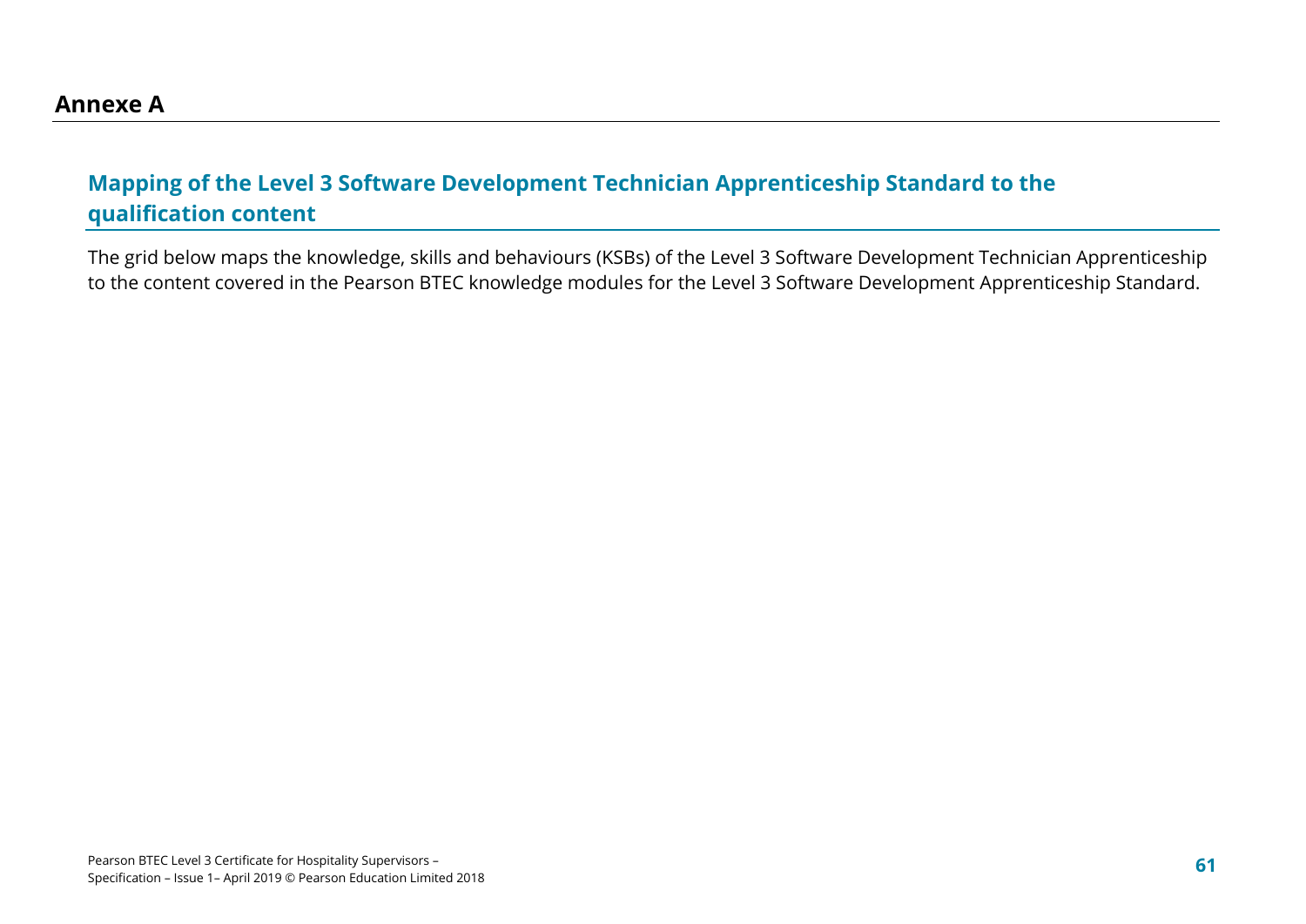# Annexe A

## Mapping of the Level 3 Software Development Technician Apprenticeship Standard to the qualification content

The grid below maps the knowledge, skills and behaviours (KSBs) of the Level 3 Software Development Technician Apprenticeship to the content covered in the Pearson BTEC knowledge modules for the Level 3 Software Development Apprenticeship Standard.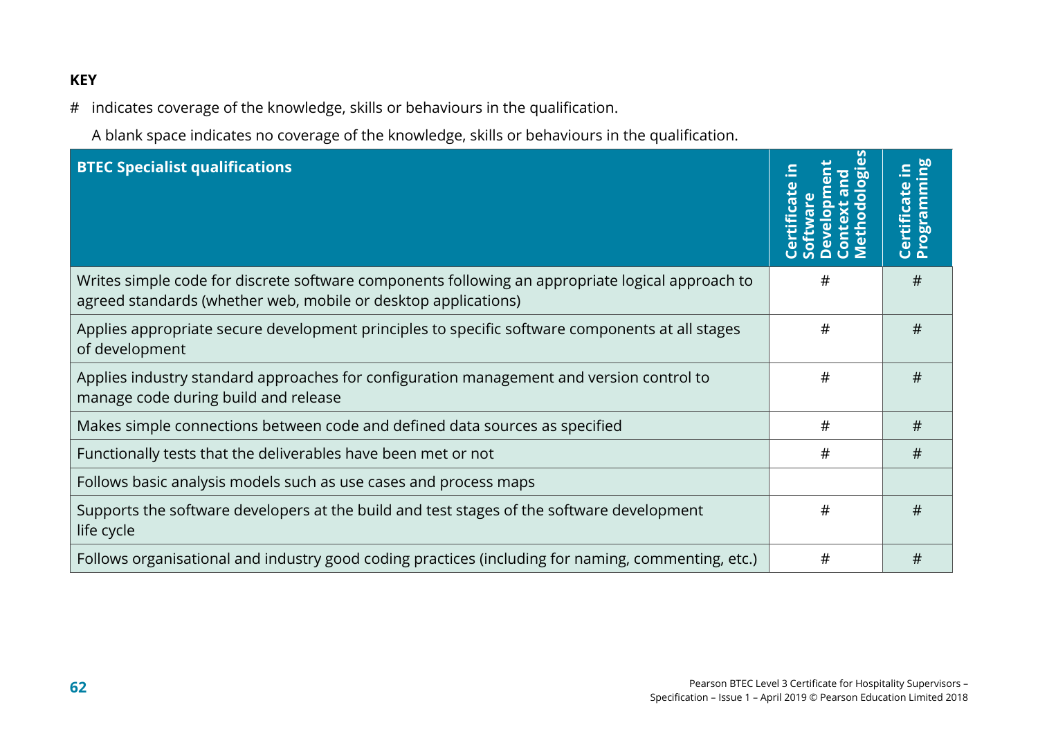**KEY**

# indicates coverage of the knowledge, skills or behaviours in the qualification.

A blank space indicates no coverage of the knowledge, skills or behaviours in the qualification.

| BTEC Specialist qualifications | Certificate in Software Development Context and Methodologies | Certificate in Programming |
|---|---|---|
| Writes simple code for discrete software components following an appropriate logical approach to agreed standards (whether web, mobile or desktop applications) | # | # |
| Applies appropriate secure development principles to specific software components at all stages of development | # | # |
| Applies industry standard approaches for configuration management and version control to manage code during build and release | # | # |
| Makes simple connections between code and defined data sources as specified | # | # |
| Functionally tests that the deliverables have been met or not | # | # |
| Follows basic analysis models such as use cases and process maps | | |
| Supports the software developers at the build and test stages of the software development life cycle | # | # |
| Follows organisational and industry good coding practices (including for naming, commenting, etc.) | # | # |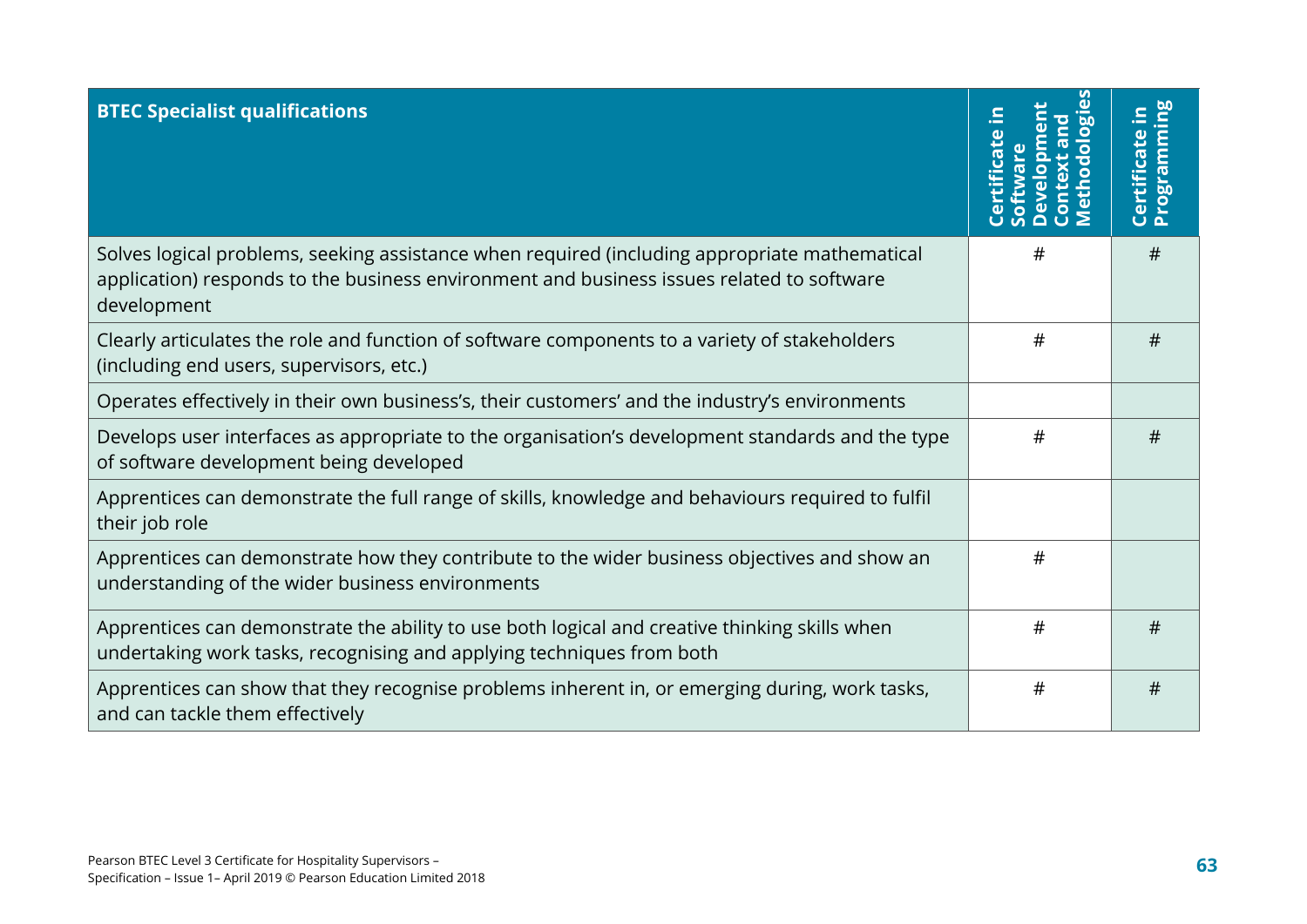| BTEC Specialist qualifications | Certificate in Software Development Context and Methodologies | Certificate in Programming |
|---|---|---|
| Solves logical problems, seeking assistance when required (including appropriate mathematical application) responds to the business environment and business issues related to software development | # | # |
| Clearly articulates the role and function of software components to a variety of stakeholders (including end users, supervisors, etc.) | # | # |
| Operates effectively in their own business's, their customers' and the industry's environments | | |
| Develops user interfaces as appropriate to the organisation's development standards and the type of software development being developed | # | # |
| Apprentices can demonstrate the full range of skills, knowledge and behaviours required to fulfil their job role | | |
| Apprentices can demonstrate how they contribute to the wider business objectives and show an understanding of the wider business environments | # | |
| Apprentices can demonstrate the ability to use both logical and creative thinking skills when undertaking work tasks, recognising and applying techniques from both | # | # |
| Apprentices can show that they recognise problems inherent in, or emerging during, work tasks, and can tackle them effectively | # | # |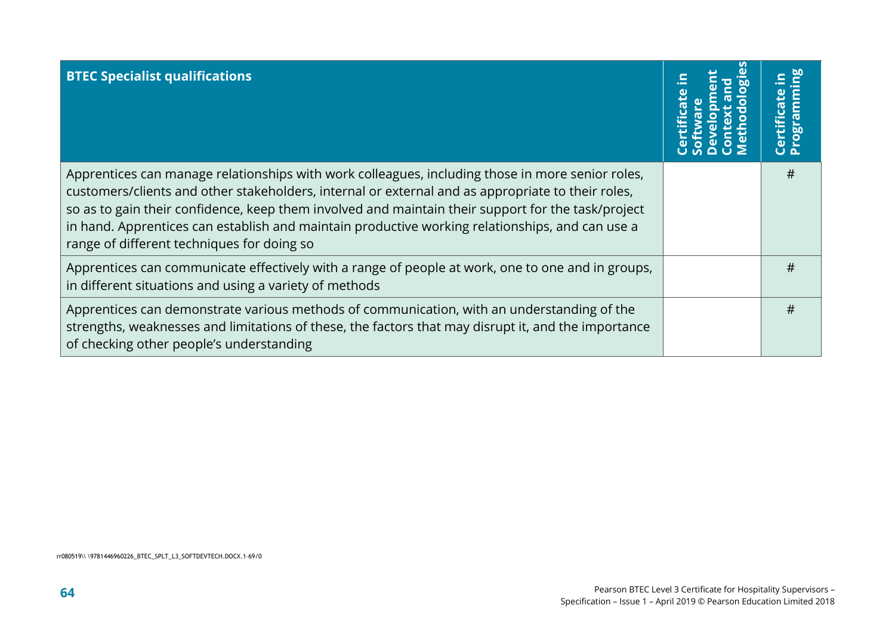| BTEC Specialist qualifications | Certificate in Software Development Context and Methodologies | Certificate in Programming |
|---|---|---|
| Apprentices can manage relationships with work colleagues, including those in more senior roles, customers/clients and other stakeholders, internal or external and as appropriate to their roles, so as to gain their confidence, keep them involved and maintain their support for the task/project in hand. Apprentices can establish and maintain productive working relationships, and can use a range of different techniques for doing so | | # |
| Apprentices can communicate effectively with a range of people at work, one to one and in groups, in different situations and using a variety of methods | | # |
| Apprentices can demonstrate various methods of communication, with an understanding of the strengths, weaknesses and limitations of these, the factors that may disrupt it, and the importance of checking other people's understanding | | # |

rr080519\\ \9781446960226_BTEC_SPLT_L3_SOFTDEVTECH.DOCX.1-69/0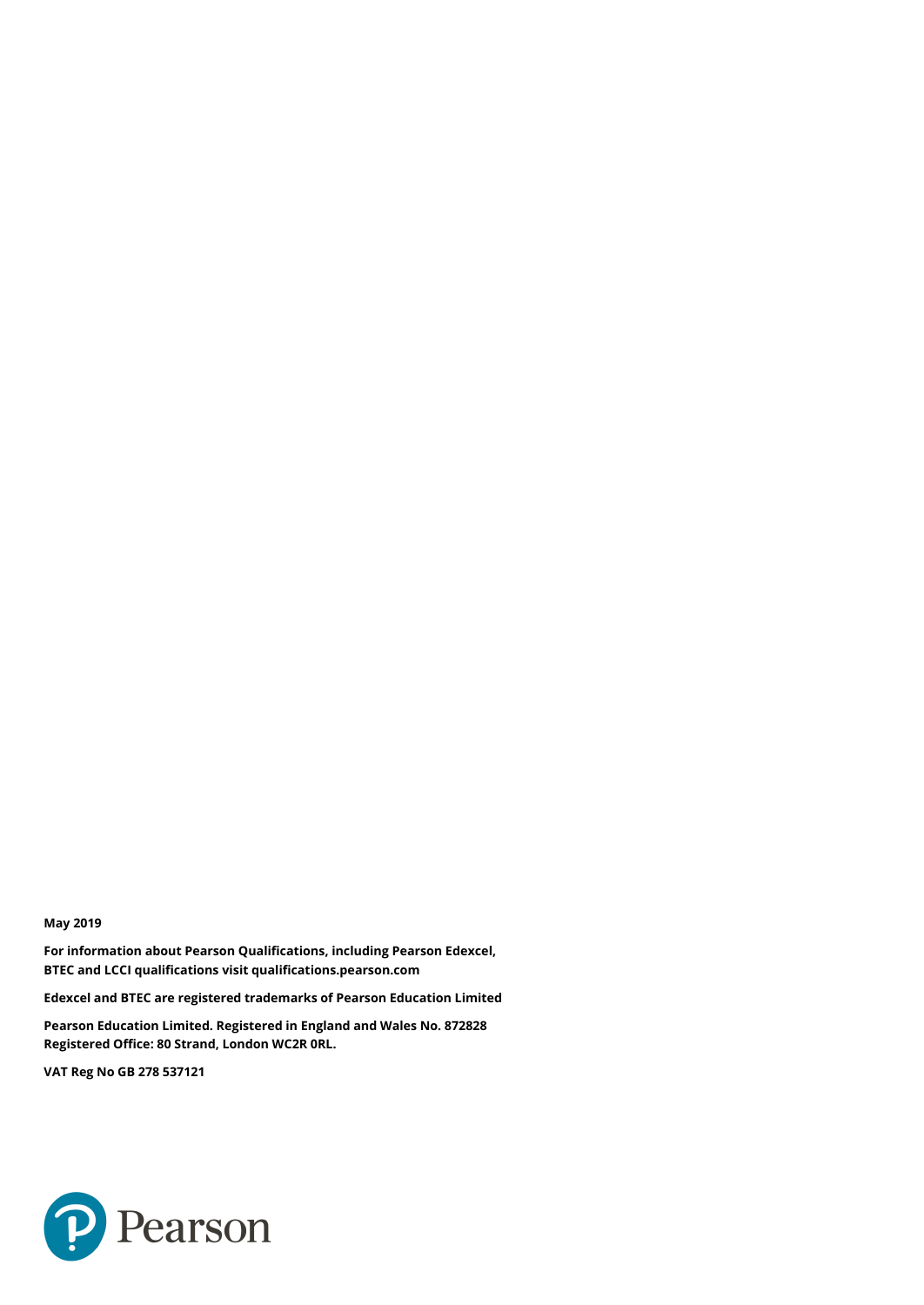**May 2019**

**For information about Pearson Qualifications, including Pearson Edexcel, BTEC and LCCI qualifications visit qualifications.pearson.com**

**Edexcel and BTEC are registered trademarks of Pearson Education Limited**

**Pearson Education Limited. Registered in England and Wales No. 872828**
**Registered Office: 80 Strand, London WC2R 0RL.**

**VAT Reg No GB 278 537121**

Pearson